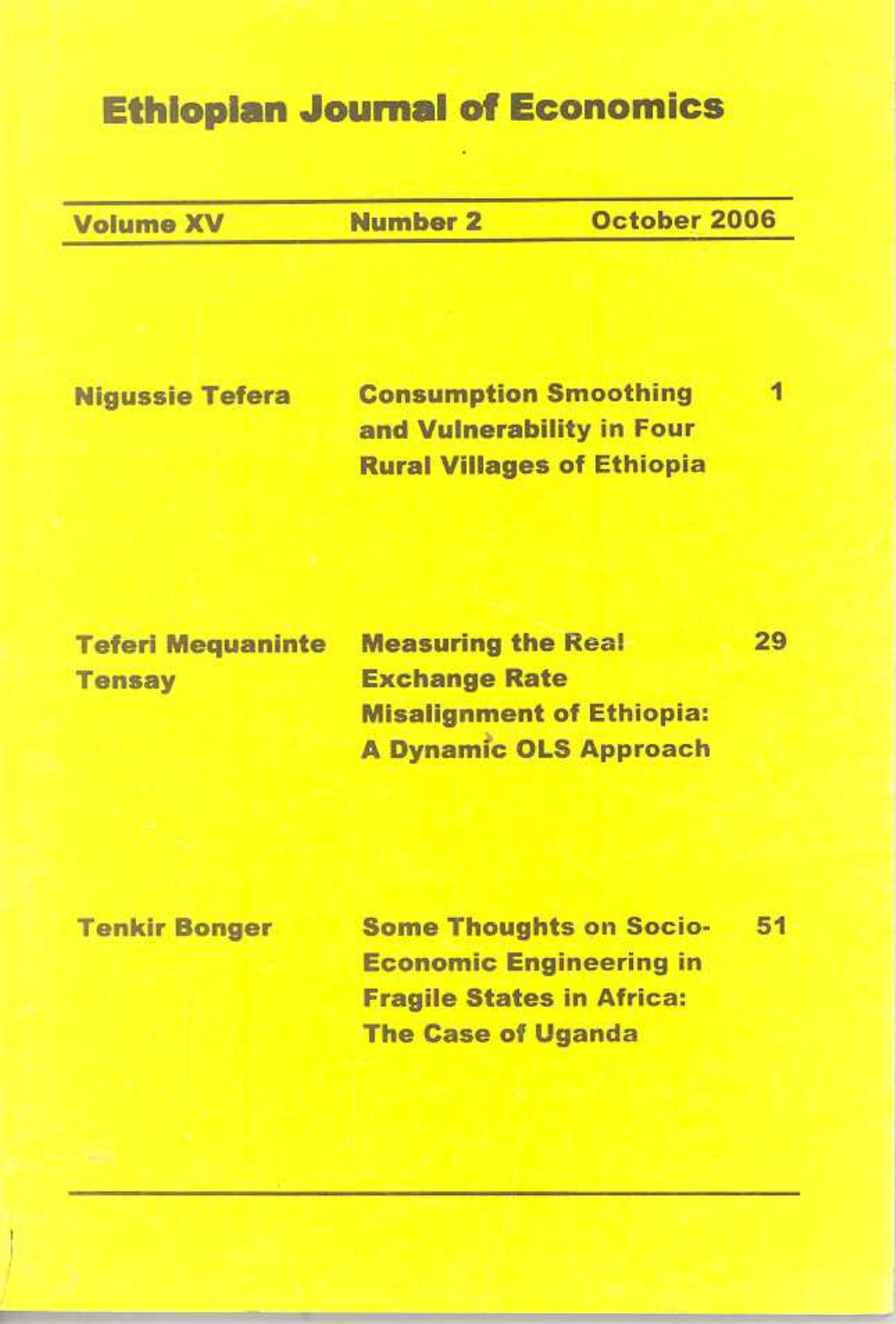# Ethiopian Journal of Economics

| Volume XV | Number 2 | October 2006 |
|---|---|---|

| Author | Title | Page |
|---|---|---|
| Nigussie Tefera | Consumption Smoothing and Vulnerability in Four Rural Villages of Ethiopia | 1 |
| Teferi Mequaninte Tensay | Measuring the Real Exchange Rate Misalignment of Ethiopia: A Dynamic OLS Approach | 29 |
| Tenkir Bonger | Some Thoughts on Socio-Economic Engineering in Fragile States in Africa: The Case of Uganda | 51 |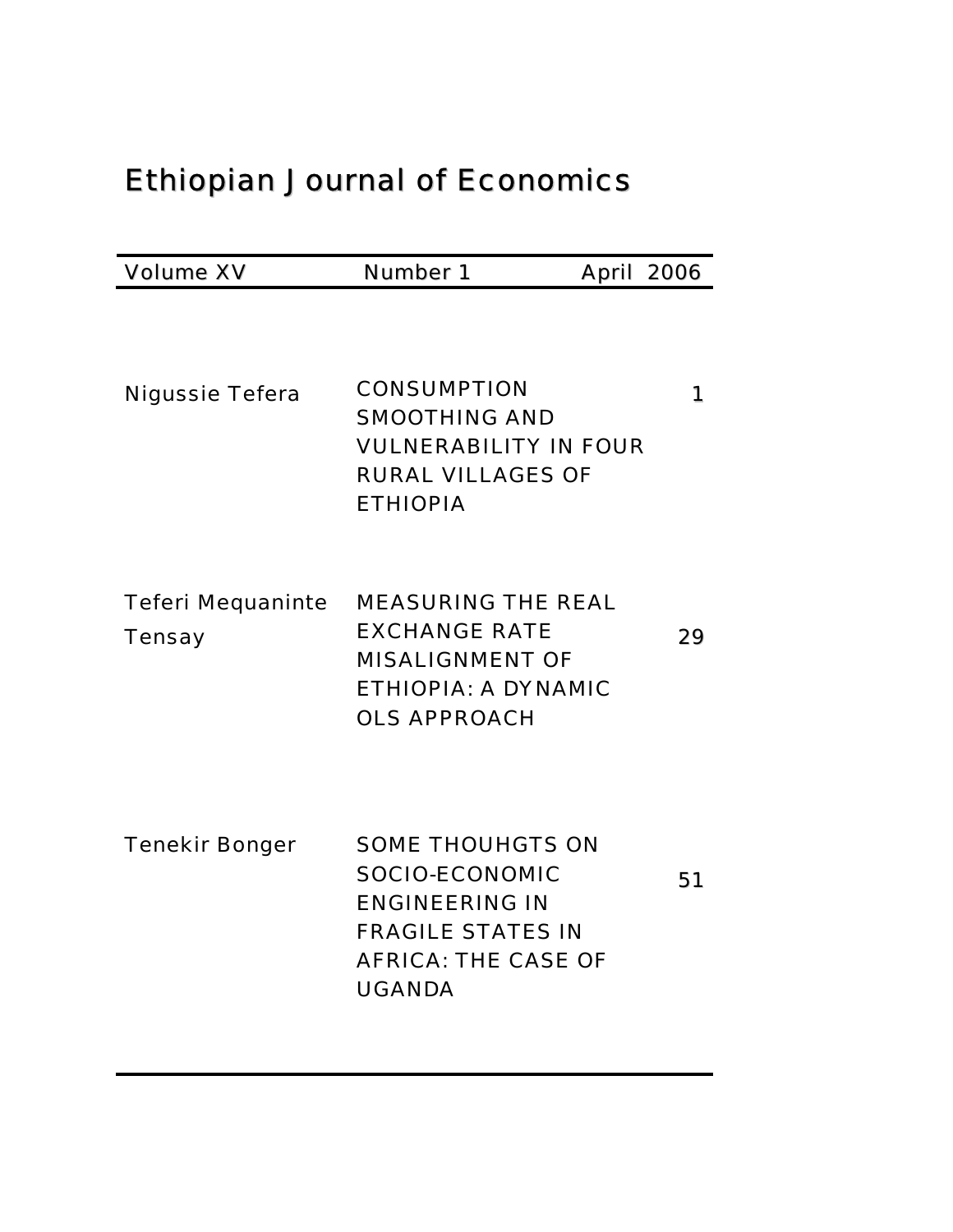# Ethiopian Journal of Economics

| Volume XV | Number 1 | April 2006 |
| --- | --- | --- |

| | | |
| --- | --- | --- |
| Nigussie Tefera | CONSUMPTION SMOOTHING AND VULNERABILITY IN FOUR RURAL VILLAGES OF ETHIOPIA | 1 |
| Teferi Mequaninte Tensay | MEASURING THE REAL EXCHANGE RATE MISALIGNMENT OF ETHIOPIA: A DYNAMIC OLS APPROACH | 29 |
| Tenekir Bonger | SOME THOUHGTS ON SOCIO-ECONOMIC ENGINEERING IN FRAGILE STATES IN AFRICA: THE CASE OF UGANDA | 51 |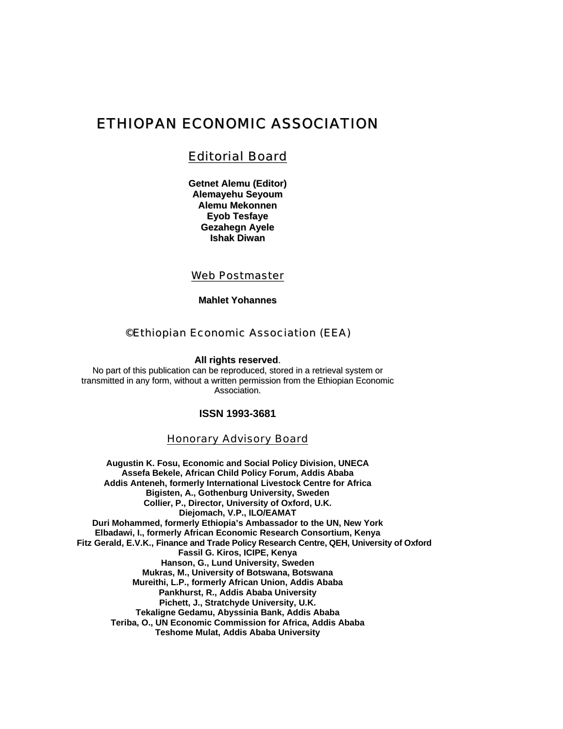# ETHIOPAN ECONOMIC ASSOCIATION

## Editorial Board

**Getnet Alemu (Editor)**
**Alemayehu Seyoum**
**Alemu Mekonnen**
**Eyob Tesfaye**
**Gezahegn Ayele**
**Ishak Diwan**

## Web Postmaster

**Mahlet Yohannes**

## ©Ethiopian Economic Association (EEA)

**All rights reserved**.
No part of this publication can be reproduced, stored in a retrieval system or transmitted in any form, without a written permission from the Ethiopian Economic Association.

**ISSN 1993-3681**

## Honorary Advisory Board

**Augustin K. Fosu, Economic and Social Policy Division, UNECA**
**Assefa Bekele, African Child Policy Forum, Addis Ababa**
**Addis Anteneh, formerly International Livestock Centre for Africa**
**Bigisten, A., Gothenburg University, Sweden**
**Collier, P., Director, University of Oxford, U.K.**
**Diejomach, V.P., ILO/EAMAT**
**Duri Mohammed, formerly Ethiopia's Ambassador to the UN, New York**
**Elbadawi, I., formerly African Economic Research Consortium, Kenya**
**Fitz Gerald, E.V.K., Finance and Trade Policy Research Centre, QEH, University of Oxford**
**Fassil G. Kiros, ICIPE, Kenya**
**Hanson, G., Lund University, Sweden**
**Mukras, M., University of Botswana, Botswana**
**Mureithi, L.P., formerly African Union, Addis Ababa**
**Pankhurst, R., Addis Ababa University**
**Pichett, J., Stratchyde University, U.K.**
**Tekaligne Gedamu, Abyssinia Bank, Addis Ababa**
**Teriba, O., UN Economic Commission for Africa, Addis Ababa**
**Teshome Mulat, Addis Ababa University**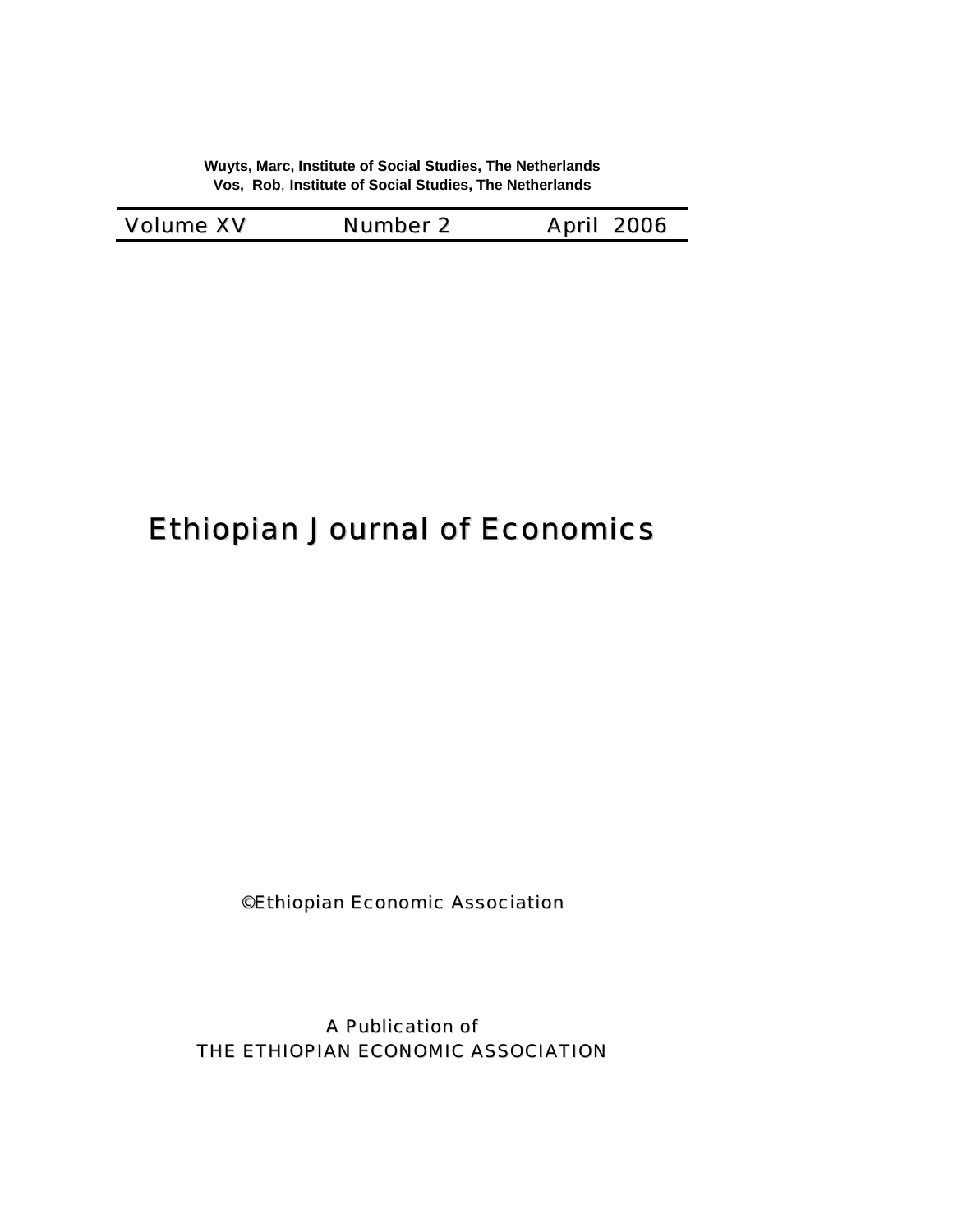**Wuyts, Marc, Institute of Social Studies, The Netherlands**
**Vos, Rob, Institute of Social Studies, The Netherlands**

| Volume XV | Number 2 | April 2006 |
|---|---|---|

# Ethiopian Journal of Economics

©Ethiopian Economic Association

A Publication of
THE ETHIOPIAN ECONOMIC ASSOCIATION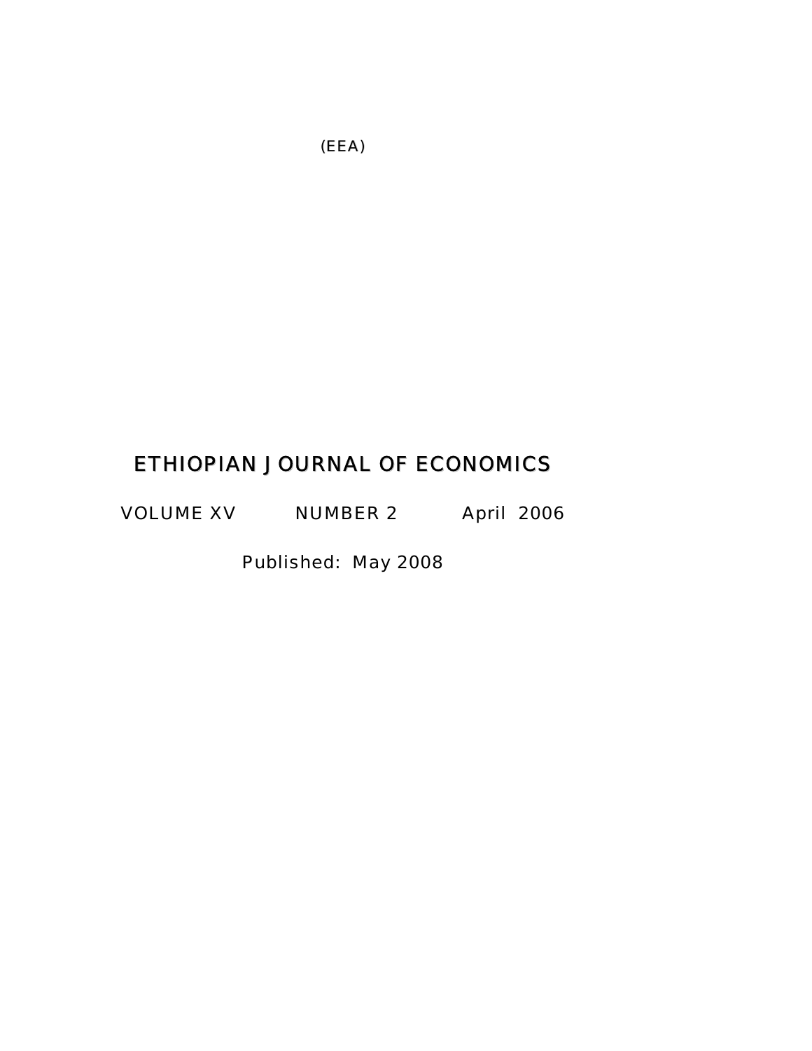(EEA)

# ETHIOPIAN JOURNAL OF ECONOMICS

VOLUME XV NUMBER 2 April 2006

Published: May 2008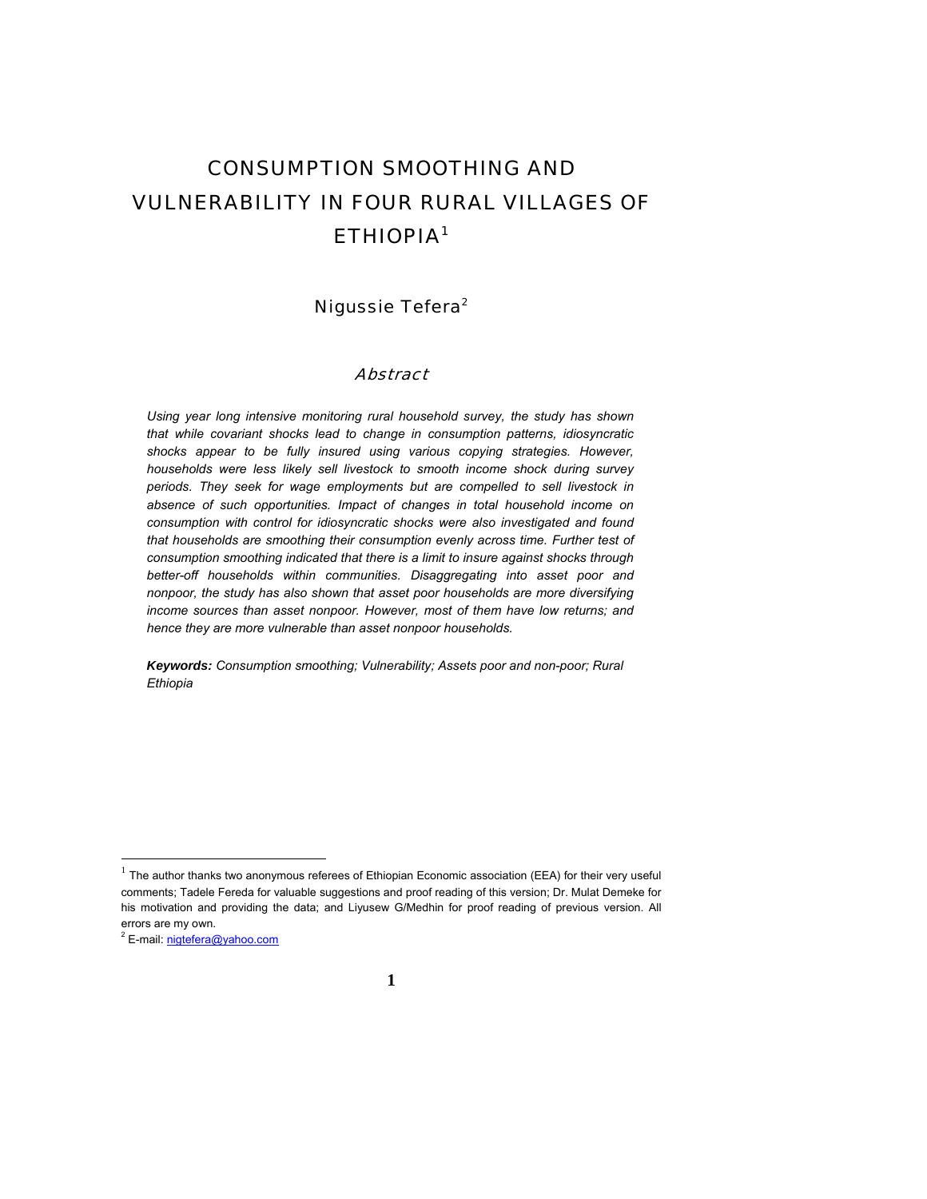# CONSUMPTION SMOOTHING AND VULNERABILITY IN FOUR RURAL VILLAGES OF ETHIOPIA[1]

## Nigussie Tefera[2]

### *Abstract*

*Using year long intensive monitoring rural household survey, the study has shown that while covariant shocks lead to change in consumption patterns, idiosyncratic shocks appear to be fully insured using various copying strategies. However, households were less likely sell livestock to smooth income shock during survey periods. They seek for wage employments but are compelled to sell livestock in absence of such opportunities. Impact of changes in total household income on consumption with control for idiosyncratic shocks were also investigated and found that households are smoothing their consumption evenly across time. Further test of consumption smoothing indicated that there is a limit to insure against shocks through better-off households within communities. Disaggregating into asset poor and nonpoor, the study has also shown that asset poor households are more diversifying income sources than asset nonpoor. However, most of them have low returns; and hence they are more vulnerable than asset nonpoor households.*

***Keywords:*** *Consumption smoothing; Vulnerability; Assets poor and non-poor; Rural Ethiopia*

---

[1] The author thanks two anonymous referees of Ethiopian Economic association (EEA) for their very useful comments; Tadele Fereda for valuable suggestions and proof reading of this version; Dr. Mulat Demeke for his motivation and providing the data; and Liyusew G/Medhin for proof reading of previous version. All errors are my own.

[2] E-mail: nigtefera@yahoo.com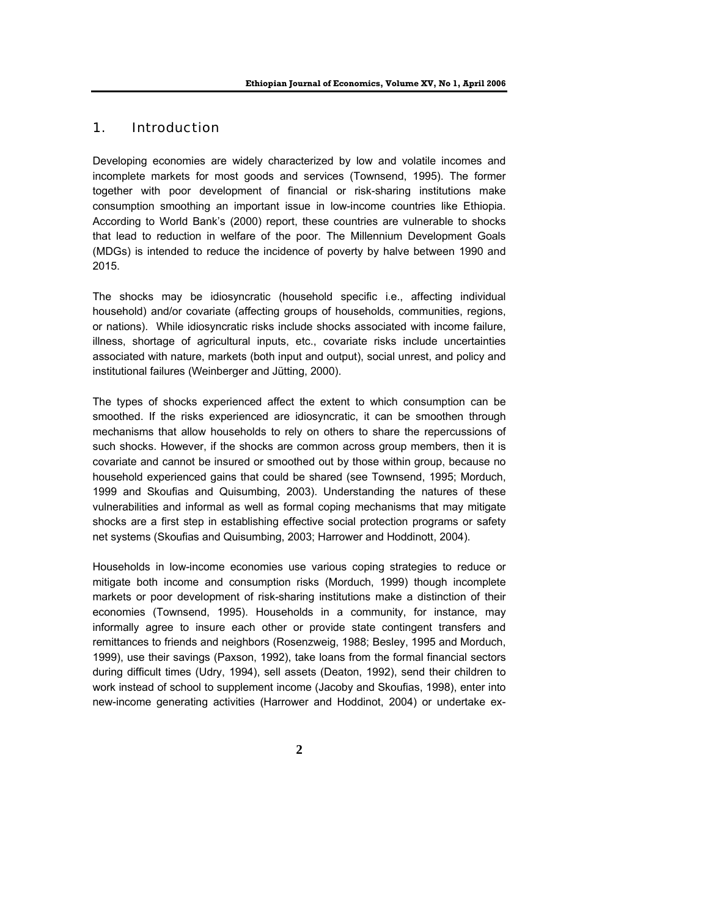## 1. Introduction

Developing economies are widely characterized by low and volatile incomes and incomplete markets for most goods and services (Townsend, 1995). The former together with poor development of financial or risk-sharing institutions make consumption smoothing an important issue in low-income countries like Ethiopia. According to World Bank's (2000) report, these countries are vulnerable to shocks that lead to reduction in welfare of the poor. The Millennium Development Goals (MDGs) is intended to reduce the incidence of poverty by halve between 1990 and 2015.

The shocks may be idiosyncratic (household specific i.e., affecting individual household) and/or covariate (affecting groups of households, communities, regions, or nations). While idiosyncratic risks include shocks associated with income failure, illness, shortage of agricultural inputs, etc., covariate risks include uncertainties associated with nature, markets (both input and output), social unrest, and policy and institutional failures (Weinberger and Jütting, 2000).

The types of shocks experienced affect the extent to which consumption can be smoothed. If the risks experienced are idiosyncratic, it can be smoothen through mechanisms that allow households to rely on others to share the repercussions of such shocks. However, if the shocks are common across group members, then it is covariate and cannot be insured or smoothed out by those within group, because no household experienced gains that could be shared (see Townsend, 1995; Morduch, 1999 and Skoufias and Quisumbing, 2003). Understanding the natures of these vulnerabilities and informal as well as formal coping mechanisms that may mitigate shocks are a first step in establishing effective social protection programs or safety net systems (Skoufias and Quisumbing, 2003; Harrower and Hoddinott, 2004).

Households in low-income economies use various coping strategies to reduce or mitigate both income and consumption risks (Morduch, 1999) though incomplete markets or poor development of risk-sharing institutions make a distinction of their economies (Townsend, 1995). Households in a community, for instance, may informally agree to insure each other or provide state contingent transfers and remittances to friends and neighbors (Rosenzweig, 1988; Besley, 1995 and Morduch, 1999), use their savings (Paxson, 1992), take loans from the formal financial sectors during difficult times (Udry, 1994), sell assets (Deaton, 1992), send their children to work instead of school to supplement income (Jacoby and Skoufias, 1998), enter into new-income generating activities (Harrower and Hoddinot, 2004) or undertake ex-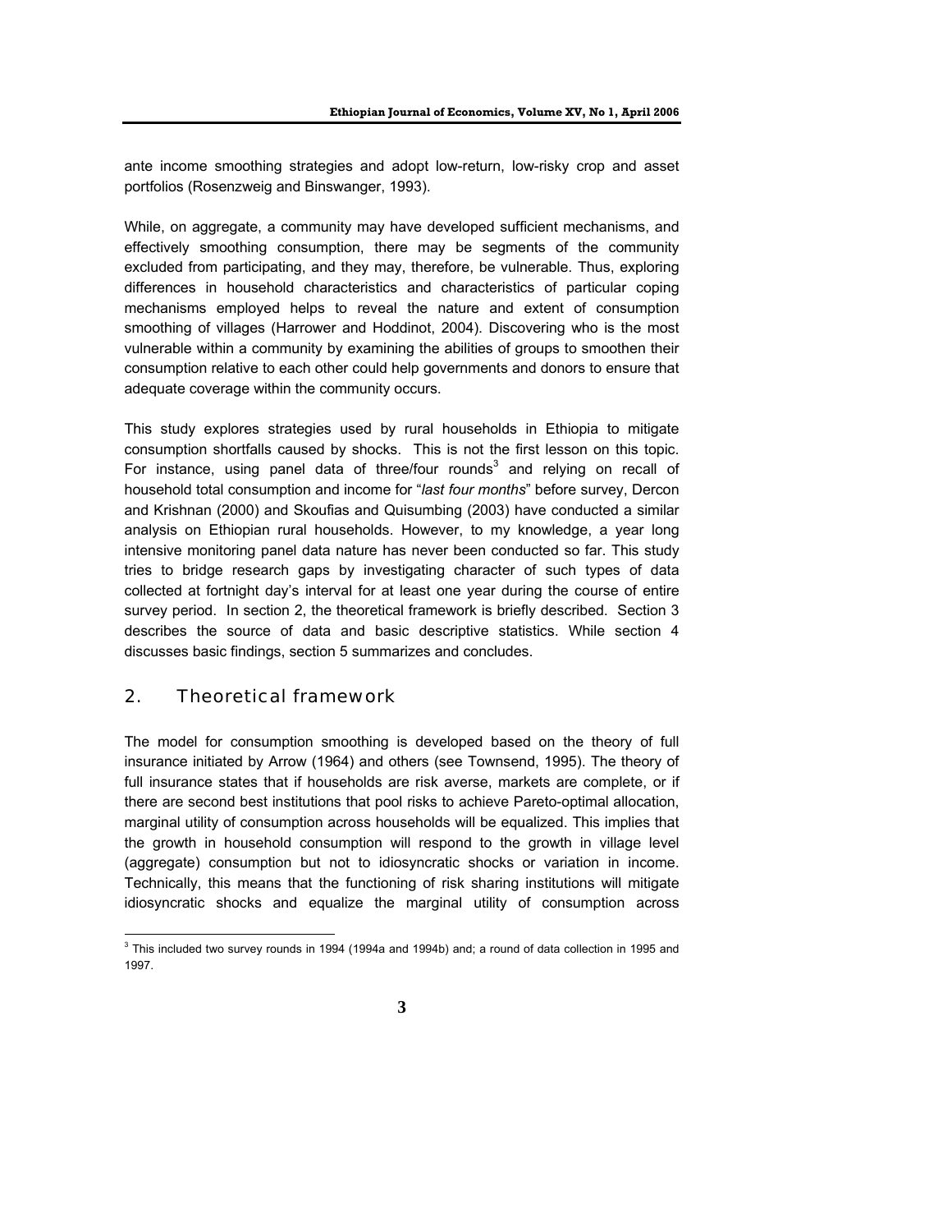ante income smoothing strategies and adopt low-return, low-risky crop and asset portfolios (Rosenzweig and Binswanger, 1993).

While, on aggregate, a community may have developed sufficient mechanisms, and effectively smoothing consumption, there may be segments of the community excluded from participating, and they may, therefore, be vulnerable. Thus, exploring differences in household characteristics and characteristics of particular coping mechanisms employed helps to reveal the nature and extent of consumption smoothing of villages (Harrower and Hoddinot, 2004). Discovering who is the most vulnerable within a community by examining the abilities of groups to smoothen their consumption relative to each other could help governments and donors to ensure that adequate coverage within the community occurs.

This study explores strategies used by rural households in Ethiopia to mitigate consumption shortfalls caused by shocks. This is not the first lesson on this topic. For instance, using panel data of three/four rounds[3] and relying on recall of household total consumption and income for "*last four months*" before survey, Dercon and Krishnan (2000) and Skoufias and Quisumbing (2003) have conducted a similar analysis on Ethiopian rural households. However, to my knowledge, a year long intensive monitoring panel data nature has never been conducted so far. This study tries to bridge research gaps by investigating character of such types of data collected at fortnight day's interval for at least one year during the course of entire survey period. In section 2, the theoretical framework is briefly described. Section 3 describes the source of data and basic descriptive statistics. While section 4 discusses basic findings, section 5 summarizes and concludes.

## 2. Theoretical framework

The model for consumption smoothing is developed based on the theory of full insurance initiated by Arrow (1964) and others (see Townsend, 1995). The theory of full insurance states that if households are risk averse, markets are complete, or if there are second best institutions that pool risks to achieve Pareto-optimal allocation, marginal utility of consumption across households will be equalized. This implies that the growth in household consumption will respond to the growth in village level (aggregate) consumption but not to idiosyncratic shocks or variation in income. Technically, this means that the functioning of risk sharing institutions will mitigate idiosyncratic shocks and equalize the marginal utility of consumption across

[3] This included two survey rounds in 1994 (1994a and 1994b) and; a round of data collection in 1995 and 1997.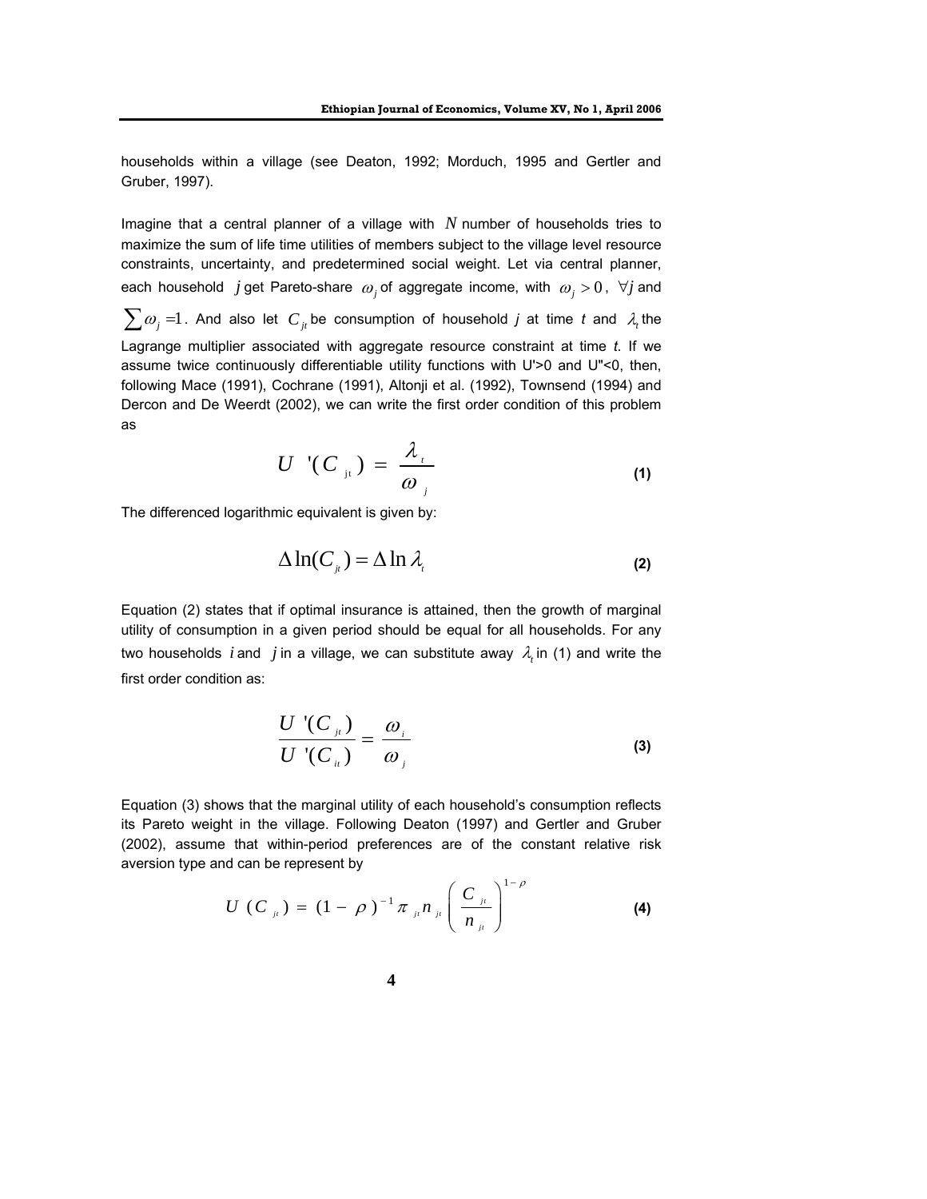households within a village (see Deaton, 1992; Morduch, 1995 and Gertler and Gruber, 1997).

Imagine that a central planner of a village with $N$ number of households tries to maximize the sum of life time utilities of members subject to the village level resource constraints, uncertainty, and predetermined social weight. Let via central planner, each household $j$ get Pareto-share $\omega_j$ of aggregate income, with $\omega_j > 0$, $\forall j$ and $\sum \omega_j = 1$. And also let $C_{jt}$ be consumption of household *j* at time *t* and $\lambda_t$ the Lagrange multiplier associated with aggregate resource constraint at time *t*. If we assume twice continuously differentiable utility functions with U'>0 and U''<0, then, following Mace (1991), Cochrane (1991), Altonji et al. (1992), Townsend (1994) and Dercon and De Weerdt (2002), we can write the first order condition of this problem as

$$U'(C_{jt}) = \frac{\lambda_t}{\omega_j} \tag{1}$$

The differenced logarithmic equivalent is given by:

$$\Delta \ln(C_{jt}) = \Delta \ln \lambda_t \tag{2}$$

Equation (2) states that if optimal insurance is attained, then the growth of marginal utility of consumption in a given period should be equal for all households. For any two households $i$ and $j$ in a village, we can substitute away $\lambda_t$ in (1) and write the first order condition as:

$$\frac{U'(C_{jt})}{U'(C_{it})} = \frac{\omega_i}{\omega_j} \tag{3}$$

Equation (3) shows that the marginal utility of each household's consumption reflects its Pareto weight in the village. Following Deaton (1997) and Gertler and Gruber (2002), assume that within-period preferences are of the constant relative risk aversion type and can be represent by

$$U(C_{jt}) = (1-\rho)^{-1} \pi_{jt} n_{jt} \left( \frac{C_{jt}}{n_{jt}} \right)^{1-\rho} \tag{4}$$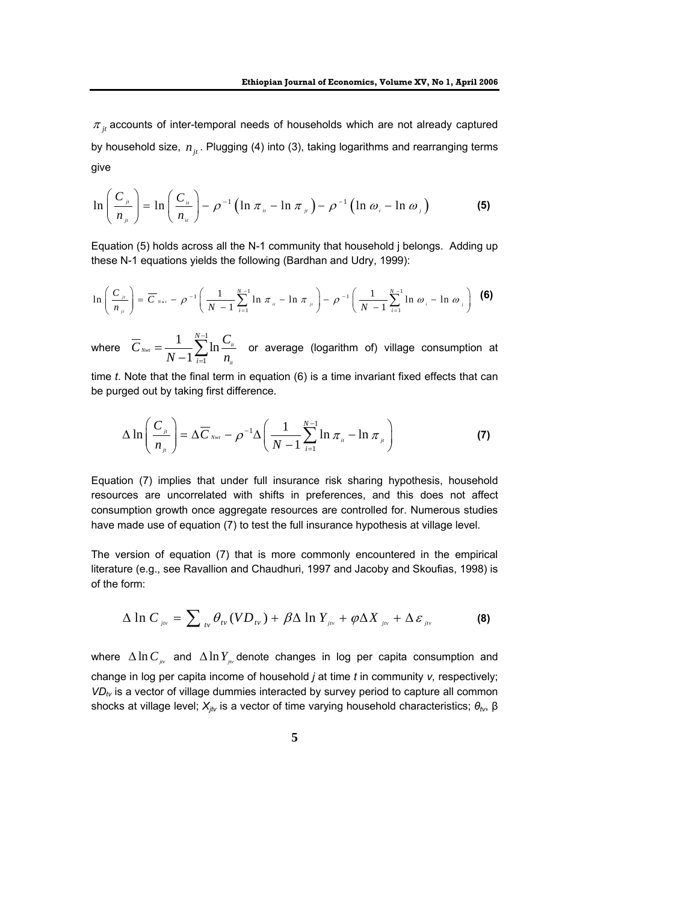$\pi_{jt}$ accounts of inter-temporal needs of households which are not already captured by household size, $n_{jt}$. Plugging (4) into (3), taking logarithms and rearranging terms give

$$\ln\left(\frac{C_{jt}}{n_{jt}}\right) = \ln\left(\frac{C_{it}}{n_{it}}\right) - \rho^{-1}\left(\ln\pi_{it} - \ln\pi_{jt}\right) - \rho^{-1}\left(\ln\omega_{i} - \ln\omega_{j}\right) \quad \textbf{(5)}$$

Equation (5) holds across all the N-1 community that household j belongs. Adding up these N-1 equations yields the following (Bardhan and Udry, 1999):

$$\ln\left(\frac{C_{jt}}{n_{jt}}\right) = \overline{C}_{Nwt} - \rho^{-1}\left(\frac{1}{N-1}\sum_{i=1}^{N-1}\ln\pi_{it} - \ln\pi_{jt}\right) - \rho^{-1}\left(\frac{1}{N-1}\sum_{i=1}^{N-1}\ln\omega_{i} - \ln\omega_{j}\right) \quad \textbf{(6)}$$

where $\overline{C}_{Nwt} = \frac{1}{N-1}\sum_{i=1}^{N-1}\ln\frac{C_{it}}{n_{it}}$ or average (logarithm of) village consumption at time *t*. Note that the final term in equation (6) is a time invariant fixed effects that can be purged out by taking first difference.

$$\Delta\ln\left(\frac{C_{jt}}{n_{jt}}\right) = \Delta\overline{C}_{Nwt} - \rho^{-1}\Delta\left(\frac{1}{N-1}\sum_{i=1}^{N-1}\ln\pi_{it} - \ln\pi_{jt}\right) \quad \textbf{(7)}$$

Equation (7) implies that under full insurance risk sharing hypothesis, household resources are uncorrelated with shifts in preferences, and this does not affect consumption growth once aggregate resources are controlled for. Numerous studies have made use of equation (7) to test the full insurance hypothesis at village level.

The version of equation (7) that is more commonly encountered in the empirical literature (e.g., see Ravallion and Chaudhuri, 1997 and Jacoby and Skoufias, 1998) is of the form:

$$\Delta\ln C_{jtv} = \sum_{tv}\theta_{tv}(VD_{tv}) + \beta\Delta\ln Y_{jtv} + \varphi\Delta X_{jtv} + \Delta\varepsilon_{jtv} \quad \textbf{(8)}$$

where $\Delta\ln C_{jtv}$ and $\Delta\ln Y_{jtv}$ denote changes in log per capita consumption and change in log per capita income of household *j* at time *t* in community *v,* respectively; $VD_{tv}$ is a vector of village dummies interacted by survey period to capture all common shocks at village level; $X_{jtv}$ is a vector of time varying household characteristics; $\theta_{tv}$, β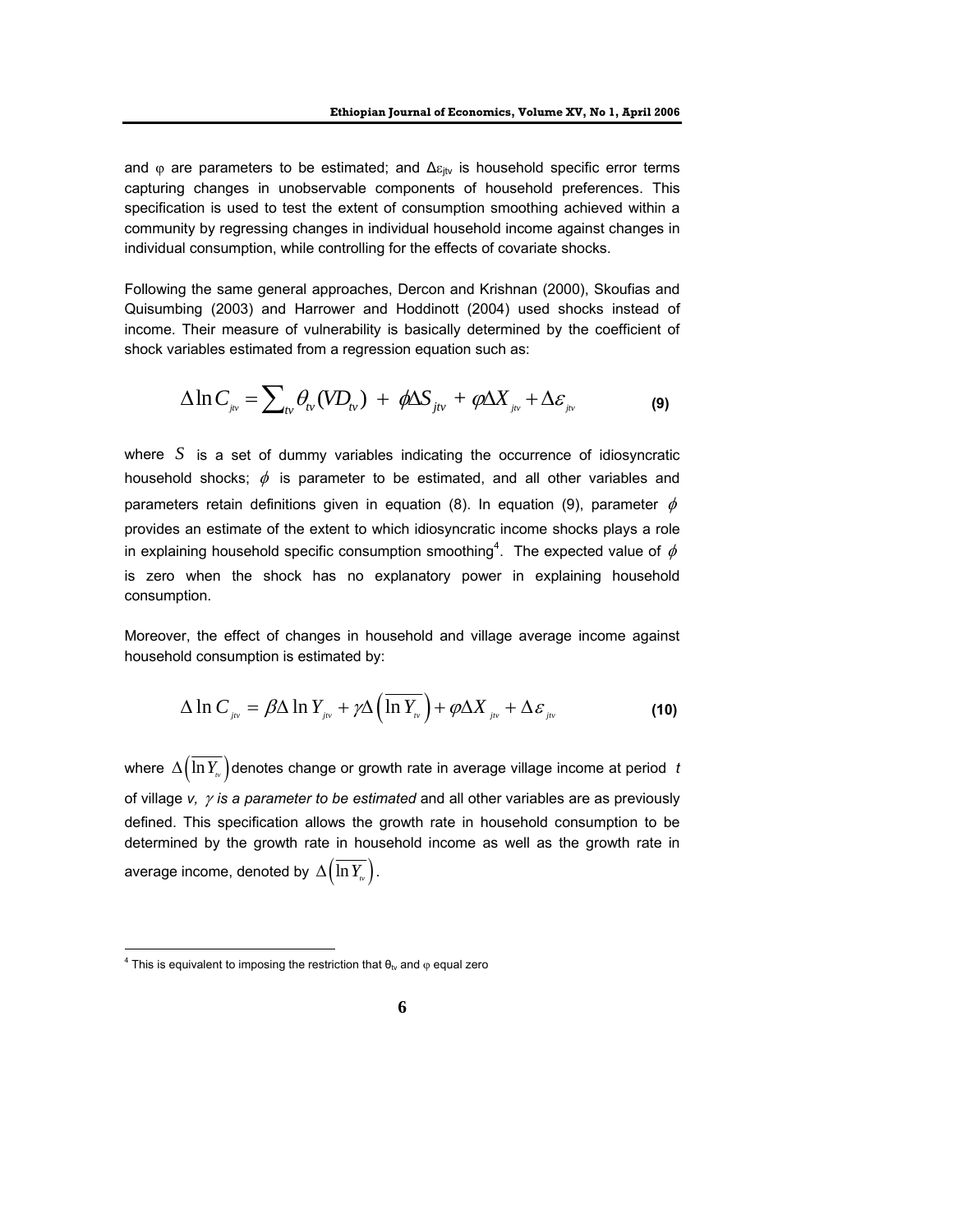and $\varphi$ are parameters to be estimated; and $\Delta\varepsilon_{jtv}$ is household specific error terms capturing changes in unobservable components of household preferences. This specification is used to test the extent of consumption smoothing achieved within a community by regressing changes in individual household income against changes in individual consumption, while controlling for the effects of covariate shocks.

Following the same general approaches, Dercon and Krishnan (2000), Skoufias and Quisumbing (2003) and Harrower and Hoddinott (2004) used shocks instead of income. Their measure of vulnerability is basically determined by the coefficient of shock variables estimated from a regression equation such as:

$$\Delta \ln C_{jtv} = \sum_{tv} \theta_{tv} (VD_{tv}) + \phi \Delta S_{jtv} + \varphi \Delta X_{jtv} + \Delta \varepsilon_{jtv} \quad \textbf{(9)}$$

where $S$ is a set of dummy variables indicating the occurrence of idiosyncratic household shocks; $\phi$ is parameter to be estimated, and all other variables and parameters retain definitions given in equation (8). In equation (9), parameter $\phi$ provides an estimate of the extent to which idiosyncratic income shocks plays a role in explaining household specific consumption smoothing[4]. The expected value of $\phi$ is zero when the shock has no explanatory power in explaining household consumption.

Moreover, the effect of changes in household and village average income against household consumption is estimated by:

$$\Delta \ln C_{jtv} = \beta \Delta \ln Y_{jtv} + \gamma \Delta \left( \overline{\ln Y_{tv}} \right) + \varphi \Delta X_{jtv} + \Delta \varepsilon_{jtv} \quad \textbf{(10)}$$

where $\Delta\left(\overline{\ln Y_{tv}}\right)$ denotes change or growth rate in average village income at period *t* of village *v*, $\gamma$ *is a parameter to be estimated* and all other variables are as previously defined. This specification allows the growth rate in household consumption to be determined by the growth rate in household income as well as the growth rate in average income, denoted by $\Delta\left(\overline{\ln Y_{tv}}\right)$.

[4] This is equivalent to imposing the restriction that $\theta_{tv}$ and $\varphi$ equal zero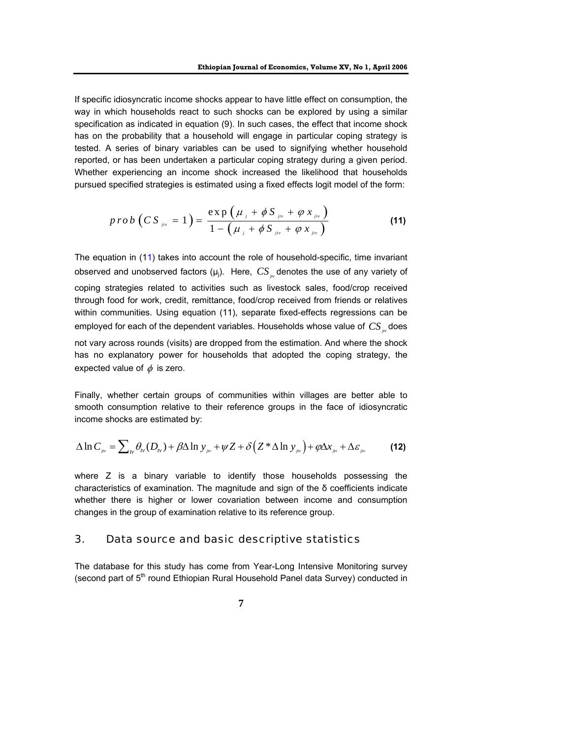If specific idiosyncratic income shocks appear to have little effect on consumption, the way in which households react to such shocks can be explored by using a similar specification as indicated in equation (9). In such cases, the effect that income shock has on the probability that a household will engage in particular coping strategy is tested. A series of binary variables can be used to signifying whether household reported, or has been undertaken a particular coping strategy during a given period. Whether experiencing an income shock increased the likelihood that households pursued specified strategies is estimated using a fixed effects logit model of the form:

$$prob\left(CS_{jtv}=1\right)=\frac{\exp\left(\mu_{j}+\phi S_{jtv}+\varphi x_{jtv}\right)}{1-\left(\mu_{j}+\phi S_{jtv}+\varphi x_{jtv}\right)} \tag{11}$$

The equation in (11) takes into account the role of household-specific, time invariant observed and unobserved factors ($\mu_j$). Here, $CS_{jtv}$ denotes the use of any variety of coping strategies related to activities such as livestock sales, food/crop received through food for work, credit, remittance, food/crop received from friends or relatives within communities. Using equation (11), separate fixed-effects regressions can be employed for each of the dependent variables. Households whose value of $CS_{jtv}$ does not vary across rounds (visits) are dropped from the estimation. And where the shock has no explanatory power for households that adopted the coping strategy, the expected value of $\phi$ is zero.

Finally, whether certain groups of communities within villages are better able to smooth consumption relative to their reference groups in the face of idiosyncratic income shocks are estimated by:

$$\Delta\ln C_{jtv}=\sum_{tv}\theta_{tv}(D_{tv})+\beta\Delta\ln y_{jtv}+\psi Z+\delta\left(Z*\Delta\ln y_{jtv}\right)+\varphi\Delta x_{jtv}+\Delta\varepsilon_{jtv} \tag{12}$$

where Z is a binary variable to identify those households possessing the characteristics of examination. The magnitude and sign of the δ coefficients indicate whether there is higher or lower covariation between income and consumption changes in the group of examination relative to its reference group.

## 3. Data source and basic descriptive statistics

The database for this study has come from Year-Long Intensive Monitoring survey (second part of 5[th] round Ethiopian Rural Household Panel data Survey) conducted in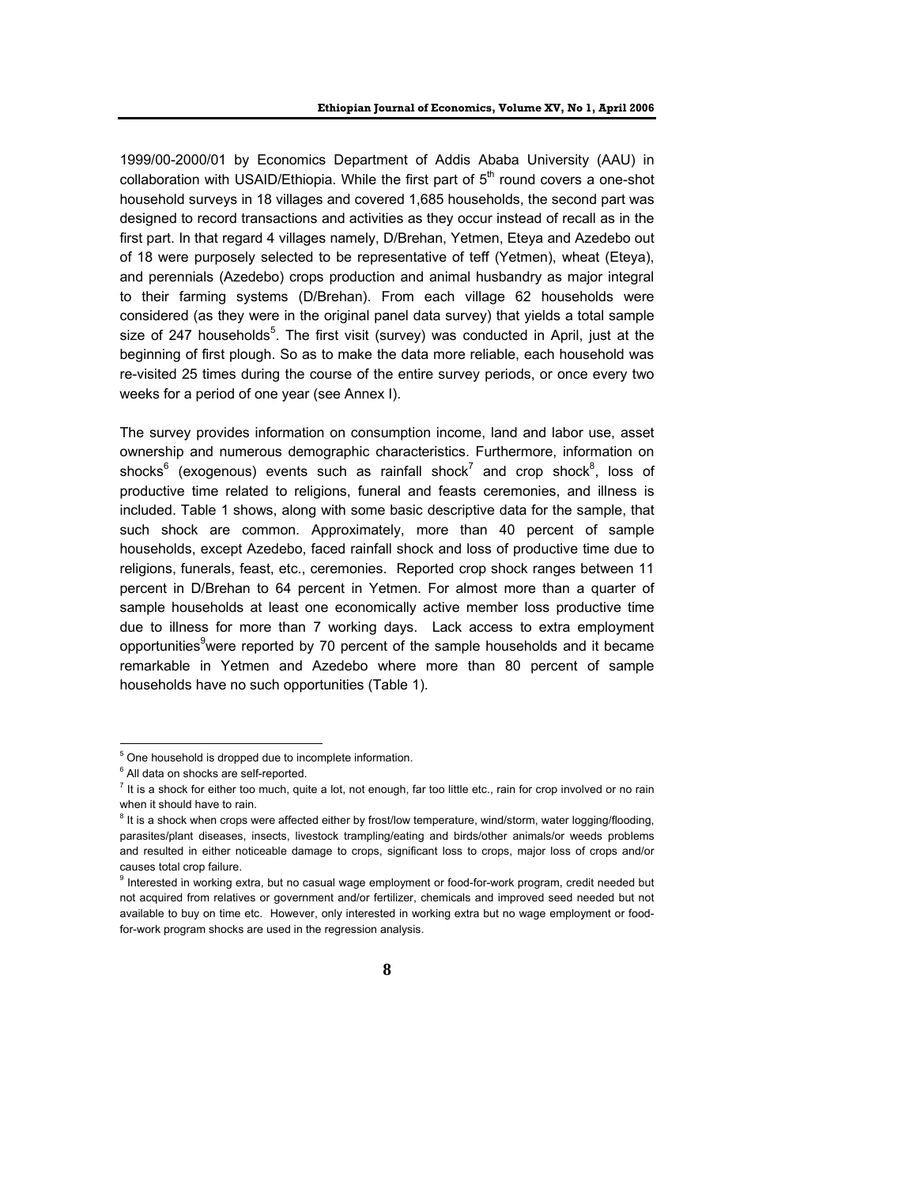1999/00-2000/01 by Economics Department of Addis Ababa University (AAU) in collaboration with USAID/Ethiopia. While the first part of 5$^{th}$ round covers a one-shot household surveys in 18 villages and covered 1,685 households, the second part was designed to record transactions and activities as they occur instead of recall as in the first part. In that regard 4 villages namely, D/Brehan, Yetmen, Eteya and Azedebo out of 18 were purposely selected to be representative of teff (Yetmen), wheat (Eteya), and perennials (Azedebo) crops production and animal husbandry as major integral to their farming systems (D/Brehan). From each village 62 households were considered (as they were in the original panel data survey) that yields a total sample size of 247 households[5]. The first visit (survey) was conducted in April, just at the beginning of first plough. So as to make the data more reliable, each household was re-visited 25 times during the course of the entire survey periods, or once every two weeks for a period of one year (see Annex I).

The survey provides information on consumption income, land and labor use, asset ownership and numerous demographic characteristics. Furthermore, information on shocks[6] (exogenous) events such as rainfall shock[7] and crop shock[8], loss of productive time related to religions, funeral and feasts ceremonies, and illness is included. Table 1 shows, along with some basic descriptive data for the sample, that such shock are common. Approximately, more than 40 percent of sample households, except Azedebo, faced rainfall shock and loss of productive time due to religions, funerals, feast, etc., ceremonies. Reported crop shock ranges between 11 percent in D/Brehan to 64 percent in Yetmen. For almost more than a quarter of sample households at least one economically active member loss productive time due to illness for more than 7 working days. Lack access to extra employment opportunities[9]were reported by 70 percent of the sample households and it became remarkable in Yetmen and Azedebo where more than 80 percent of sample households have no such opportunities (Table 1).

---

[5] One household is dropped due to incomplete information.

[6] All data on shocks are self-reported.

[7] It is a shock for either too much, quite a lot, not enough, far too little etc., rain for crop involved or no rain when it should have to rain.

[8] It is a shock when crops were affected either by frost/low temperature, wind/storm, water logging/flooding, parasites/plant diseases, insects, livestock trampling/eating and birds/other animals/or weeds problems and resulted in either noticeable damage to crops, significant loss to crops, major loss of crops and/or causes total crop failure.

[9] Interested in working extra, but no casual wage employment or food-for-work program, credit needed but not acquired from relatives or government and/or fertilizer, chemicals and improved seed needed but not available to buy on time etc. However, only interested in working extra but no wage employment or food-for-work program shocks are used in the regression analysis.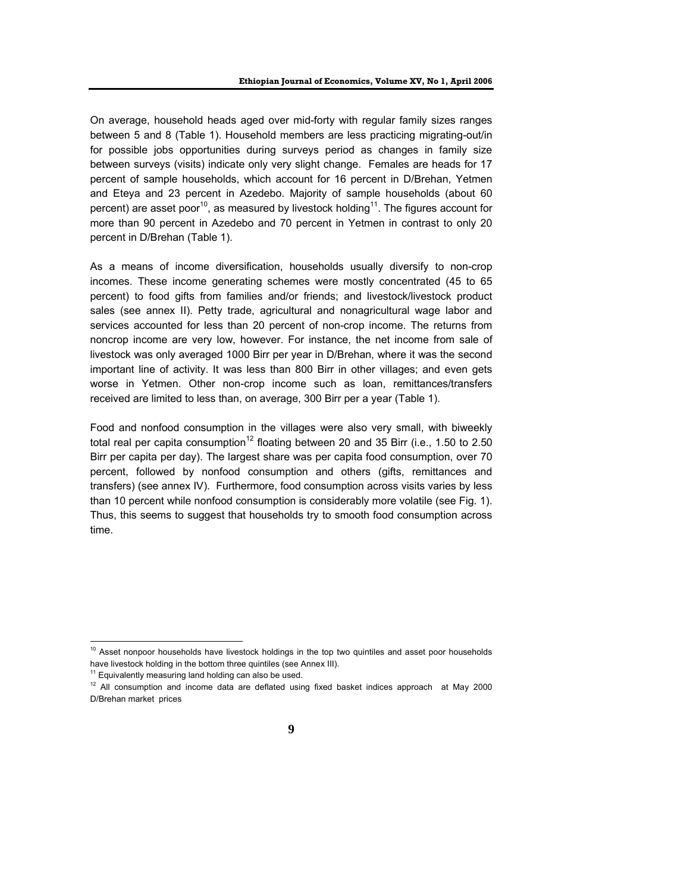On average, household heads aged over mid-forty with regular family sizes ranges between 5 and 8 (Table 1). Household members are less practicing migrating-out/in for possible jobs opportunities during surveys period as changes in family size between surveys (visits) indicate only very slight change. Females are heads for 17 percent of sample households, which account for 16 percent in D/Brehan, Yetmen and Eteya and 23 percent in Azedebo. Majority of sample households (about 60 percent) are asset poor[10], as measured by livestock holding[11]. The figures account for more than 90 percent in Azedebo and 70 percent in Yetmen in contrast to only 20 percent in D/Brehan (Table 1).

As a means of income diversification, households usually diversify to non-crop incomes. These income generating schemes were mostly concentrated (45 to 65 percent) to food gifts from families and/or friends; and livestock/livestock product sales (see annex II). Petty trade, agricultural and nonagricultural wage labor and services accounted for less than 20 percent of non-crop income. The returns from noncrop income are very low, however. For instance, the net income from sale of livestock was only averaged 1000 Birr per year in D/Brehan, where it was the second important line of activity. It was less than 800 Birr in other villages; and even gets worse in Yetmen. Other non-crop income such as loan, remittances/transfers received are limited to less than, on average, 300 Birr per a year (Table 1).

Food and nonfood consumption in the villages were also very small, with biweekly total real per capita consumption[12] floating between 20 and 35 Birr (i.e., 1.50 to 2.50 Birr per capita per day). The largest share was per capita food consumption, over 70 percent, followed by nonfood consumption and others (gifts, remittances and transfers) (see annex IV). Furthermore, food consumption across visits varies by less than 10 percent while nonfood consumption is considerably more volatile (see Fig. 1). Thus, this seems to suggest that households try to smooth food consumption across time.

---

[10] Asset nonpoor households have livestock holdings in the top two quintiles and asset poor households have livestock holding in the bottom three quintiles (see Annex III).

[11] Equivalently measuring land holding can also be used.

[12] All consumption and income data are deflated using fixed basket indices approach at May 2000 D/Brehan market prices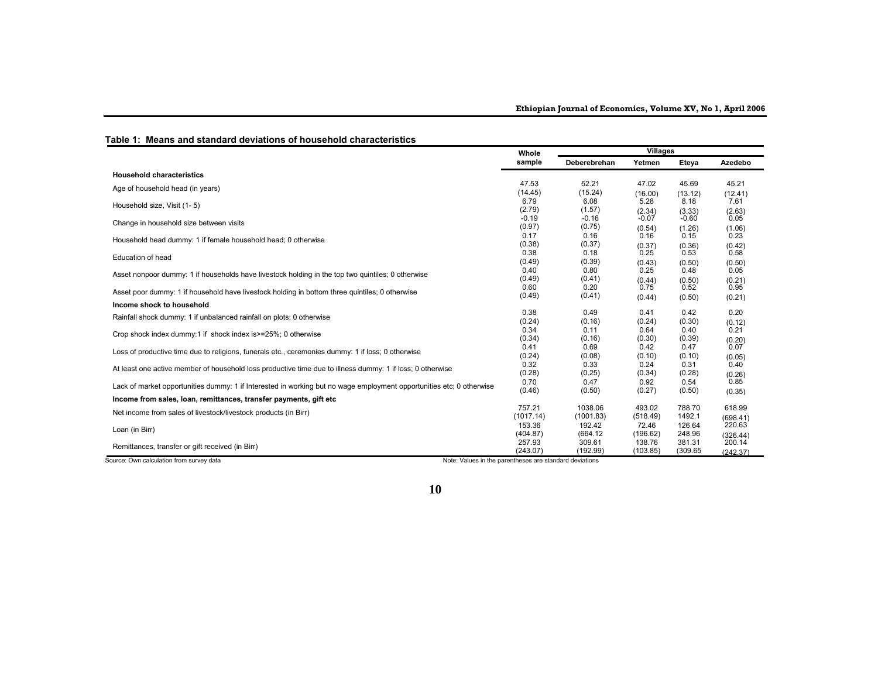**Table 1: Means and standard deviations of household characteristics**

| | Whole sample | Villages | | | |
|---|---|---|---|---|---|
| | | Deberebrehan | Yetmen | Eteya | Azedebo |
| **Household characteristics** | | | | | |
| Age of household head (in years) | 47.53 (14.45) | 52.21 (15.24) | 47.02 (16.00) | 45.69 (13.12) | 45.21 (12.41) |
| Household size, Visit (1- 5) | 6.79 (2.79) | 6.08 (1.57) | 5.28 (2.34) | 8.18 (3.33) | 7.61 (2.63) |
| Change in household size between visits | -0.19 (0.97) | -0.16 (0.75) | -0.07 (0.54) | -0.60 (1.26) | 0.05 (1.06) |
| Household head dummy: 1 if female household head; 0 otherwise | 0.17 (0.38) | 0.16 (0.37) | 0.16 (0.37) | 0.15 (0.36) | 0.23 (0.42) |
| Education of head | 0.38 (0.49) | 0.18 (0.39) | 0.25 (0.43) | 0.53 (0.50) | 0.58 (0.50) |
| Asset nonpoor dummy: 1 if households have livestock holding in the top two quintiles; 0 otherwise | 0.40 (0.49) | 0.80 (0.41) | 0.25 (0.44) | 0.48 (0.50) | 0.05 (0.21) |
| Asset poor dummy: 1 if household have livestock holding in bottom three quintiles; 0 otherwise | 0.60 (0.49) | 0.20 (0.41) | 0.75 (0.44) | 0.52 (0.50) | 0.95 (0.21) |
| **Income shock to household** | | | | | |
| Rainfall shock dummy: 1 if unbalanced rainfall on plots; 0 otherwise | 0.38 (0.24) | 0.49 (0.16) | 0.41 (0.24) | 0.42 (0.30) | 0.20 (0.12) |
| Crop shock index dummy:1 if shock index is>=25%; 0 otherwise | 0.34 (0.34) | 0.11 (0.16) | 0.64 (0.30) | 0.40 (0.39) | 0.21 (0.20) |
| Loss of productive time due to religions, funerals etc., ceremonies dummy: 1 if loss; 0 otherwise | 0.41 (0.24) | 0.69 (0.08) | 0.42 (0.10) | 0.47 (0.10) | 0.07 (0.05) |
| At least one active member of household loss productive time due to illness dummy: 1 if loss; 0 otherwise | 0.32 (0.28) | 0.33 (0.25) | 0.24 (0.34) | 0.31 (0.28) | 0.40 (0.26) |
| Lack of market opportunities dummy: 1 if Interested in working but no wage employment opportunities etc; 0 otherwise | 0.70 (0.46) | 0.47 (0.50) | 0.92 (0.27) | 0.54 (0.50) | 0.85 (0.35) |
| **Income from sales, loan, remittances, transfer payments, gift etc** | | | | | |
| Net income from sales of livestock/livestock products (in Birr) | 757.21 (1017.14) | 1038.06 (1001.83) | 493.02 (518.49) | 788.70 1492.1 | 618.99 (698.41) |
| Loan (in Birr) | 153.36 (404.87) | 192.42 (664.12 | 72.46 (196.62) | 126.64 248.96 | 220.63 (326.44) |
| Remittances, transfer or gift received (in Birr) | 257.93 (243.07) | 309.61 (192.99) | 138.76 (103.85) | 381.31 (309.65 | 200.14 (242.37) |

Source: Own calculation from survey data

Note: Values in the parentheses are standard deviations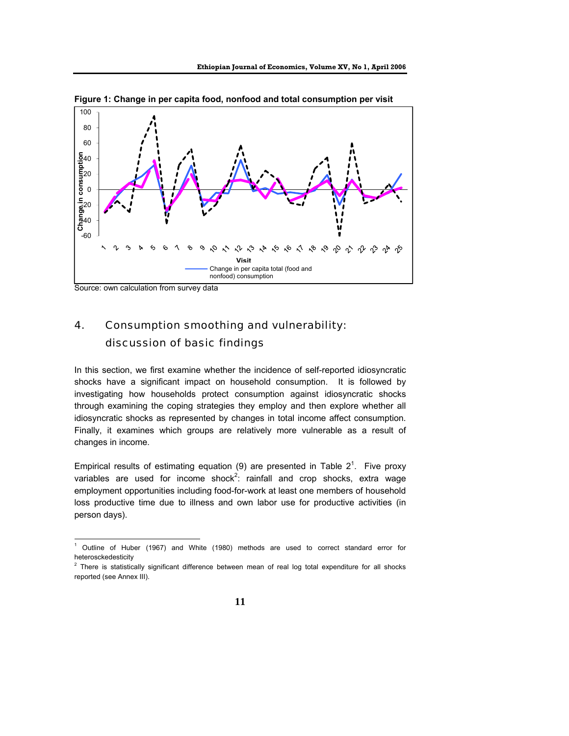**Figure 1: Change in per capita food, nonfood and total consumption per visit**

Source: own calculation from survey data

## 4. Consumption smoothing and vulnerability: discussion of basic findings

In this section, we first examine whether the incidence of self-reported idiosyncratic shocks have a significant impact on household consumption. It is followed by investigating how households protect consumption against idiosyncratic shocks through examining the coping strategies they employ and then explore whether all idiosyncratic shocks as represented by changes in total income affect consumption. Finally, it examines which groups are relatively more vulnerable as a result of changes in income.

Empirical results of estimating equation (9) are presented in Table 2[1]. Five proxy variables are used for income shock[2]: rainfall and crop shocks, extra wage employment opportunities including food-for-work at least one members of household loss productive time due to illness and own labor use for productive activities (in person days).

---

[1] Outline of Huber (1967) and White (1980) methods are used to correct standard error for heterosckedesticity

[2] There is statistically significant difference between mean of real log total expenditure for all shocks reported (see Annex III).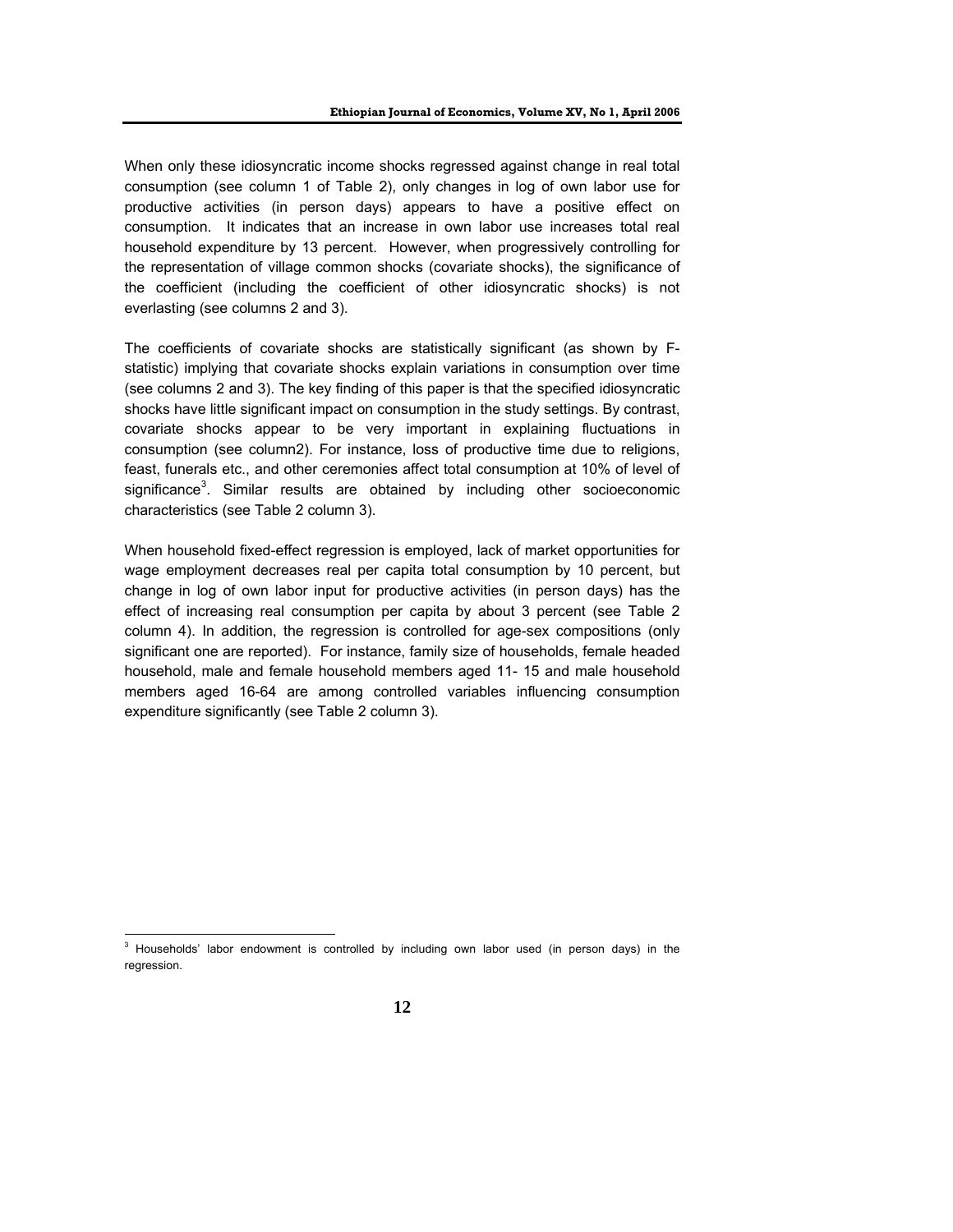When only these idiosyncratic income shocks regressed against change in real total consumption (see column 1 of Table 2), only changes in log of own labor use for productive activities (in person days) appears to have a positive effect on consumption. It indicates that an increase in own labor use increases total real household expenditure by 13 percent. However, when progressively controlling for the representation of village common shocks (covariate shocks), the significance of the coefficient (including the coefficient of other idiosyncratic shocks) is not everlasting (see columns 2 and 3).

The coefficients of covariate shocks are statistically significant (as shown by F-statistic) implying that covariate shocks explain variations in consumption over time (see columns 2 and 3). The key finding of this paper is that the specified idiosyncratic shocks have little significant impact on consumption in the study settings. By contrast, covariate shocks appear to be very important in explaining fluctuations in consumption (see column2). For instance, loss of productive time due to religions, feast, funerals etc., and other ceremonies affect total consumption at 10% of level of significance[3]. Similar results are obtained by including other socioeconomic characteristics (see Table 2 column 3).

When household fixed-effect regression is employed, lack of market opportunities for wage employment decreases real per capita total consumption by 10 percent, but change in log of own labor input for productive activities (in person days) has the effect of increasing real consumption per capita by about 3 percent (see Table 2 column 4). In addition, the regression is controlled for age-sex compositions (only significant one are reported). For instance, family size of households, female headed household, male and female household members aged 11- 15 and male household members aged 16-64 are among controlled variables influencing consumption expenditure significantly (see Table 2 column 3).

[3] Households' labor endowment is controlled by including own labor used (in person days) in the regression.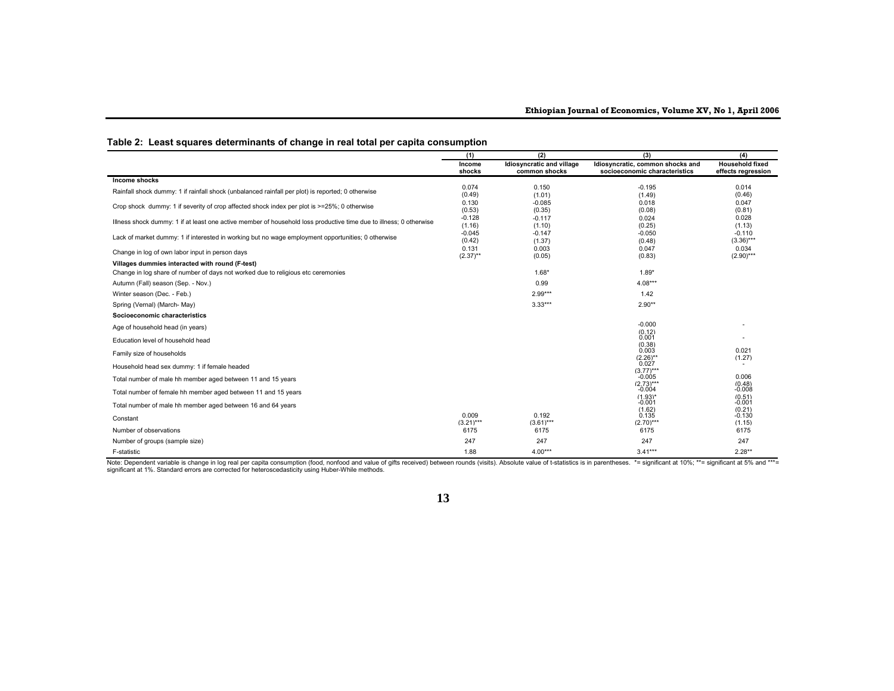## Table 2: Least squares determinants of change in real total per capita consumption

| | (1) | (2) | (3) | (4) |
|---|---|---|---|---|
| | Income shocks | Idiosyncratic and village common shocks | Idiosyncratic, common shocks and socioeconomic characteristics | Household fixed effects regression |
| **Income shocks** | | | | |
| Rainfall shock dummy: 1 if rainfall shock (unbalanced rainfall per plot) is reported; 0 otherwise | 0.074<br>(0.49) | 0.150<br>(1.01) | -0.195<br>(1.49) | 0.014<br>(0.46) |
| Crop shock dummy: 1 if severity of crop affected shock index per plot is >=25%; 0 otherwise | 0.130<br>(0.53) | -0.085<br>(0.35) | 0.018<br>(0.08) | 0.047<br>(0.81) |
| Illness shock dummy: 1 if at least one active member of household loss productive time due to illness; 0 otherwise | -0.128<br>(1.16) | -0.117<br>(1.10) | 0.024<br>(0.25) | 0.028<br>(1.13) |
| Lack of market dummy: 1 if interested in working but no wage employment opportunities; 0 otherwise | -0.045<br>(0.42) | -0.147<br>(1.37) | -0.050<br>(0.48) | -0.110<br>(3.36)*** |
| Change in log of own labor input in person days | 0.131<br>(2.37)** | 0.003<br>(0.05) | 0.047<br>(0.83) | 0.034<br>(2.90)*** |
| **Villages dummies interacted with round (F-test)** | | | | |
| Change in log share of number of days not worked due to religious etc ceremonies | | 1.68* | 1.89* | |
| Autumn (Fall) season (Sep. - Nov.) | | 0.99 | 4.08*** | |
| Winter season (Dec. - Feb.) | | 2.99*** | 1.42 | |
| Spring (Vernal) (March- May) | | 3.33*** | 2.90** | |
| **Socioeconomic characteristics** | | | | |
| Age of household head (in years) | | | -0.000<br>(0.12) | - |
| Education level of household head | | | 0.001<br>(0.38) | - |
| Family size of households | | | 0.003<br>(2.26)** | 0.021<br>(1.27) |
| Household head sex dummy: 1 if female headed | | | 0.027<br>(3.77)*** | - |
| Total number of male hh member aged between 11 and 15 years | | | -0.005<br>(2.73)*** | 0.006<br>(0.48) |
| Total number of female hh member aged between 11 and 15 years | | | -0.004<br>(1.93)* | -0.008<br>(0.51) |
| Total number of male hh member aged between 16 and 64 years | | | -0.001<br>(1.62) | -0.001<br>(0.21) |
| Constant | 0.009<br>(3.21)*** | 0.192<br>(3.61)*** | 0.135<br>(2.70)*** | -0.130<br>(1.15) |
| Number of observations | 6175 | 6175 | 6175 | 6175 |
| Number of groups (sample size) | 247 | 247 | 247 | 247 |
| F-statistic | 1.88 | 4.00*** | 3.41*** | 2.28** |

Note: Dependent variable is change in log real per capita consumption (food, nonfood and value of gifts received) between rounds (visits). Absolute value of t-statistics is in parentheses. *= significant at 10%; **= significant at 5% and ***= significant at 1%. Standard errors are corrected for heteroscedasticity using Huber-While methods.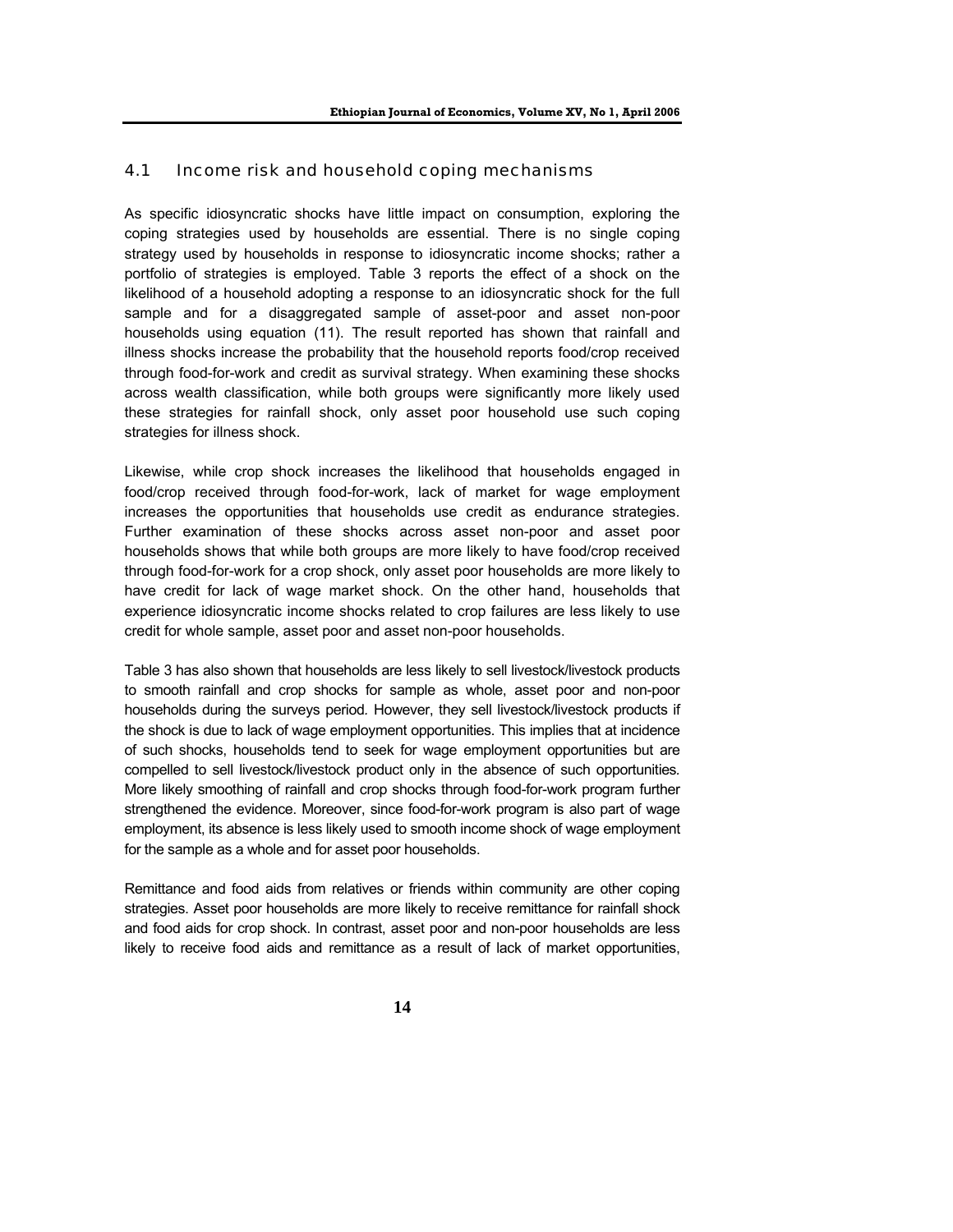### 4.1 Income risk and household coping mechanisms

As specific idiosyncratic shocks have little impact on consumption, exploring the coping strategies used by households are essential. There is no single coping strategy used by households in response to idiosyncratic income shocks; rather a portfolio of strategies is employed. Table 3 reports the effect of a shock on the likelihood of a household adopting a response to an idiosyncratic shock for the full sample and for a disaggregated sample of asset-poor and asset non-poor households using equation (11). The result reported has shown that rainfall and illness shocks increase the probability that the household reports food/crop received through food-for-work and credit as survival strategy. When examining these shocks across wealth classification, while both groups were significantly more likely used these strategies for rainfall shock, only asset poor household use such coping strategies for illness shock.

Likewise, while crop shock increases the likelihood that households engaged in food/crop received through food-for-work, lack of market for wage employment increases the opportunities that households use credit as endurance strategies. Further examination of these shocks across asset non-poor and asset poor households shows that while both groups are more likely to have food/crop received through food-for-work for a crop shock, only asset poor households are more likely to have credit for lack of wage market shock. On the other hand, households that experience idiosyncratic income shocks related to crop failures are less likely to use credit for whole sample, asset poor and asset non-poor households.

Table 3 has also shown that households are less likely to sell livestock/livestock products to smooth rainfall and crop shocks for sample as whole, asset poor and non-poor households during the surveys period. However, they sell livestock/livestock products if the shock is due to lack of wage employment opportunities. This implies that at incidence of such shocks, households tend to seek for wage employment opportunities but are compelled to sell livestock/livestock product only in the absence of such opportunities. More likely smoothing of rainfall and crop shocks through food-for-work program further strengthened the evidence. Moreover, since food-for-work program is also part of wage employment, its absence is less likely used to smooth income shock of wage employment for the sample as a whole and for asset poor households.

Remittance and food aids from relatives or friends within community are other coping strategies. Asset poor households are more likely to receive remittance for rainfall shock and food aids for crop shock. In contrast, asset poor and non-poor households are less likely to receive food aids and remittance as a result of lack of market opportunities,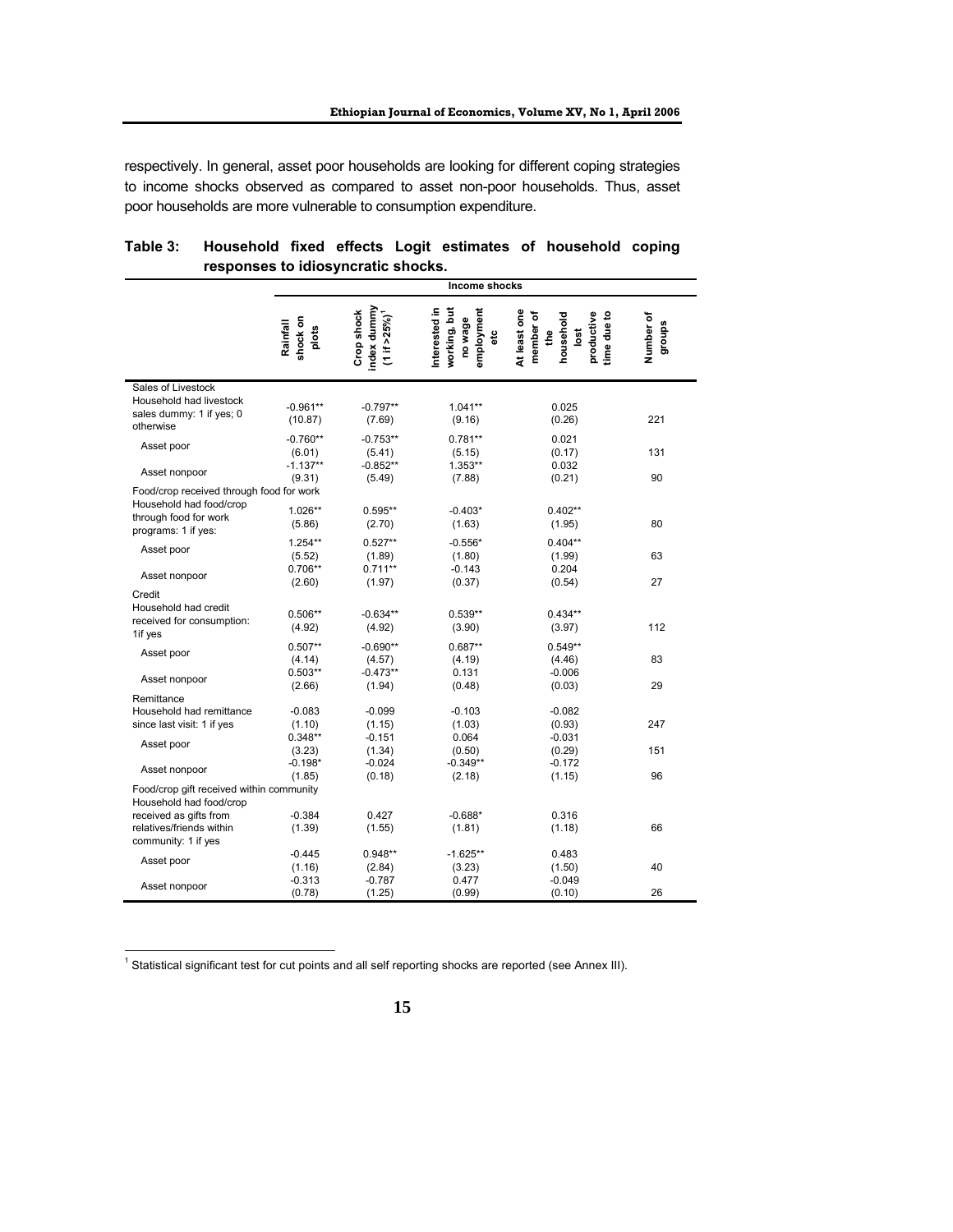respectively. In general, asset poor households are looking for different coping strategies to income shocks observed as compared to asset non-poor households. Thus, asset poor households are more vulnerable to consumption expenditure.

**Table 3: Household fixed effects Logit estimates of household coping responses to idiosyncratic shocks.**

| | Income shocks | | | | |
|---|---|---|---|---|---|
| | Rainfall shock on plots | Crop shock index dummy (1 if >25%)[1] | Interested in working, but no wage employment etc | At least one member of the household lost productive time due to | Number of groups |
| **Sales of Livestock** | | | | | |
| Household had livestock sales dummy: 1 if yes; 0 otherwise | -0.961** (10.87) | -0.797** (7.69) | 1.041** (9.16) | 0.025 (0.26) | 221 |
| Asset poor | -0.760** (6.01) | -0.753** (5.41) | 0.781** (5.15) | 0.021 (0.17) | 131 |
| Asset nonpoor | -1.137** (9.31) | -0.852** (5.49) | 1.353** (7.88) | 0.032 (0.21) | 90 |
| **Food/crop received through food for work** | | | | | |
| Household had food/crop through food for work programs: 1 if yes: | 1.026** (5.86) | 0.595** (2.70) | -0.403* (1.63) | 0.402** (1.95) | 80 |
| Asset poor | 1.254** (5.52) | 0.527** (1.89) | -0.556* (1.80) | 0.404** (1.99) | 63 |
| Asset nonpoor | 0.706** (2.60) | 0.711** (1.97) | -0.143 (0.37) | 0.204 (0.54) | 27 |
| **Credit** | | | | | |
| Household had credit received for consumption: 1if yes | 0.506** (4.92) | -0.634** (4.92) | 0.539** (3.90) | 0.434** (3.97) | 112 |
| Asset poor | 0.507** (4.14) | -0.690** (4.57) | 0.687** (4.19) | 0.549** (4.46) | 83 |
| Asset nonpoor | 0.503** (2.66) | -0.473** (1.94) | 0.131 (0.48) | -0.006 (0.03) | 29 |
| **Remittance** | | | | | |
| Household had remittance since last visit: 1 if yes | -0.083 (1.10) | -0.099 (1.15) | -0.103 (1.03) | -0.082 (0.93) | 247 |
| Asset poor | 0.348** (3.23) | -0.151 (1.34) | 0.064 (0.50) | -0.031 (0.29) | 151 |
| Asset nonpoor | -0.198* (1.85) | -0.024 (0.18) | -0.349** (2.18) | -0.172 (1.15) | 96 |
| **Food/crop gift received within community** | | | | | |
| Household had food/crop received as gifts from relatives/friends within community: 1 if yes | -0.384 (1.39) | 0.427 (1.55) | -0.688* (1.81) | 0.316 (1.18) | 66 |
| Asset poor | -0.445 (1.16) | 0.948** (2.84) | -1.625** (3.23) | 0.483 (1.50) | 40 |
| Asset nonpoor | -0.313 (0.78) | -0.787 (1.25) | 0.477 (0.99) | -0.049 (0.10) | 26 |

[1] Statistical significant test for cut points and all self reporting shocks are reported (see Annex III).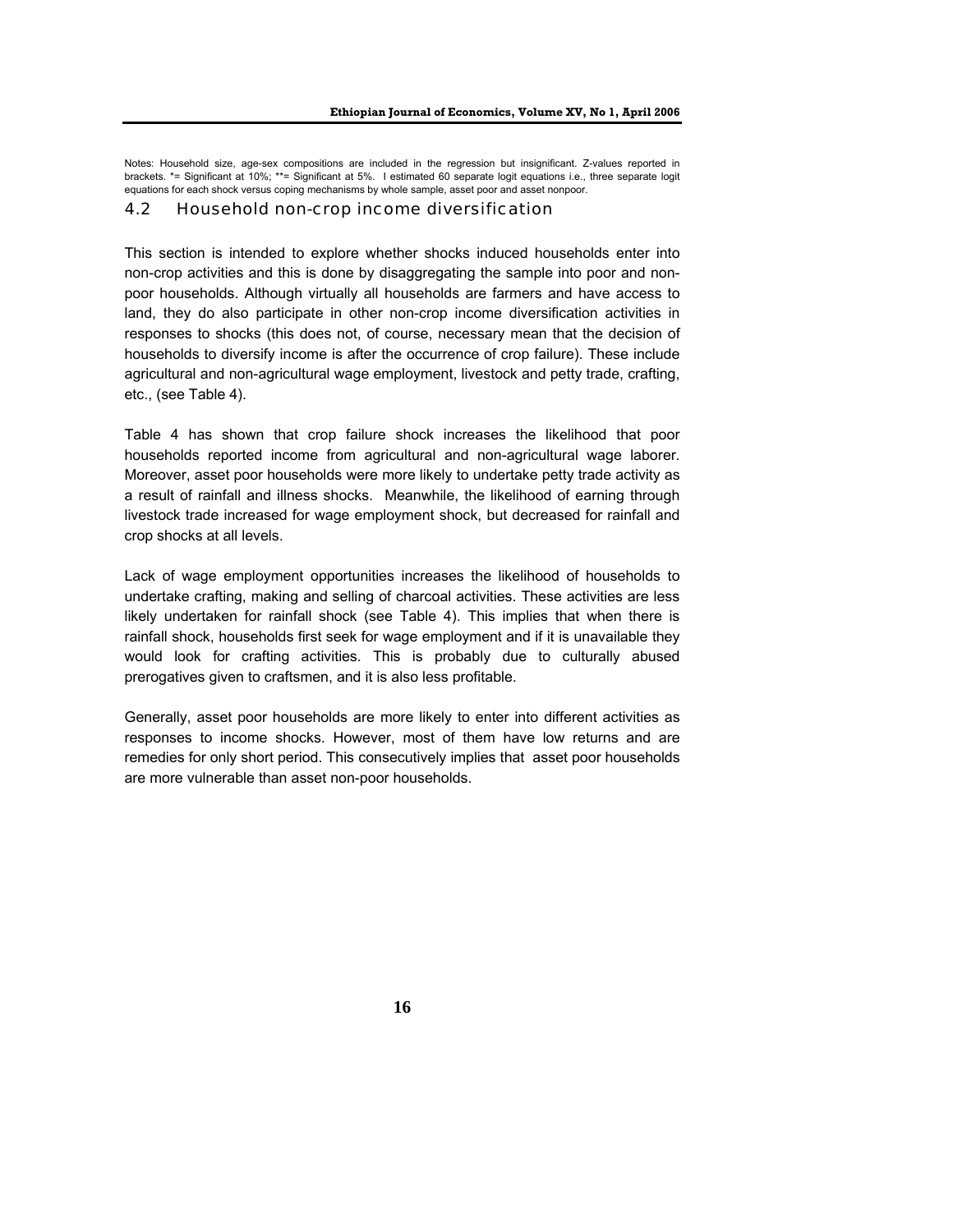Notes: Household size, age-sex compositions are included in the regression but insignificant. Z-values reported in brackets. *= Significant at 10%; **= Significant at 5%. I estimated 60 separate logit equations i.e., three separate logit equations for each shock versus coping mechanisms by whole sample, asset poor and asset nonpoor.

## 4.2 Household non-crop income diversification

This section is intended to explore whether shocks induced households enter into non-crop activities and this is done by disaggregating the sample into poor and non-poor households. Although virtually all households are farmers and have access to land, they do also participate in other non-crop income diversification activities in responses to shocks (this does not, of course, necessary mean that the decision of households to diversify income is after the occurrence of crop failure). These include agricultural and non-agricultural wage employment, livestock and petty trade, crafting, etc., (see Table 4).

Table 4 has shown that crop failure shock increases the likelihood that poor households reported income from agricultural and non-agricultural wage laborer. Moreover, asset poor households were more likely to undertake petty trade activity as a result of rainfall and illness shocks. Meanwhile, the likelihood of earning through livestock trade increased for wage employment shock, but decreased for rainfall and crop shocks at all levels.

Lack of wage employment opportunities increases the likelihood of households to undertake crafting, making and selling of charcoal activities. These activities are less likely undertaken for rainfall shock (see Table 4). This implies that when there is rainfall shock, households first seek for wage employment and if it is unavailable they would look for crafting activities. This is probably due to culturally abused prerogatives given to craftsmen, and it is also less profitable.

Generally, asset poor households are more likely to enter into different activities as responses to income shocks. However, most of them have low returns and are remedies for only short period. This consecutively implies that asset poor households are more vulnerable than asset non-poor households.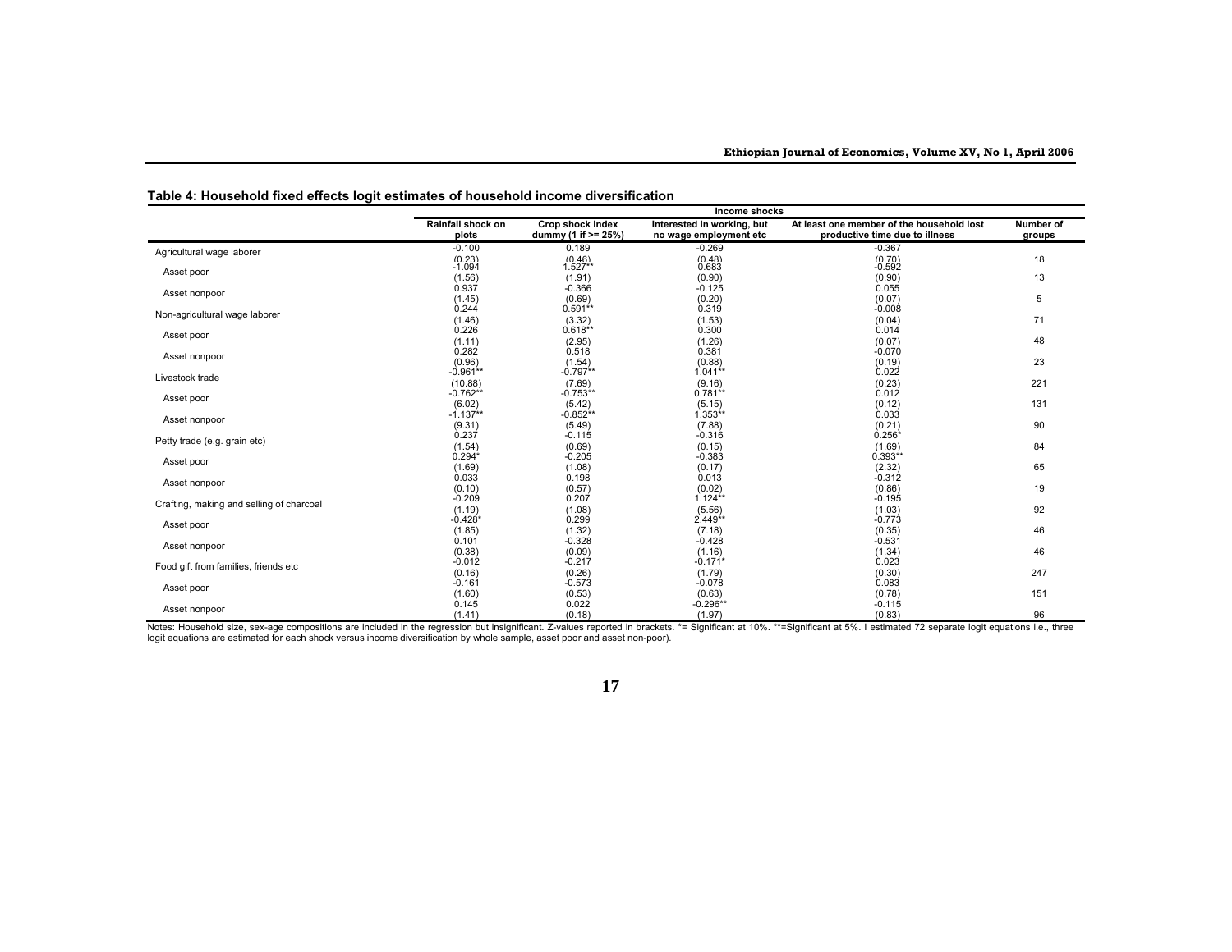**Table 4: Household fixed effects logit estimates of household income diversification**

| | Income shocks | | | | |
|---|---|---|---|---|---|
| | Rainfall shock on plots | Crop shock index dummy (1 if >= 25%) | Interested in working, but no wage employment etc | At least one member of the household lost productive time due to illness | Number of groups |
| Agricultural wage laborer | -0.100 | 0.189 | -0.269 | -0.367 | |
| | (0.23) | (0.46) | (0.48) | (0.70) | 18 |
| Asset poor | -1.094 | 1.527** | 0.683 | -0.592 | |
| | (1.56) | (1.91) | (0.90) | (0.90) | 13 |
| Asset nonpoor | 0.937 | -0.366 | -0.125 | 0.055 | |
| | (1.45) | (0.69) | (0.20) | (0.07) | 5 |
| Non-agricultural wage laborer | 0.244 | 0.591** | 0.319 | -0.008 | |
| | (1.46) | (3.32) | (1.53) | (0.04) | 71 |
| Asset poor | 0.226 | 0.618** | 0.300 | 0.014 | |
| | (1.11) | (2.95) | (1.26) | (0.07) | 48 |
| Asset nonpoor | 0.282 | 0.518 | 0.381 | -0.070 | |
| | (0.96) | (1.54) | (0.88) | (0.19) | 23 |
| Livestock trade | -0.961** | -0.797** | 1.041** | 0.022 | |
| | (10.88) | (7.69) | (9.16) | (0.23) | 221 |
| Asset poor | -0.762** | -0.753** | 0.781** | 0.012 | |
| | (6.02) | (5.42) | (5.15) | (0.12) | 131 |
| Asset nonpoor | -1.137** | -0.852** | 1.353** | 0.033 | |
| | (9.31) | (5.49) | (7.88) | (0.21) | 90 |
| Petty trade (e.g. grain etc) | 0.237 | -0.115 | -0.316 | 0.256* | |
| | (1.54) | (0.69) | (0.15) | (1.69) | 84 |
| Asset poor | 0.294* | -0.205 | -0.383 | 0.393** | |
| | (1.69) | (1.08) | (0.17) | (2.32) | 65 |
| Asset nonpoor | 0.033 | 0.198 | 0.013 | -0.312 | |
| | (0.10) | (0.57) | (0.02) | (0.86) | 19 |
| Crafting, making and selling of charcoal | -0.209 | 0.207 | 1.124** | -0.195 | |
| | (1.19) | (1.08) | (5.56) | (1.03) | 92 |
| Asset poor | -0.428* | 0.299 | 2.449** | -0.773 | |
| | (1.85) | (1.32) | (7.18) | (0.35) | 46 |
| Asset nonpoor | 0.101 | -0.328 | -0.428 | -0.531 | |
| | (0.38) | (0.09) | (1.16) | (1.34) | 46 |
| Food gift from families, friends etc | -0.012 | -0.217 | -0.171* | 0.023 | |
| | (0.16) | (0.26) | (1.79) | (0.30) | 247 |
| Asset poor | -0.161 | -0.573 | -0.078 | 0.083 | |
| | (1.60) | (0.53) | (0.63) | (0.78) | 151 |
| Asset nonpoor | 0.145 | 0.022 | -0.296** | -0.115 | |
| | (1.41) | (0.18) | (1.97) | (0.83) | 96 |

Notes: Household size, sex-age compositions are included in the regression but insignificant. Z-values reported in brackets. *= Significant at 10%. **=Significant at 5%. I estimated 72 separate logit equations i.e., three logit equations are estimated for each shock versus income diversification by whole sample, asset poor and asset non-poor).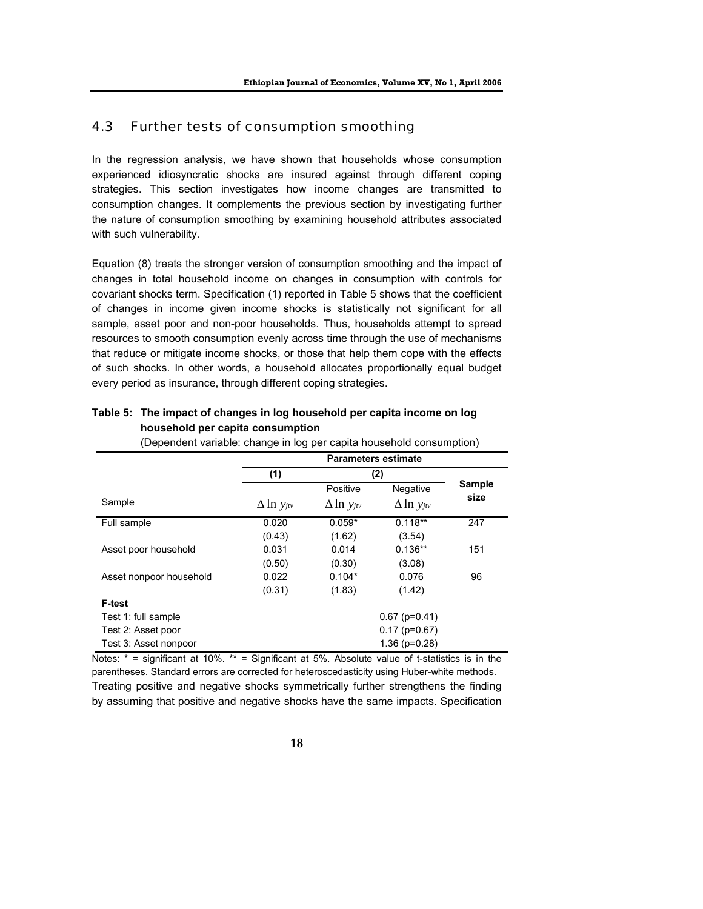## 4.3 Further tests of consumption smoothing

In the regression analysis, we have shown that households whose consumption experienced idiosyncratic shocks are insured against through different coping strategies. This section investigates how income changes are transmitted to consumption changes. It complements the previous section by investigating further the nature of consumption smoothing by examining household attributes associated with such vulnerability.

Equation (8) treats the stronger version of consumption smoothing and the impact of changes in total household income on changes in consumption with controls for covariant shocks term. Specification (1) reported in Table 5 shows that the coefficient of changes in income given income shocks is statistically not significant for all sample, asset poor and non-poor households. Thus, households attempt to spread resources to smooth consumption evenly across time through the use of mechanisms that reduce or mitigate income shocks, or those that help them cope with the effects of such shocks. In other words, a household allocates proportionally equal budget every period as insurance, through different coping strategies.

**Table 5: The impact of changes in log household per capita income on log household per capita consumption**

(Dependent variable: change in log per capita household consumption)

| | Parameters estimate | | | |
|---|---|---|---|---|
| | (1) | (2) | | |
| Sample | $\Delta \ln y_{jtv}$ | Positive $\Delta \ln y_{jtv}$ | Negative $\Delta \ln y_{jtv}$ | Sample size |
| Full sample | 0.020 | 0.059* | 0.118** | 247 |
| | (0.43) | (1.62) | (3.54) | |
| Asset poor household | 0.031 | 0.014 | 0.136** | 151 |
| | (0.50) | (0.30) | (3.08) | |
| Asset nonpoor household | 0.022 | 0.104* | 0.076 | 96 |
| | (0.31) | (1.83) | (1.42) | |
| **F-test** | | | | |
| Test 1: full sample | | | 0.67 (p=0.41) | |
| Test 2: Asset poor | | | 0.17 (p=0.67) | |
| Test 3: Asset nonpoor | | | 1.36 (p=0.28) | |

Notes: * = significant at 10%. ** = Significant at 5%. Absolute value of t-statistics is in the parentheses. Standard errors are corrected for heteroscedasticity using Huber-white methods.

Treating positive and negative shocks symmetrically further strengthens the finding by assuming that positive and negative shocks have the same impacts. Specification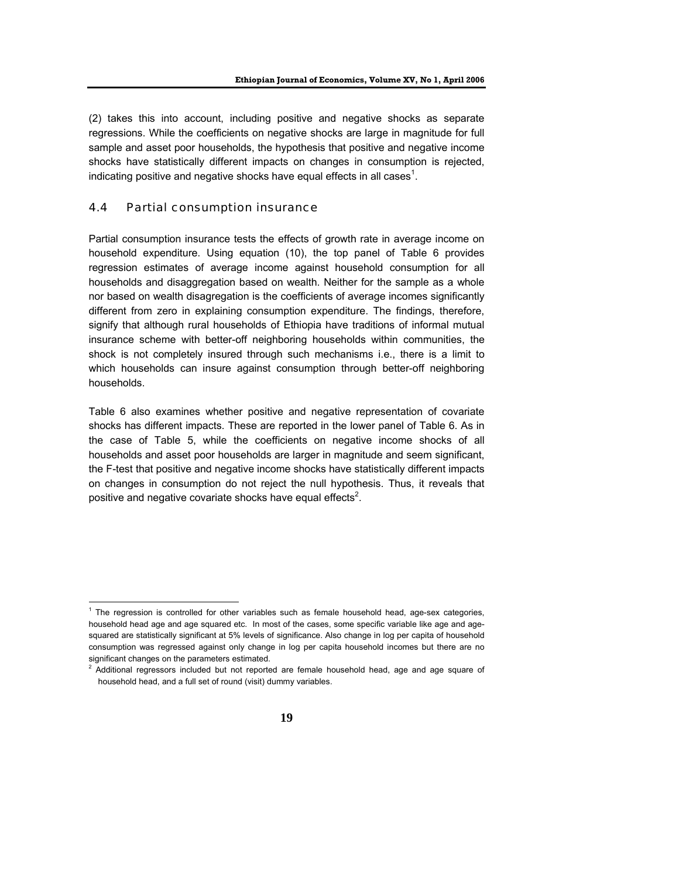(2) takes this into account, including positive and negative shocks as separate regressions. While the coefficients on negative shocks are large in magnitude for full sample and asset poor households, the hypothesis that positive and negative income shocks have statistically different impacts on changes in consumption is rejected, indicating positive and negative shocks have equal effects in all cases[1].

### 4.4 Partial consumption insurance

Partial consumption insurance tests the effects of growth rate in average income on household expenditure. Using equation (10), the top panel of Table 6 provides regression estimates of average income against household consumption for all households and disaggregation based on wealth. Neither for the sample as a whole nor based on wealth disagregation is the coefficients of average incomes significantly different from zero in explaining consumption expenditure. The findings, therefore, signify that although rural households of Ethiopia have traditions of informal mutual insurance scheme with better-off neighboring households within communities, the shock is not completely insured through such mechanisms i.e., there is a limit to which households can insure against consumption through better-off neighboring households.

Table 6 also examines whether positive and negative representation of covariate shocks has different impacts. These are reported in the lower panel of Table 6. As in the case of Table 5, while the coefficients on negative income shocks of all households and asset poor households are larger in magnitude and seem significant, the F-test that positive and negative income shocks have statistically different impacts on changes in consumption do not reject the null hypothesis. Thus, it reveals that positive and negative covariate shocks have equal effects[2].

---

[1] The regression is controlled for other variables such as female household head, age-sex categories, household head age and age squared etc. In most of the cases, some specific variable like age and age-squared are statistically significant at 5% levels of significance. Also change in log per capita of household consumption was regressed against only change in log per capita household incomes but there are no significant changes on the parameters estimated.

[2] Additional regressors included but not reported are female household head, age and age square of household head, and a full set of round (visit) dummy variables.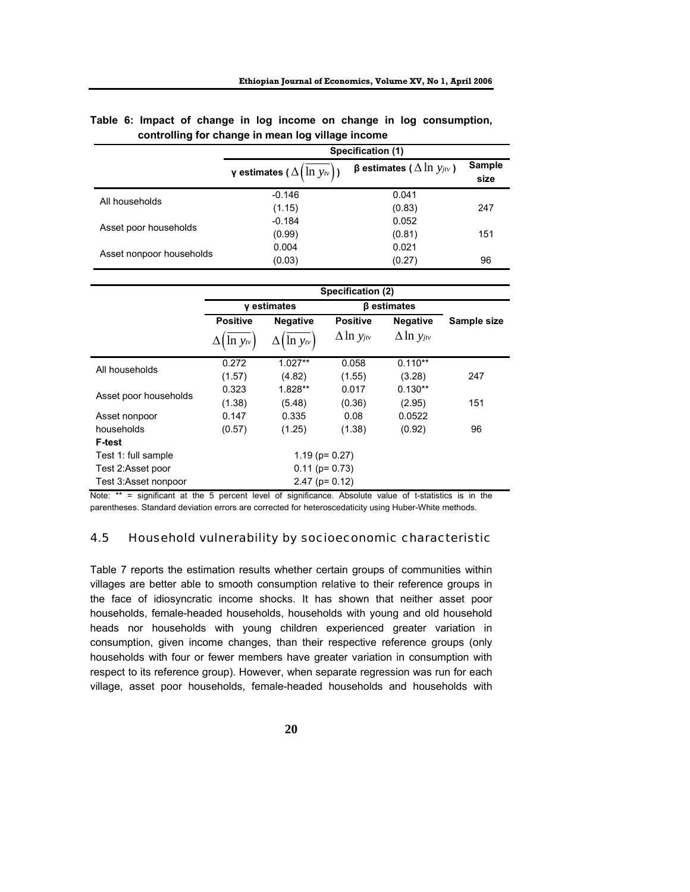**Table 6: Impact of change in log income on change in log consumption, controlling for change in mean log village income**

| | Specification (1) | | |
|---|---|---|---|
| | γ estimates ( $\Delta\left(\overline{\ln y_{tv}}\right)$ ) | β estimates ( $\Delta \ln y_{jtv}$ ) | Sample size |
| All households | -0.146 | 0.041 | |
| | (1.15) | (0.83) | 247 |
| Asset poor households | -0.184 | 0.052 | |
| | (0.99) | (0.81) | 151 |
| Asset nonpoor households | 0.004 | 0.021 | |
| | (0.03) | (0.27) | 96 |

| | Specification (2) | | | | |
|---|---|---|---|---|---|
| | γ estimates | | β estimates | | |
| | Positive $\Delta\left(\overline{\ln y_{tv}}\right)$ | Negative $\Delta\left(\overline{\ln y_{tv}}\right)$ | Positive $\Delta \ln y_{jtv}$ | Negative $\Delta \ln y_{jtv}$ | Sample size |
| All households | 0.272 | 1.027** | 0.058 | 0.110** | |
| | (1.57) | (4.82) | (1.55) | (3.28) | 247 |
| Asset poor households | 0.323 | 1.828** | 0.017 | 0.130** | |
| | (1.38) | (5.48) | (0.36) | (2.95) | 151 |
| Asset nonpoor households | 0.147 | 0.335 | 0.08 | 0.0522 | |
| | (0.57) | (1.25) | (1.38) | (0.92) | 96 |
| **F-test** | | | | | |
| Test 1: full sample | 1.19 (p= 0.27) | | | | |
| Test 2:Asset poor | 0.11 (p= 0.73) | | | | |
| Test 3:Asset nonpoor | 2.47 (p= 0.12) | | | | |

Note: ** = significant at the 5 percent level of significance. Absolute value of t-statistics is in the parentheses. Standard deviation errors are corrected for heteroscedaticity using Huber-White methods.

### 4.5 Household vulnerability by socioeconomic characteristic

Table 7 reports the estimation results whether certain groups of communities within villages are better able to smooth consumption relative to their reference groups in the face of idiosyncratic income shocks. It has shown that neither asset poor households, female-headed households, households with young and old household heads nor households with young children experienced greater variation in consumption, given income changes, than their respective reference groups (only households with four or fewer members have greater variation in consumption with respect to its reference group). However, when separate regression was run for each village, asset poor households, female-headed households and households with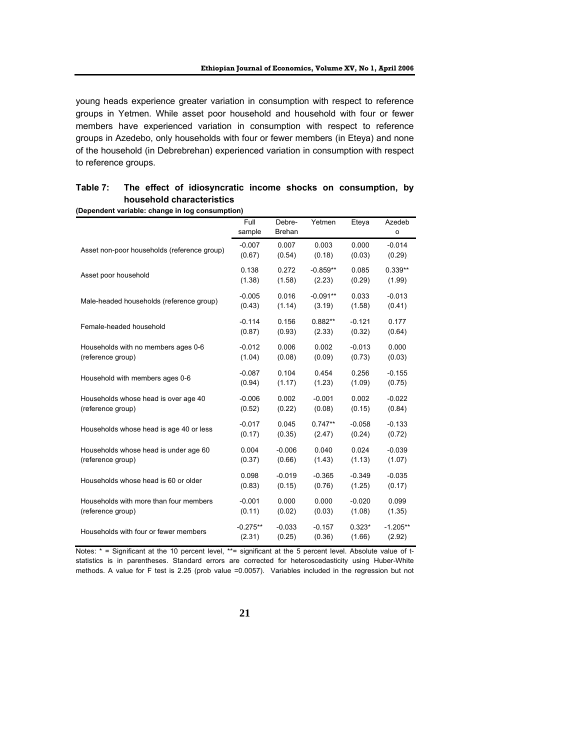young heads experience greater variation in consumption with respect to reference groups in Yetmen. While asset poor household and household with four or fewer members have experienced variation in consumption with respect to reference groups in Azedebo, only households with four or fewer members (in Eteya) and none of the household (in Debrebrehan) experienced variation in consumption with respect to reference groups.

**Table 7: The effect of idiosyncratic income shocks on consumption, by household characteristics**

**(Dependent variable: change in log consumption)**

| | Full sample | Debre-Brehan | Yetmen | Eteya | Azedebo |
|---|---|---|---|---|---|
| Asset non-poor households (reference group) | -0.007 | 0.007 | 0.003 | 0.000 | -0.014 |
| | (0.67) | (0.54) | (0.18) | (0.03) | (0.29) |
| Asset poor household | 0.138 | 0.272 | -0.859** | 0.085 | 0.339** |
| | (1.38) | (1.58) | (2.23) | (0.29) | (1.99) |
| Male-headed households (reference group) | -0.005 | 0.016 | -0.091** | 0.033 | -0.013 |
| | (0.43) | (1.14) | (3.19) | (1.58) | (0.41) |
| Female-headed household | -0.114 | 0.156 | 0.882** | -0.121 | 0.177 |
| | (0.87) | (0.93) | (2.33) | (0.32) | (0.64) |
| Households with no members ages 0-6 (reference group) | -0.012 | 0.006 | 0.002 | -0.013 | 0.000 |
| | (1.04) | (0.08) | (0.09) | (0.73) | (0.03) |
| Household with members ages 0-6 | -0.087 | 0.104 | 0.454 | 0.256 | -0.155 |
| | (0.94) | (1.17) | (1.23) | (1.09) | (0.75) |
| Households whose head is over age 40 (reference group) | -0.006 | 0.002 | -0.001 | 0.002 | -0.022 |
| | (0.52) | (0.22) | (0.08) | (0.15) | (0.84) |
| Households whose head is age 40 or less | -0.017 | 0.045 | 0.747** | -0.058 | -0.133 |
| | (0.17) | (0.35) | (2.47) | (0.24) | (0.72) |
| Households whose head is under age 60 (reference group) | 0.004 | -0.006 | 0.040 | 0.024 | -0.039 |
| | (0.37) | (0.66) | (1.43) | (1.13) | (1.07) |
| Households whose head is 60 or older | 0.098 | -0.019 | -0.365 | -0.349 | -0.035 |
| | (0.83) | (0.15) | (0.76) | (1.25) | (0.17) |
| Households with more than four members (reference group) | -0.001 | 0.000 | 0.000 | -0.020 | 0.099 |
| | (0.11) | (0.02) | (0.03) | (1.08) | (1.35) |
| Households with four or fewer members | -0.275** | -0.033 | -0.157 | 0.323* | -1.205** |
| | (2.31) | (0.25) | (0.36) | (1.66) | (2.92) |

Notes: * = Significant at the 10 percent level, **= significant at the 5 percent level. Absolute value of t-statistics is in parentheses. Standard errors are corrected for heteroscedasticity using Huber-White methods. A value for F test is 2.25 (prob value =0.0057). Variables included in the regression but not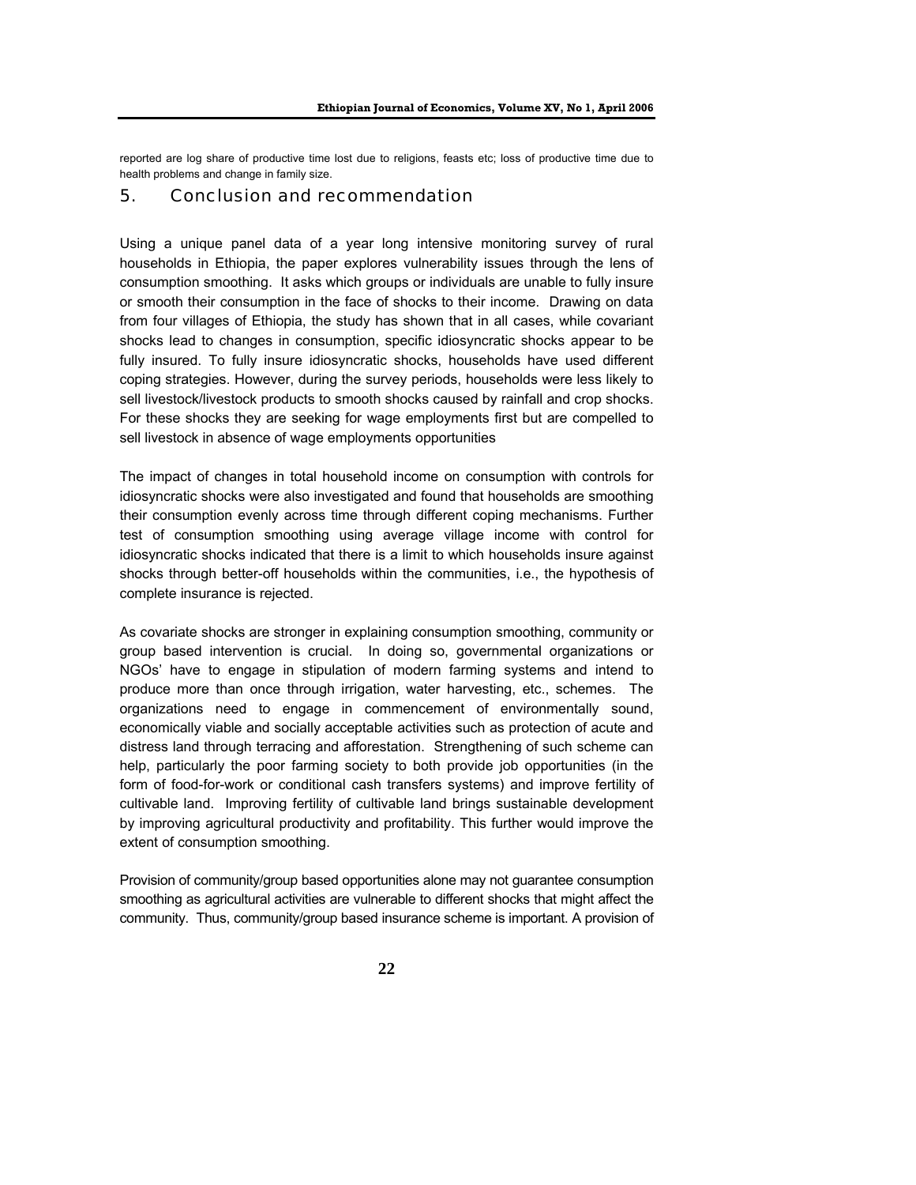reported are log share of productive time lost due to religions, feasts etc; loss of productive time due to health problems and change in family size.

## 5. Conclusion and recommendation

Using a unique panel data of a year long intensive monitoring survey of rural households in Ethiopia, the paper explores vulnerability issues through the lens of consumption smoothing. It asks which groups or individuals are unable to fully insure or smooth their consumption in the face of shocks to their income. Drawing on data from four villages of Ethiopia, the study has shown that in all cases, while covariant shocks lead to changes in consumption, specific idiosyncratic shocks appear to be fully insured. To fully insure idiosyncratic shocks, households have used different coping strategies. However, during the survey periods, households were less likely to sell livestock/livestock products to smooth shocks caused by rainfall and crop shocks. For these shocks they are seeking for wage employments first but are compelled to sell livestock in absence of wage employments opportunities

The impact of changes in total household income on consumption with controls for idiosyncratic shocks were also investigated and found that households are smoothing their consumption evenly across time through different coping mechanisms. Further test of consumption smoothing using average village income with control for idiosyncratic shocks indicated that there is a limit to which households insure against shocks through better-off households within the communities, i.e., the hypothesis of complete insurance is rejected.

As covariate shocks are stronger in explaining consumption smoothing, community or group based intervention is crucial. In doing so, governmental organizations or NGOs' have to engage in stipulation of modern farming systems and intend to produce more than once through irrigation, water harvesting, etc., schemes. The organizations need to engage in commencement of environmentally sound, economically viable and socially acceptable activities such as protection of acute and distress land through terracing and afforestation. Strengthening of such scheme can help, particularly the poor farming society to both provide job opportunities (in the form of food-for-work or conditional cash transfers systems) and improve fertility of cultivable land. Improving fertility of cultivable land brings sustainable development by improving agricultural productivity and profitability. This further would improve the extent of consumption smoothing.

Provision of community/group based opportunities alone may not guarantee consumption smoothing as agricultural activities are vulnerable to different shocks that might affect the community. Thus, community/group based insurance scheme is important. A provision of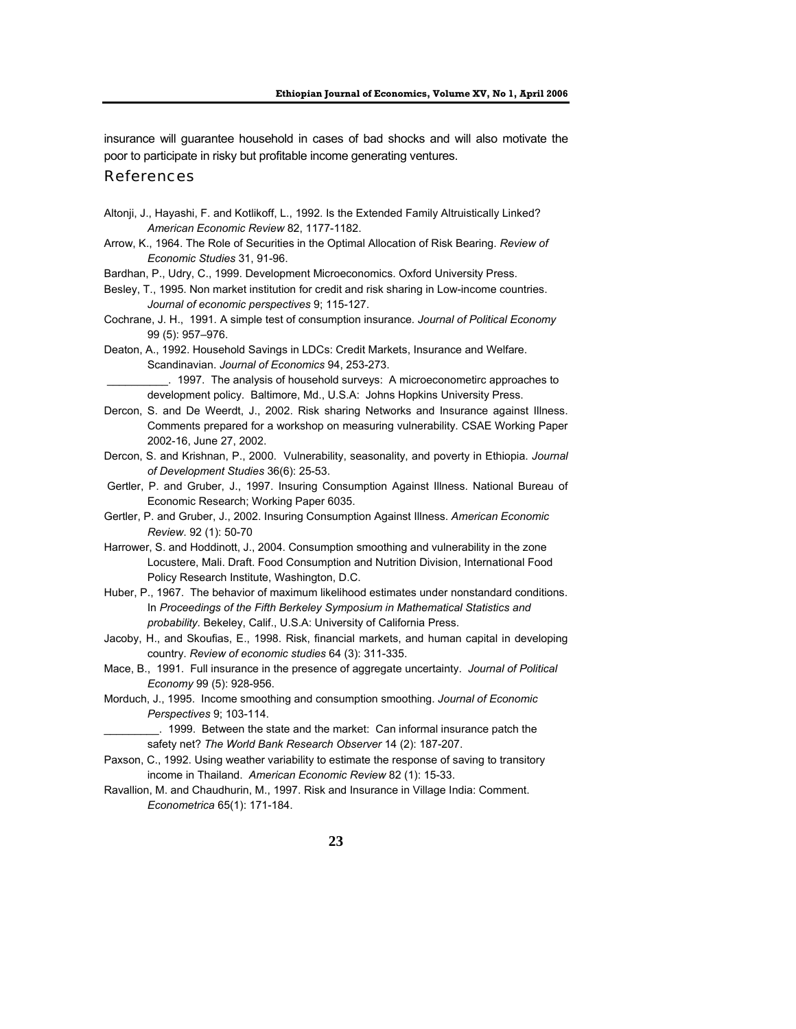insurance will guarantee household in cases of bad shocks and will also motivate the poor to participate in risky but profitable income generating ventures.

## References

Altonji, J., Hayashi, F. and Kotlikoff, L., 1992. Is the Extended Family Altruistically Linked? *American Economic Review* 82, 1177-1182.

Arrow, K., 1964. The Role of Securities in the Optimal Allocation of Risk Bearing. *Review of Economic Studies* 31, 91-96.

Bardhan, P., Udry, C., 1999. Development Microeconomics. Oxford University Press.

Besley, T., 1995. Non market institution for credit and risk sharing in Low-income countries. *Journal of economic perspectives* 9; 115-127.

Cochrane, J. H., 1991. A simple test of consumption insurance. *Journal of Political Economy* 99 (5): 957–976.

Deaton, A., 1992. Household Savings in LDCs: Credit Markets, Insurance and Welfare. Scandinavian. *Journal of Economics* 94, 253-273.

__________. 1997. The analysis of household surveys: A microeconometirc approaches to development policy. Baltimore, Md., U.S.A: Johns Hopkins University Press.

Dercon, S. and De Weerdt, J., 2002. Risk sharing Networks and Insurance against Illness. Comments prepared for a workshop on measuring vulnerability. CSAE Working Paper 2002-16, June 27, 2002.

Dercon, S. and Krishnan, P., 2000. Vulnerability, seasonality, and poverty in Ethiopia. *Journal of Development Studies* 36(6): 25-53.

Gertler, P. and Gruber, J., 1997. Insuring Consumption Against Illness. National Bureau of Economic Research; Working Paper 6035.

Gertler, P. and Gruber, J., 2002. Insuring Consumption Against Illness. *American Economic Review*. 92 (1): 50-70

Harrower, S. and Hoddinott, J., 2004. Consumption smoothing and vulnerability in the zone Locustere, Mali. Draft. Food Consumption and Nutrition Division, International Food Policy Research Institute, Washington, D.C.

Huber, P., 1967. The behavior of maximum likelihood estimates under nonstandard conditions. In *Proceedings of the Fifth Berkeley Symposium in Mathematical Statistics and probability.* Bekeley, Calif., U.S.A: University of California Press.

Jacoby, H., and Skoufias, E., 1998. Risk, financial markets, and human capital in developing country. *Review of economic studies* 64 (3): 311-335.

Mace, B., 1991. Full insurance in the presence of aggregate uncertainty. *Journal of Political Economy* 99 (5): 928-956.

Morduch, J., 1995. Income smoothing and consumption smoothing. *Journal of Economic Perspectives* 9; 103-114.

_________. 1999. Between the state and the market: Can informal insurance patch the safety net? *The World Bank Research Observer* 14 (2): 187-207.

Paxson, C., 1992. Using weather variability to estimate the response of saving to transitory income in Thailand. *American Economic Review* 82 (1): 15-33.

Ravallion, M. and Chaudhurin, M., 1997. Risk and Insurance in Village India: Comment. *Econometrica* 65(1): 171-184.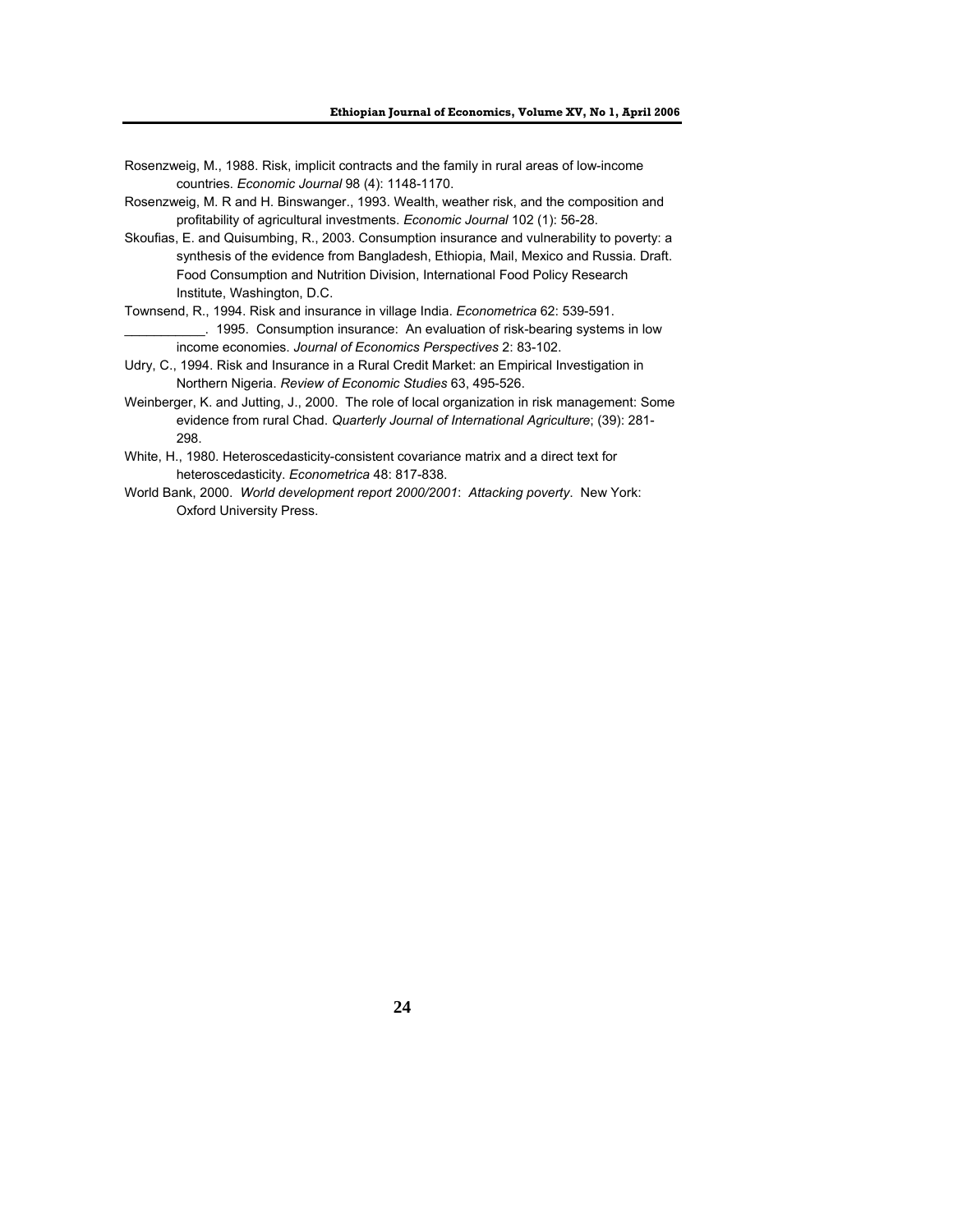Rosenzweig, M., 1988. Risk, implicit contracts and the family in rural areas of low-income countries. *Economic Journal* 98 (4): 1148-1170.

Rosenzweig, M. R and H. Binswanger., 1993. Wealth, weather risk, and the composition and profitability of agricultural investments. *Economic Journal* 102 (1): 56-28.

Skoufias, E. and Quisumbing, R., 2003. Consumption insurance and vulnerability to poverty: a synthesis of the evidence from Bangladesh, Ethiopia, Mail, Mexico and Russia. Draft. Food Consumption and Nutrition Division, International Food Policy Research Institute, Washington, D.C.

Townsend, R., 1994. Risk and insurance in village India. *Econometrica* 62: 539-591.

___________. 1995. Consumption insurance: An evaluation of risk-bearing systems in low income economies. *Journal of Economics Perspectives* 2: 83-102.

Udry, C., 1994. Risk and Insurance in a Rural Credit Market: an Empirical Investigation in Northern Nigeria. *Review of Economic Studies* 63, 495-526.

Weinberger, K. and Jutting, J., 2000. The role of local organization in risk management: Some evidence from rural Chad. *Quarterly Journal of International Agriculture*; (39): 281-298.

White, H., 1980. Heteroscedasticity-consistent covariance matrix and a direct text for heteroscedasticity. *Econometrica* 48: 817-838.

World Bank, 2000. *World development report 2000/2001*: *Attacking poverty*. New York: Oxford University Press.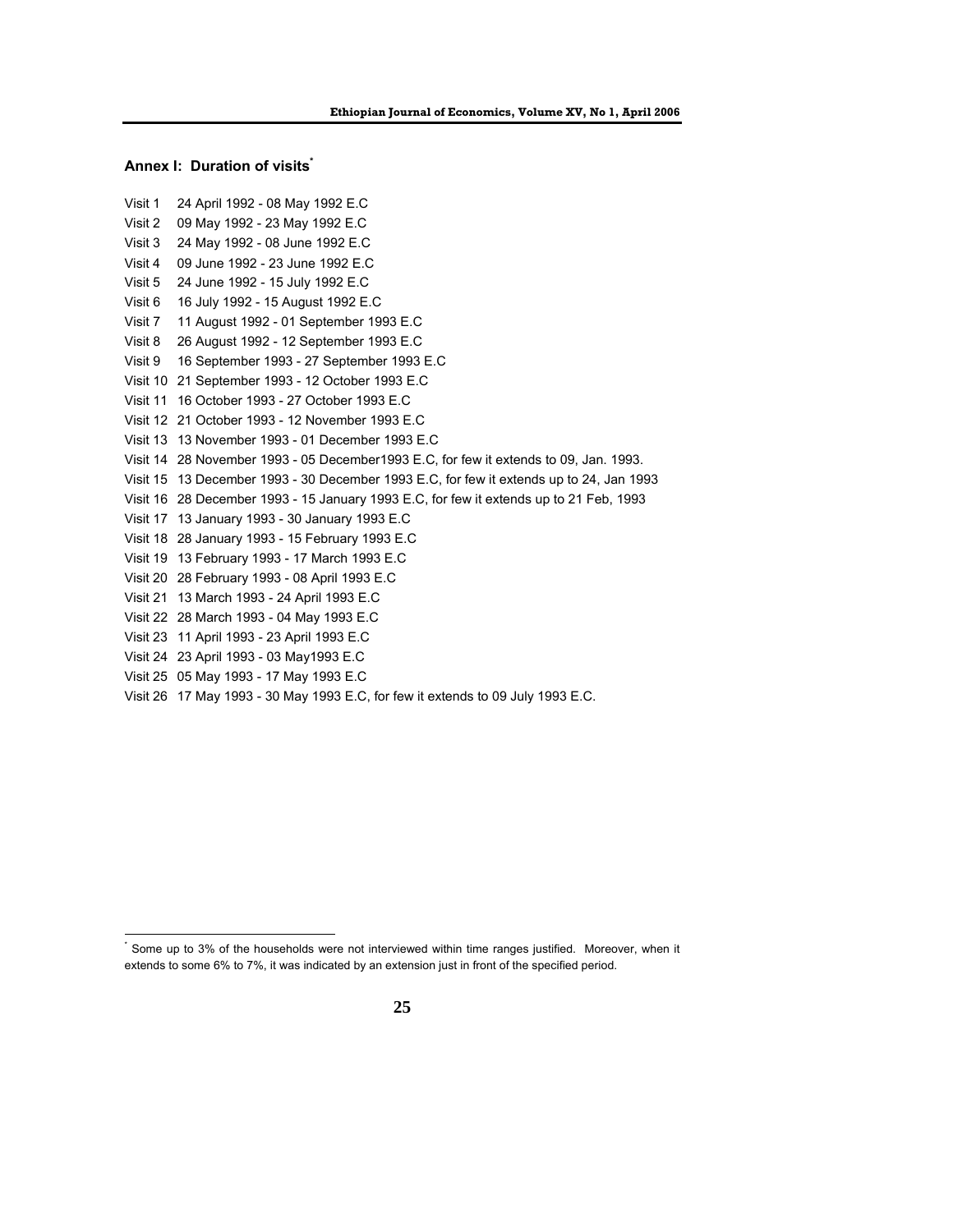## Annex I: Duration of visits[*]

Visit 1 24 April 1992 - 08 May 1992 E.C
Visit 2 09 May 1992 - 23 May 1992 E.C
Visit 3 24 May 1992 - 08 June 1992 E.C
Visit 4 09 June 1992 - 23 June 1992 E.C
Visit 5 24 June 1992 - 15 July 1992 E.C
Visit 6 16 July 1992 - 15 August 1992 E.C
Visit 7 11 August 1992 - 01 September 1993 E.C
Visit 8 26 August 1992 - 12 September 1993 E.C
Visit 9 16 September 1993 - 27 September 1993 E.C
Visit 10 21 September 1993 - 12 October 1993 E.C
Visit 11 16 October 1993 - 27 October 1993 E.C
Visit 12 21 October 1993 - 12 November 1993 E.C
Visit 13 13 November 1993 - 01 December 1993 E.C
Visit 14 28 November 1993 - 05 December1993 E.C, for few it extends to 09, Jan. 1993.
Visit 15 13 December 1993 - 30 December 1993 E.C, for few it extends up to 24, Jan 1993
Visit 16 28 December 1993 - 15 January 1993 E.C, for few it extends up to 21 Feb, 1993
Visit 17 13 January 1993 - 30 January 1993 E.C
Visit 18 28 January 1993 - 15 February 1993 E.C
Visit 19 13 February 1993 - 17 March 1993 E.C
Visit 20 28 February 1993 - 08 April 1993 E.C
Visit 21 13 March 1993 - 24 April 1993 E.C
Visit 22 28 March 1993 - 04 May 1993 E.C
Visit 23 11 April 1993 - 23 April 1993 E.C
Visit 24 23 April 1993 - 03 May1993 E.C
Visit 25 05 May 1993 - 17 May 1993 E.C
Visit 26 17 May 1993 - 30 May 1993 E.C, for few it extends to 09 July 1993 E.C.

[*] Some up to 3% of the households were not interviewed within time ranges justified. Moreover, when it extends to some 6% to 7%, it was indicated by an extension just in front of the specified period.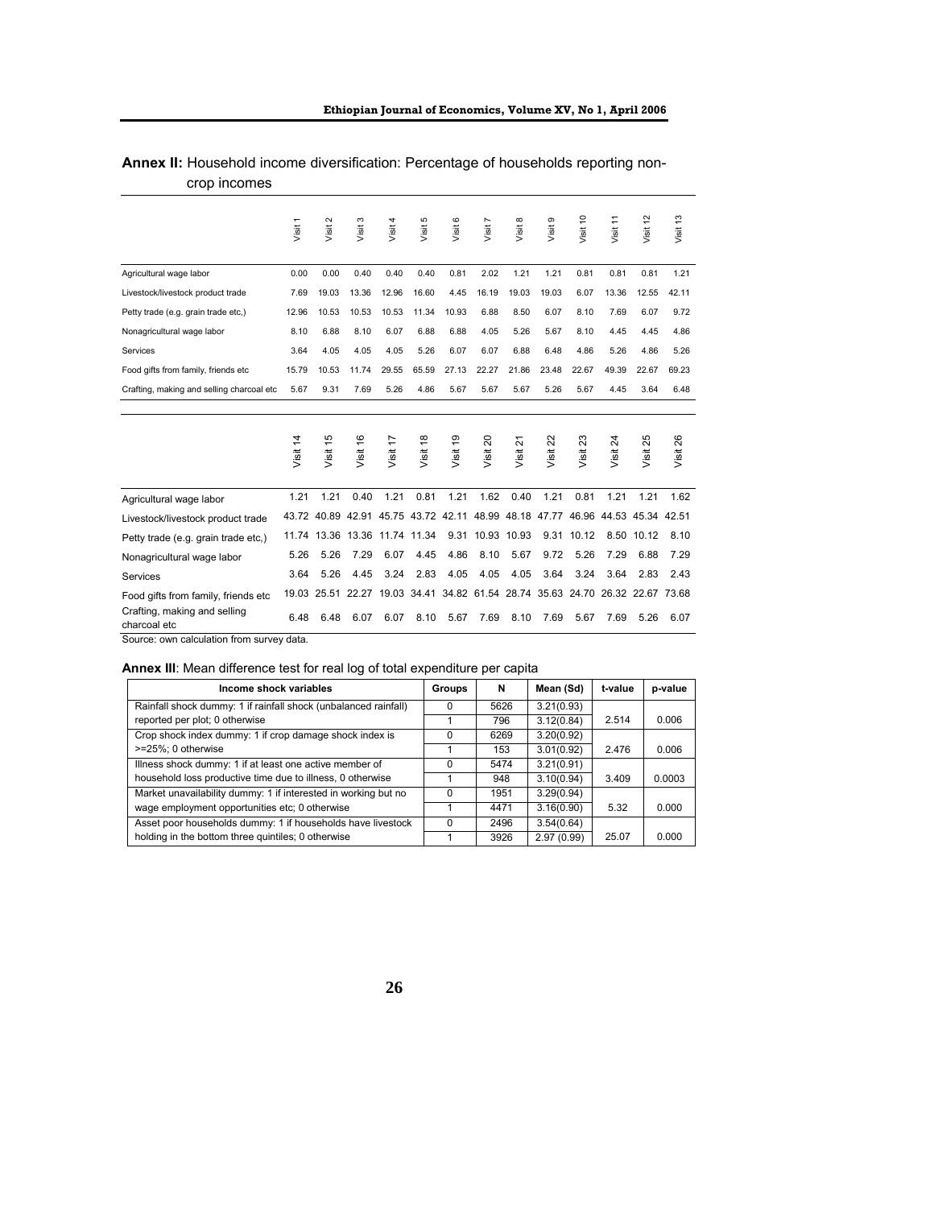**Annex II:** Household income diversification: Percentage of households reporting non-crop incomes

| | Visit 1 | Visit 2 | Visit 3 | Visit 4 | Visit 5 | Visit 6 | Visit 7 | Visit 8 | Visit 9 | Visit 10 | Visit 11 | Visit 12 | Visit 13 |
|---|---|---|---|---|---|---|---|---|---|---|---|---|---|
| Agricultural wage labor | 0.00 | 0.00 | 0.40 | 0.40 | 0.40 | 0.81 | 2.02 | 1.21 | 1.21 | 0.81 | 0.81 | 0.81 | 1.21 |
| Livestock/livestock product trade | 7.69 | 19.03 | 13.36 | 12.96 | 16.60 | 4.45 | 16.19 | 19.03 | 19.03 | 6.07 | 13.36 | 12.55 | 42.11 |
| Petty trade (e.g. grain trade etc,) | 12.96 | 10.53 | 10.53 | 10.53 | 11.34 | 10.93 | 6.88 | 8.50 | 6.07 | 8.10 | 7.69 | 6.07 | 9.72 |
| Nonagricultural wage labor | 8.10 | 6.88 | 8.10 | 6.07 | 6.88 | 6.88 | 4.05 | 5.26 | 5.67 | 8.10 | 4.45 | 4.45 | 4.86 |
| Services | 3.64 | 4.05 | 4.05 | 4.05 | 5.26 | 6.07 | 6.07 | 6.88 | 6.48 | 4.86 | 5.26 | 4.86 | 5.26 |
| Food gifts from family, friends etc | 15.79 | 10.53 | 11.74 | 29.55 | 65.59 | 27.13 | 22.27 | 21.86 | 23.48 | 22.67 | 49.39 | 22.67 | 69.23 |
| Crafting, making and selling charcoal etc | 5.67 | 9.31 | 7.69 | 5.26 | 4.86 | 5.67 | 5.67 | 5.67 | 5.26 | 5.67 | 4.45 | 3.64 | 6.48 |

| | Visit 14 | Visit 15 | Visit 16 | Visit 17 | Visit 18 | Visit 19 | Visit 20 | Visit 21 | Visit 22 | Visit 23 | Visit 24 | Visit 25 | Visit 26 |
|---|---|---|---|---|---|---|---|---|---|---|---|---|---|
| Agricultural wage labor | 1.21 | 1.21 | 0.40 | 1.21 | 0.81 | 1.21 | 1.62 | 0.40 | 1.21 | 0.81 | 1.21 | 1.21 | 1.62 |
| Livestock/livestock product trade | 43.72 | 40.89 | 42.91 | 45.75 | 43.72 | 42.11 | 48.99 | 48.18 | 47.77 | 46.96 | 44.53 | 45.34 | 42.51 |
| Petty trade (e.g. grain trade etc,) | 11.74 | 13.36 | 13.36 | 11.74 | 11.34 | 9.31 | 10.93 | 10.93 | 9.31 | 10.12 | 8.50 | 10.12 | 8.10 |
| Nonagricultural wage labor | 5.26 | 5.26 | 7.29 | 6.07 | 4.45 | 4.86 | 8.10 | 5.67 | 9.72 | 5.26 | 7.29 | 6.88 | 7.29 |
| Services | 3.64 | 5.26 | 4.45 | 3.24 | 2.83 | 4.05 | 4.05 | 4.05 | 3.64 | 3.24 | 3.64 | 2.83 | 2.43 |
| Food gifts from family, friends etc | 19.03 | 25.51 | 22.27 | 19.03 | 34.41 | 34.82 | 61.54 | 28.74 | 35.63 | 24.70 | 26.32 | 22.67 | 73.68 |
| Crafting, making and selling charcoal etc | 6.48 | 6.48 | 6.07 | 6.07 | 8.10 | 5.67 | 7.69 | 8.10 | 7.69 | 5.67 | 7.69 | 5.26 | 6.07 |

Source: own calculation from survey data.

**Annex III**: Mean difference test for real log of total expenditure per capita

| Income shock variables | Groups | N | Mean (Sd) | t-value | p-value |
|---|---|---|---|---|---|
| Rainfall shock dummy: 1 if rainfall shock (unbalanced rainfall) reported per plot; 0 otherwise | 0 | 5626 | 3.21(0.93) | | |
| | 1 | 796 | 3.12(0.84) | 2.514 | 0.006 |
| Crop shock index dummy: 1 if crop damage shock index is >=25%; 0 otherwise | 0 | 6269 | 3.20(0.92) | | |
| | 1 | 153 | 3.01(0.92) | 2.476 | 0.006 |
| Illness shock dummy: 1 if at least one active member of household loss productive time due to illness, 0 otherwise | 0 | 5474 | 3.21(0.91) | | |
| | 1 | 948 | 3.10(0.94) | 3.409 | 0.0003 |
| Market unavailability dummy: 1 if interested in working but no wage employment opportunities etc; 0 otherwise | 0 | 1951 | 3.29(0.94) | | |
| | 1 | 4471 | 3.16(0.90) | 5.32 | 0.000 |
| Asset poor households dummy: 1 if households have livestock holding in the bottom three quintiles; 0 otherwise | 0 | 2496 | 3.54(0.64) | | |
| | 1 | 3926 | 2.97 (0.99) | 25.07 | 0.000 |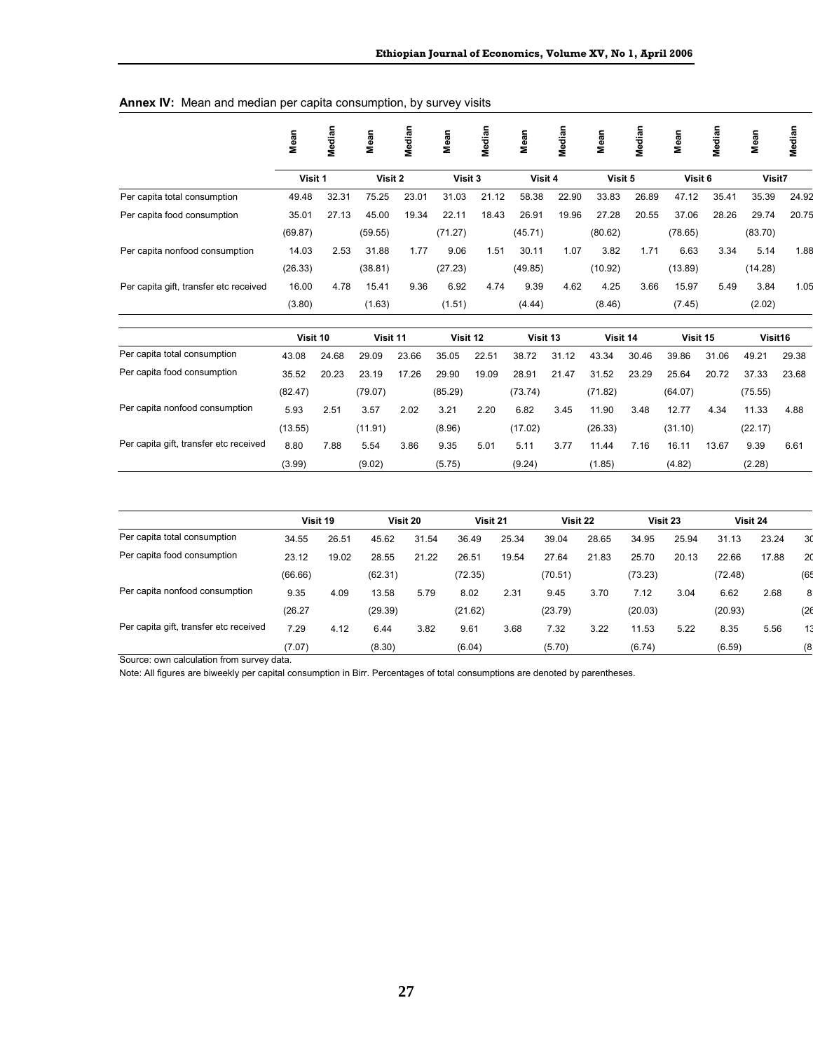**Annex IV:** Mean and median per capita consumption, by survey visits

| | Mean | Median | Mean | Median | Mean | Median | Mean | Median | Mean | Median | Mean | Median | Mean | Median |
|---|---|---|---|---|---|---|---|---|---|---|---|---|---|---|
| | Visit 1 | | Visit 2 | | Visit 3 | | Visit 4 | | Visit 5 | | Visit 6 | | Visit7 | |
| Per capita total consumption | 49.48 | 32.31 | 75.25 | 23.01 | 31.03 | 21.12 | 58.38 | 22.90 | 33.83 | 26.89 | 47.12 | 35.41 | 35.39 | 24.92 |
| Per capita food consumption | 35.01 | 27.13 | 45.00 | 19.34 | 22.11 | 18.43 | 26.91 | 19.96 | 27.28 | 20.55 | 37.06 | 28.26 | 29.74 | 20.75 |
| | (69.87) | | (59.55) | | (71.27) | | (45.71) | | (80.62) | | (78.65) | | (83.70) | |
| Per capita nonfood consumption | 14.03 | 2.53 | 31.88 | 1.77 | 9.06 | 1.51 | 30.11 | 1.07 | 3.82 | 1.71 | 6.63 | 3.34 | 5.14 | 1.88 |
| | (26.33) | | (38.81) | | (27.23) | | (49.85) | | (10.92) | | (13.89) | | (14.28) | |
| Per capita gift, transfer etc received | 16.00 | 4.78 | 15.41 | 9.36 | 6.92 | 4.74 | 9.39 | 4.62 | 4.25 | 3.66 | 15.97 | 5.49 | 3.84 | 1.05 |
| | (3.80) | | (1.63) | | (1.51) | | (4.44) | | (8.46) | | (7.45) | | (2.02) | |

| | Visit 10 | | Visit 11 | | Visit 12 | | Visit 13 | | Visit 14 | | Visit 15 | | Visit16 | |
|---|---|---|---|---|---|---|---|---|---|---|---|---|---|---|
| Per capita total consumption | 43.08 | 24.68 | 29.09 | 23.66 | 35.05 | 22.51 | 38.72 | 31.12 | 43.34 | 30.46 | 39.86 | 31.06 | 49.21 | 29.38 |
| Per capita food consumption | 35.52 | 20.23 | 23.19 | 17.26 | 29.90 | 19.09 | 28.91 | 21.47 | 31.52 | 23.29 | 25.64 | 20.72 | 37.33 | 23.68 |
| | (82.47) | | (79.07) | | (85.29) | | (73.74) | | (71.82) | | (64.07) | | (75.55) | |
| Per capita nonfood consumption | 5.93 | 2.51 | 3.57 | 2.02 | 3.21 | 2.20 | 6.82 | 3.45 | 11.90 | 3.48 | 12.77 | 4.34 | 11.33 | 4.88 |
| | (13.55) | | (11.91) | | (8.96) | | (17.02) | | (26.33) | | (31.10) | | (22.17) | |
| Per capita gift, transfer etc received | 8.80 | 7.88 | 5.54 | 3.86 | 9.35 | 5.01 | 5.11 | 3.77 | 11.44 | 7.16 | 16.11 | 13.67 | 9.39 | 6.61 |
| | (3.99) | | (9.02) | | (5.75) | | (9.24) | | (1.85) | | (4.82) | | (2.28) | |

| | Visit 19 | | Visit 20 | | Visit 21 | | Visit 22 | | Visit 23 | | Visit 24 | | |
|---|---|---|---|---|---|---|---|---|---|---|---|---|---|
| Per capita total consumption | 34.55 | 26.51 | 45.62 | 31.54 | 36.49 | 25.34 | 39.04 | 28.65 | 34.95 | 25.94 | 31.13 | 23.24 | 30 |
| Per capita food consumption | 23.12 | 19.02 | 28.55 | 21.22 | 26.51 | 19.54 | 27.64 | 21.83 | 25.70 | 20.13 | 22.66 | 17.88 | 20 |
| | (66.66) | | (62.31) | | (72.35) | | (70.51) | | (73.23) | | (72.48) | | (65 |
| Per capita nonfood consumption | 9.35 | 4.09 | 13.58 | 5.79 | 8.02 | 2.31 | 9.45 | 3.70 | 7.12 | 3.04 | 6.62 | 2.68 | 8 |
| | (26.27 | | (29.39) | | (21.62) | | (23.79) | | (20.03) | | (20.93) | | (26 |
| Per capita gift, transfer etc received | 7.29 | 4.12 | 6.44 | 3.82 | 9.61 | 3.68 | 7.32 | 3.22 | 11.53 | 5.22 | 8.35 | 5.56 | 13 |
| | (7.07) | | (8.30) | | (6.04) | | (5.70) | | (6.74) | | (6.59) | | (8 |

Source: own calculation from survey data.

Note: All figures are biweekly per capital consumption in Birr. Percentages of total consumptions are denoted by parentheses.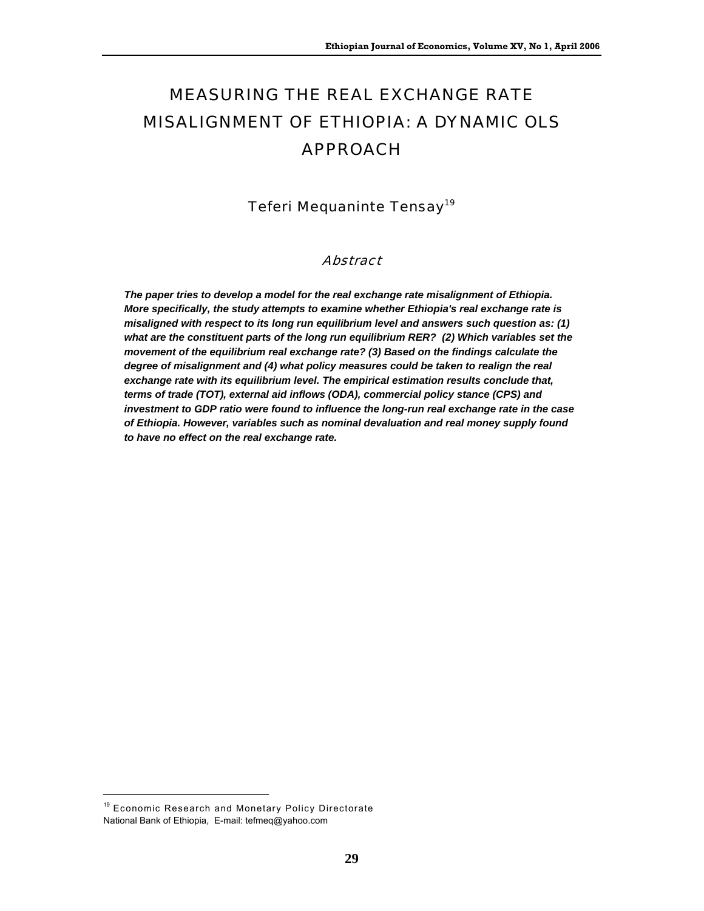# MEASURING THE REAL EXCHANGE RATE MISALIGNMENT OF ETHIOPIA: A DYNAMIC OLS APPROACH

Teferi Mequaninte Tensay[19]

## Abstract

***The paper tries to develop a model for the real exchange rate misalignment of Ethiopia. More specifically, the study attempts to examine whether Ethiopia's real exchange rate is misaligned with respect to its long run equilibrium level and answers such question as: (1) what are the constituent parts of the long run equilibrium RER? (2) Which variables set the movement of the equilibrium real exchange rate? (3) Based on the findings calculate the degree of misalignment and (4) what policy measures could be taken to realign the real exchange rate with its equilibrium level. The empirical estimation results conclude that, terms of trade (TOT), external aid inflows (ODA), commercial policy stance (CPS) and investment to GDP ratio were found to influence the long-run real exchange rate in the case of Ethiopia. However, variables such as nominal devaluation and real money supply found to have no effect on the real exchange rate.***

[19] Economic Research and Monetary Policy Directorate
National Bank of Ethiopia, E-mail: tefmeq@yahoo.com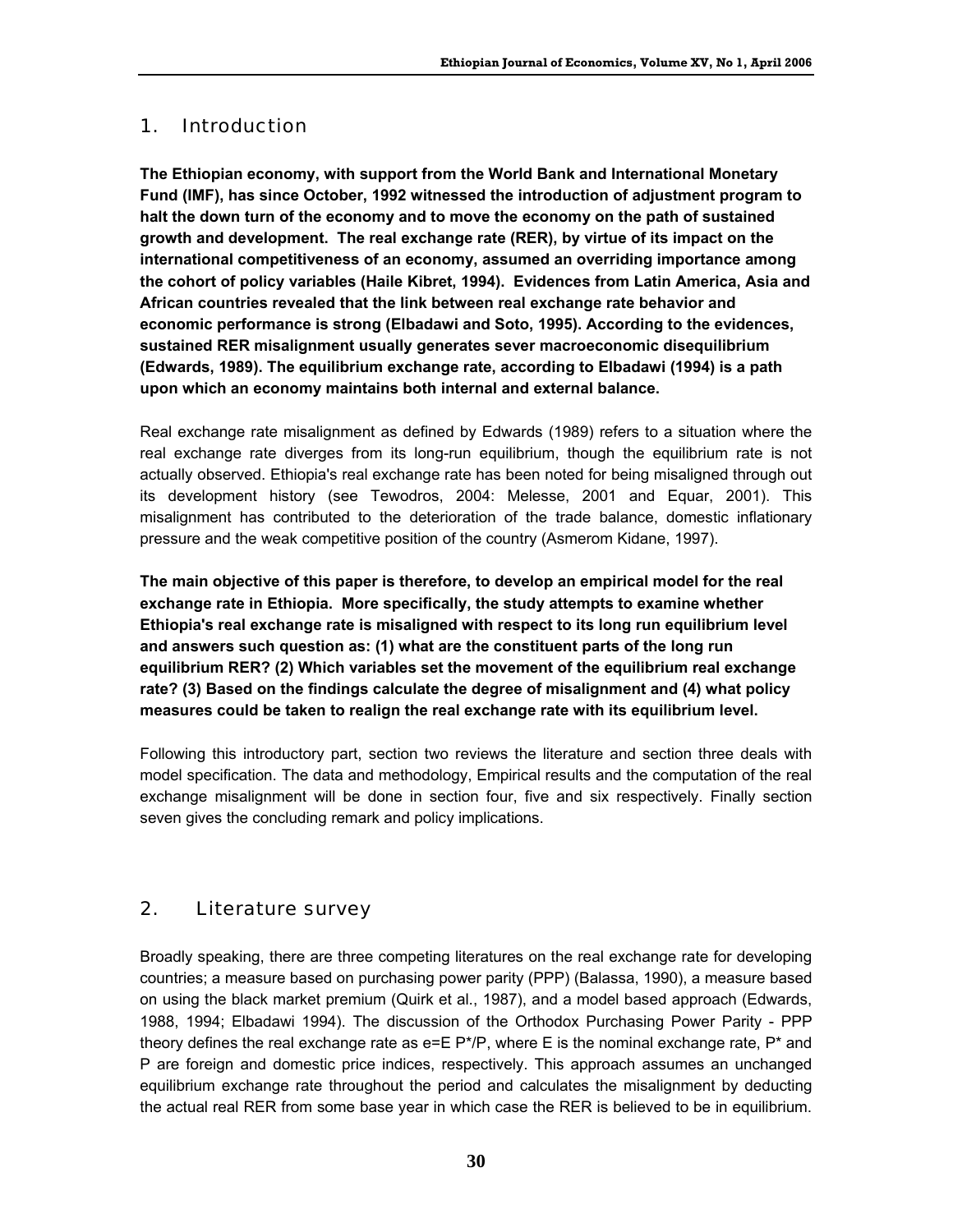## 1. Introduction

**The Ethiopian economy, with support from the World Bank and International Monetary Fund (IMF), has since October, 1992 witnessed the introduction of adjustment program to halt the down turn of the economy and to move the economy on the path of sustained growth and development. The real exchange rate (RER), by virtue of its impact on the international competitiveness of an economy, assumed an overriding importance among the cohort of policy variables (Haile Kibret, 1994). Evidences from Latin America, Asia and African countries revealed that the link between real exchange rate behavior and economic performance is strong (Elbadawi and Soto, 1995). According to the evidences, sustained RER misalignment usually generates sever macroeconomic disequilibrium (Edwards, 1989). The equilibrium exchange rate, according to Elbadawi (1994) is a path upon which an economy maintains both internal and external balance.**

Real exchange rate misalignment as defined by Edwards (1989) refers to a situation where the real exchange rate diverges from its long-run equilibrium, though the equilibrium rate is not actually observed. Ethiopia's real exchange rate has been noted for being misaligned through out its development history (see Tewodros, 2004: Melesse, 2001 and Equar, 2001). This misalignment has contributed to the deterioration of the trade balance, domestic inflationary pressure and the weak competitive position of the country (Asmerom Kidane, 1997).

**The main objective of this paper is therefore, to develop an empirical model for the real exchange rate in Ethiopia. More specifically, the study attempts to examine whether Ethiopia's real exchange rate is misaligned with respect to its long run equilibrium level and answers such question as: (1) what are the constituent parts of the long run equilibrium RER? (2) Which variables set the movement of the equilibrium real exchange rate? (3) Based on the findings calculate the degree of misalignment and (4) what policy measures could be taken to realign the real exchange rate with its equilibrium level.**

Following this introductory part, section two reviews the literature and section three deals with model specification. The data and methodology, Empirical results and the computation of the real exchange misalignment will be done in section four, five and six respectively. Finally section seven gives the concluding remark and policy implications.

## 2. Literature survey

Broadly speaking, there are three competing literatures on the real exchange rate for developing countries; a measure based on purchasing power parity (PPP) (Balassa, 1990), a measure based on using the black market premium (Quirk et al., 1987), and a model based approach (Edwards, 1988, 1994; Elbadawi 1994). The discussion of the Orthodox Purchasing Power Parity - PPP theory defines the real exchange rate as $e=E\,P^*/P$, where E is the nominal exchange rate, $P^*$ and P are foreign and domestic price indices, respectively. This approach assumes an unchanged equilibrium exchange rate throughout the period and calculates the misalignment by deducting the actual real RER from some base year in which case the RER is believed to be in equilibrium.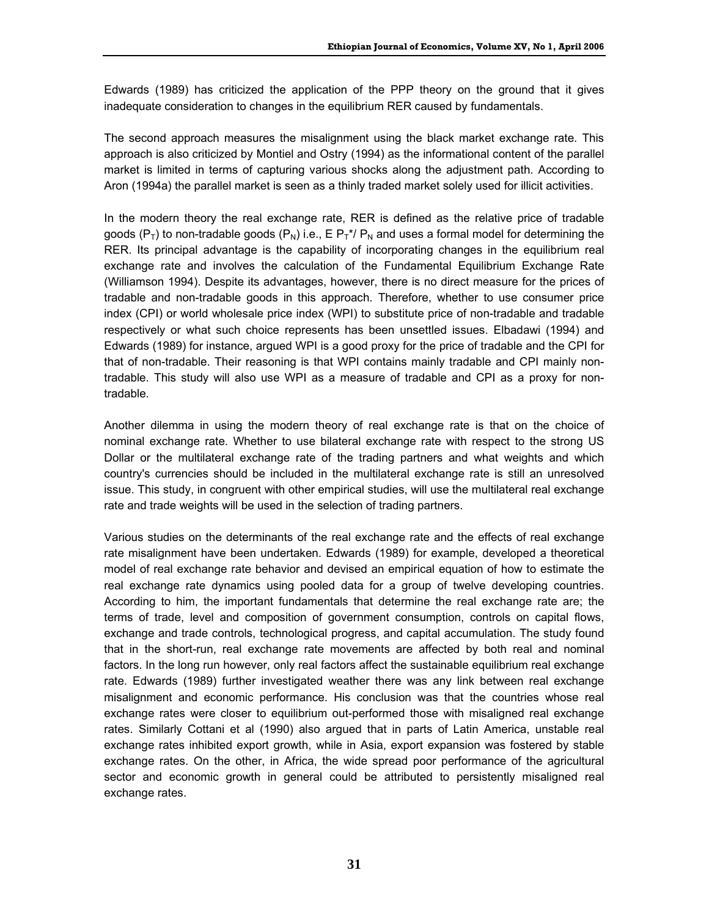Edwards (1989) has criticized the application of the PPP theory on the ground that it gives inadequate consideration to changes in the equilibrium RER caused by fundamentals.

The second approach measures the misalignment using the black market exchange rate. This approach is also criticized by Montiel and Ostry (1994) as the informational content of the parallel market is limited in terms of capturing various shocks along the adjustment path. According to Aron (1994a) the parallel market is seen as a thinly traded market solely used for illicit activities.

In the modern theory the real exchange rate, RER is defined as the relative price of tradable goods ($P_T$) to non-tradable goods ($P_N$) i.e., $E\, P_T^*/\, P_N$ and uses a formal model for determining the RER. Its principal advantage is the capability of incorporating changes in the equilibrium real exchange rate and involves the calculation of the Fundamental Equilibrium Exchange Rate (Williamson 1994). Despite its advantages, however, there is no direct measure for the prices of tradable and non-tradable goods in this approach. Therefore, whether to use consumer price index (CPI) or world wholesale price index (WPI) to substitute price of non-tradable and tradable respectively or what such choice represents has been unsettled issues. Elbadawi (1994) and Edwards (1989) for instance, argued WPI is a good proxy for the price of tradable and the CPI for that of non-tradable. Their reasoning is that WPI contains mainly tradable and CPI mainly non-tradable. This study will also use WPI as a measure of tradable and CPI as a proxy for non-tradable.

Another dilemma in using the modern theory of real exchange rate is that on the choice of nominal exchange rate. Whether to use bilateral exchange rate with respect to the strong US Dollar or the multilateral exchange rate of the trading partners and what weights and which country's currencies should be included in the multilateral exchange rate is still an unresolved issue. This study, in congruent with other empirical studies, will use the multilateral real exchange rate and trade weights will be used in the selection of trading partners.

Various studies on the determinants of the real exchange rate and the effects of real exchange rate misalignment have been undertaken. Edwards (1989) for example, developed a theoretical model of real exchange rate behavior and devised an empirical equation of how to estimate the real exchange rate dynamics using pooled data for a group of twelve developing countries. According to him, the important fundamentals that determine the real exchange rate are; the terms of trade, level and composition of government consumption, controls on capital flows, exchange and trade controls, technological progress, and capital accumulation. The study found that in the short-run, real exchange rate movements are affected by both real and nominal factors. In the long run however, only real factors affect the sustainable equilibrium real exchange rate. Edwards (1989) further investigated weather there was any link between real exchange misalignment and economic performance. His conclusion was that the countries whose real exchange rates were closer to equilibrium out-performed those with misaligned real exchange rates. Similarly Cottani et al (1990) also argued that in parts of Latin America, unstable real exchange rates inhibited export growth, while in Asia, export expansion was fostered by stable exchange rates. On the other, in Africa, the wide spread poor performance of the agricultural sector and economic growth in general could be attributed to persistently misaligned real exchange rates.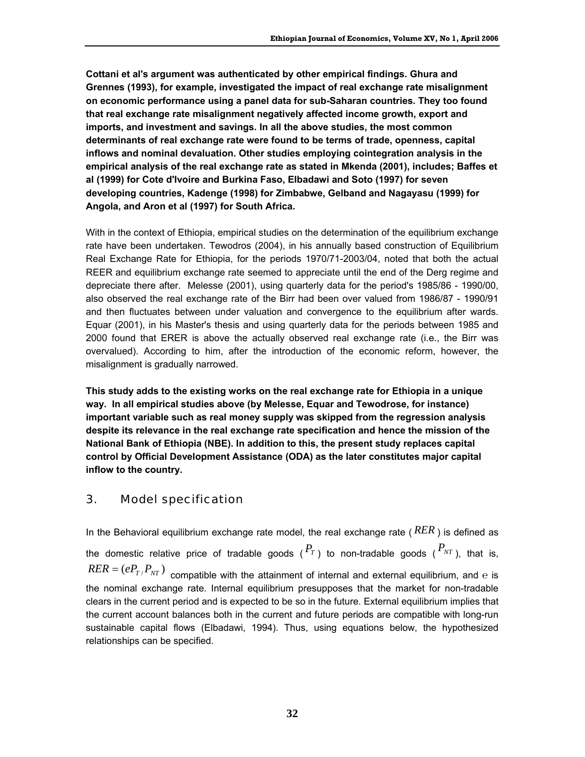**Cottani et al's argument was authenticated by other empirical findings. Ghura and Grennes (1993), for example, investigated the impact of real exchange rate misalignment on economic performance using a panel data for sub-Saharan countries. They too found that real exchange rate misalignment negatively affected income growth, export and imports, and investment and savings. In all the above studies, the most common determinants of real exchange rate were found to be terms of trade, openness, capital inflows and nominal devaluation. Other studies employing cointegration analysis in the empirical analysis of the real exchange rate as stated in Mkenda (2001), includes; Baffes et al (1999) for Cote d'Ivoire and Burkina Faso, Elbadawi and Soto (1997) for seven developing countries, Kadenge (1998) for Zimbabwe, Gelband and Nagayasu (1999) for Angola, and Aron et al (1997) for South Africa.**

With in the context of Ethiopia, empirical studies on the determination of the equilibrium exchange rate have been undertaken. Tewodros (2004), in his annually based construction of Equilibrium Real Exchange Rate for Ethiopia, for the periods 1970/71-2003/04, noted that both the actual REER and equilibrium exchange rate seemed to appreciate until the end of the Derg regime and depreciate there after. Melesse (2001), using quarterly data for the period's 1985/86 - 1990/00, also observed the real exchange rate of the Birr had been over valued from 1986/87 - 1990/91 and then fluctuates between under valuation and convergence to the equilibrium after wards. Equar (2001), in his Master's thesis and using quarterly data for the periods between 1985 and 2000 found that ERER is above the actually observed real exchange rate (i.e., the Birr was overvalued). According to him, after the introduction of the economic reform, however, the misalignment is gradually narrowed.

**This study adds to the existing works on the real exchange rate for Ethiopia in a unique way. In all empirical studies above (by Melesse, Equar and Tewodrose, for instance) important variable such as real money supply was skipped from the regression analysis despite its relevance in the real exchange rate specification and hence the mission of the National Bank of Ethiopia (NBE). In addition to this, the present study replaces capital control by Official Development Assistance (ODA) as the later constitutes major capital inflow to the country.**

## 3. Model specification

In the Behavioral equilibrium exchange rate model, the real exchange rate ($RER$) is defined as the domestic relative price of tradable goods ($P_T$) to non-tradable goods ($P_{NT}$), that is, $RER = (eP_{T/}P_{NT})$ compatible with the attainment of internal and external equilibrium, and e is the nominal exchange rate. Internal equilibrium presupposes that the market for non-tradable clears in the current period and is expected to be so in the future. External equilibrium implies that the current account balances both in the current and future periods are compatible with long-run sustainable capital flows (Elbadawi, 1994). Thus, using equations below, the hypothesized relationships can be specified.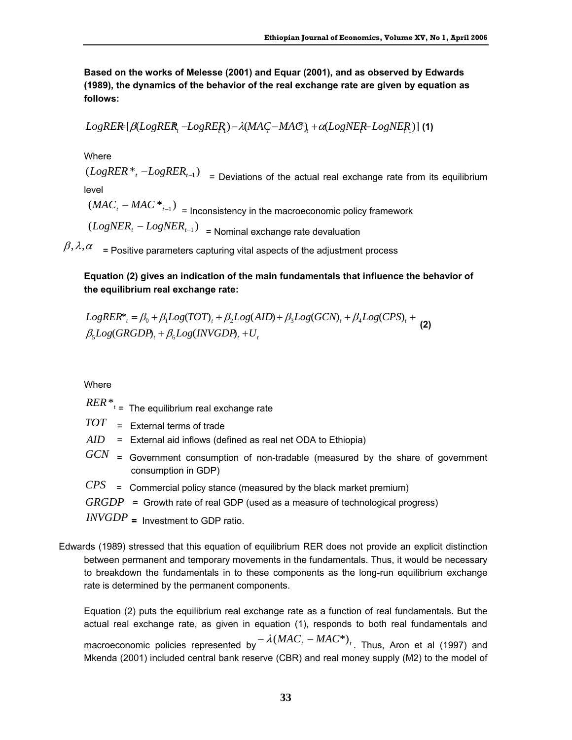**Based on the works of Melesse (2001) and Equar (2001), and as observed by Edwards (1989), the dynamics of the behavior of the real exchange rate are given by equation as follows:**

$$LogRER = [\beta(LogRER^*_t - LogRER_{t-1}) - \lambda(MAC_t - MAC^*)_t + \alpha(LogNER_t - LogNER_{t-1})] \quad \textbf{(1)}$$

Where

$(LogRER^*_t - LogRER_{t-1})$ = Deviations of the actual real exchange rate from its equilibrium level

$(MAC_t - MAC^*_{t-1})$ = Inconsistency in the macroeconomic policy framework

$(LogNER_t - LogNER_{t-1})$ = Nominal exchange rate devaluation

$\beta, \lambda, \alpha$ = Positive parameters capturing vital aspects of the adjustment process

**Equation (2) gives an indication of the main fundamentals that influence the behavior of the equilibrium real exchange rate:**

$$\begin{aligned} LogRER^*_t = {} & \beta_0 + \beta_1 Log(TOT)_t + \beta_2 Log(AID) + \beta_3 Log(GCN)_t + \beta_4 Log(CPS)_t + \\ & \beta_5 Log(GRGDP)_t + \beta_6 Log(INVGDP)_t + U_t \end{aligned} \quad \textbf{(2)}$$

Where

$RER^*_t$ = The equilibrium real exchange rate

$TOT$ = External terms of trade

$AID$ = External aid inflows (defined as real net ODA to Ethiopia)

$GCN$ = Government consumption of non-tradable (measured by the share of government consumption in GDP)

$CPS$ = Commercial policy stance (measured by the black market premium)

$GRGDP$ = Growth rate of real GDP (used as a measure of technological progress)

$INVGDP$ = Investment to GDP ratio.

Edwards (1989) stressed that this equation of equilibrium RER does not provide an explicit distinction between permanent and temporary movements in the fundamentals. Thus, it would be necessary to breakdown the fundamentals in to these components as the long-run equilibrium exchange rate is determined by the permanent components.

Equation (2) puts the equilibrium real exchange rate as a function of real fundamentals. But the actual real exchange rate, as given in equation (1), responds to both real fundamentals and macroeconomic policies represented by $-\lambda(MAC_t - MAC^*)_t$. Thus, Aron et al (1997) and Mkenda (2001) included central bank reserve (CBR) and real money supply (M2) to the model of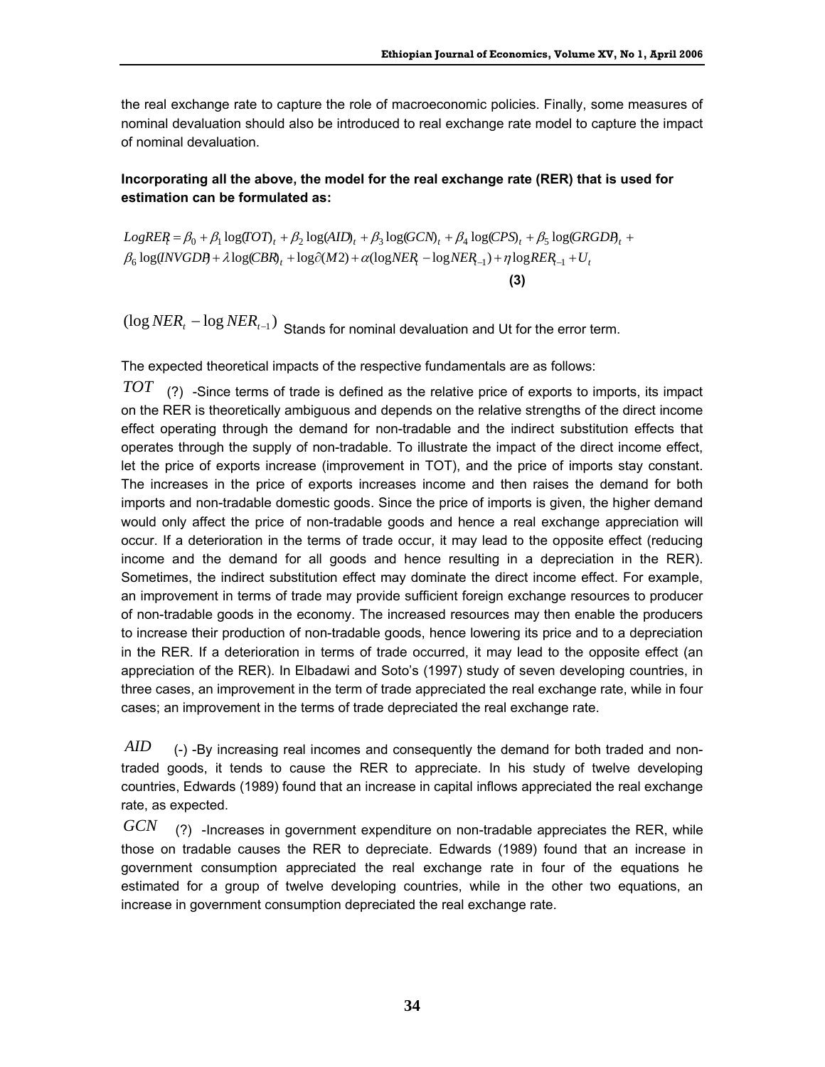the real exchange rate to capture the role of macroeconomic policies. Finally, some measures of nominal devaluation should also be introduced to real exchange rate model to capture the impact of nominal devaluation.

**Incorporating all the above, the model for the real exchange rate (RER) that is used for estimation can be formulated as:**

$$LogRER_t = \beta_0 + \beta_1 \log(TOT)_t + \beta_2 \log(AID)_t + \beta_3 \log(GCN)_t + \beta_4 \log(CPS)_t + \beta_5 \log(GRGDP)_t + \beta_6 \log(INVGDP) + \lambda \log(CBR)_t + \log\partial(M2) + \alpha(\log NER_t - \log NER_{t-1}) + \eta \log RER_{t-1} + U_t \quad (3)$$

$(\log NER_t - \log NER_{t-1})$ Stands for nominal devaluation and Ut for the error term.

The expected theoretical impacts of the respective fundamentals are as follows:

$TOT$ (?) -Since terms of trade is defined as the relative price of exports to imports, its impact on the RER is theoretically ambiguous and depends on the relative strengths of the direct income effect operating through the demand for non-tradable and the indirect substitution effects that operates through the supply of non-tradable. To illustrate the impact of the direct income effect, let the price of exports increase (improvement in TOT), and the price of imports stay constant. The increases in the price of exports increases income and then raises the demand for both imports and non-tradable domestic goods. Since the price of imports is given, the higher demand would only affect the price of non-tradable goods and hence a real exchange appreciation will occur. If a deterioration in the terms of trade occur, it may lead to the opposite effect (reducing income and the demand for all goods and hence resulting in a depreciation in the RER). Sometimes, the indirect substitution effect may dominate the direct income effect. For example, an improvement in terms of trade may provide sufficient foreign exchange resources to producer of non-tradable goods in the economy. The increased resources may then enable the producers to increase their production of non-tradable goods, hence lowering its price and to a depreciation in the RER. If a deterioration in terms of trade occurred, it may lead to the opposite effect (an appreciation of the RER). In Elbadawi and Soto's (1997) study of seven developing countries, in three cases, an improvement in the term of trade appreciated the real exchange rate, while in four cases; an improvement in the terms of trade depreciated the real exchange rate.

$AID$ (-) -By increasing real incomes and consequently the demand for both traded and non-traded goods, it tends to cause the RER to appreciate. In his study of twelve developing countries, Edwards (1989) found that an increase in capital inflows appreciated the real exchange rate, as expected.

$GCN$ (?) -Increases in government expenditure on non-tradable appreciates the RER, while those on tradable causes the RER to depreciate. Edwards (1989) found that an increase in government consumption appreciated the real exchange rate in four of the equations he estimated for a group of twelve developing countries, while in the other two equations, an increase in government consumption depreciated the real exchange rate.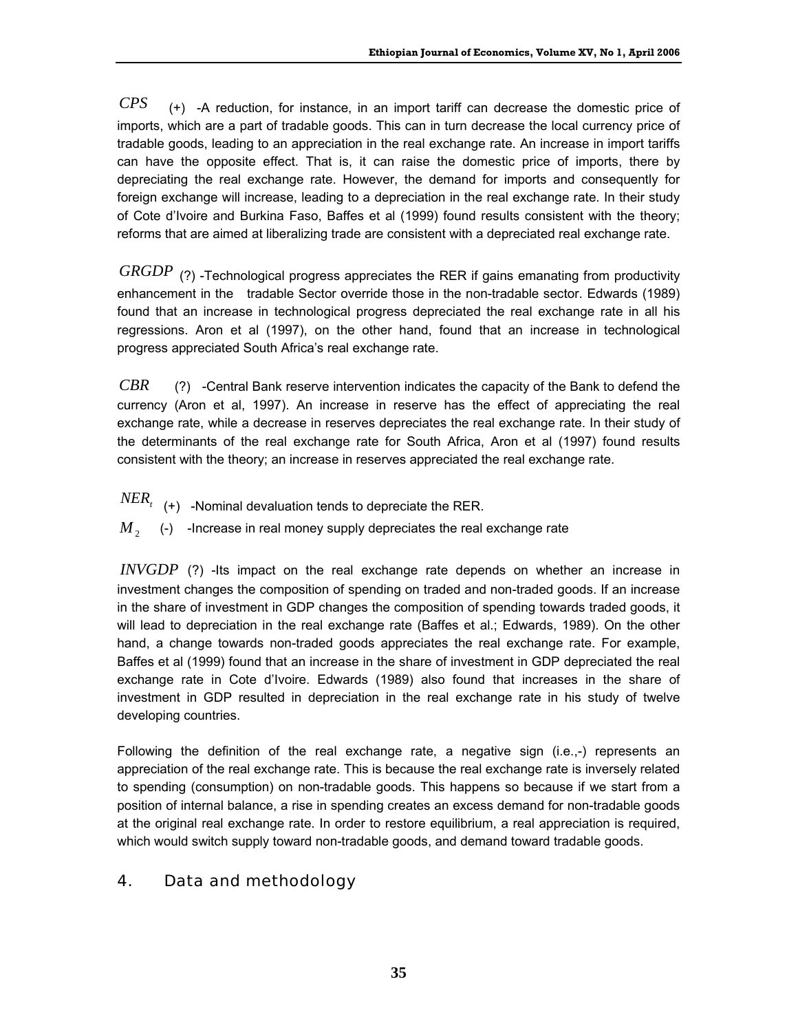$CPS$ (+) -A reduction, for instance, in an import tariff can decrease the domestic price of imports, which are a part of tradable goods. This can in turn decrease the local currency price of tradable goods, leading to an appreciation in the real exchange rate. An increase in import tariffs can have the opposite effect. That is, it can raise the domestic price of imports, there by depreciating the real exchange rate. However, the demand for imports and consequently for foreign exchange will increase, leading to a depreciation in the real exchange rate. In their study of Cote d'Ivoire and Burkina Faso, Baffes et al (1999) found results consistent with the theory; reforms that are aimed at liberalizing trade are consistent with a depreciated real exchange rate.

$GRGDP$ (?) -Technological progress appreciates the RER if gains emanating from productivity enhancement in the tradable Sector override those in the non-tradable sector. Edwards (1989) found that an increase in technological progress depreciated the real exchange rate in all his regressions. Aron et al (1997), on the other hand, found that an increase in technological progress appreciated South Africa's real exchange rate.

$CBR$ (?) -Central Bank reserve intervention indicates the capacity of the Bank to defend the currency (Aron et al, 1997). An increase in reserve has the effect of appreciating the real exchange rate, while a decrease in reserves depreciates the real exchange rate. In their study of the determinants of the real exchange rate for South Africa, Aron et al (1997) found results consistent with the theory; an increase in reserves appreciated the real exchange rate.

$NER_t$ (+) -Nominal devaluation tends to depreciate the RER.

$M_2$ (-) -Increase in real money supply depreciates the real exchange rate

$INVGDP$ (?) -Its impact on the real exchange rate depends on whether an increase in investment changes the composition of spending on traded and non-traded goods. If an increase in the share of investment in GDP changes the composition of spending towards traded goods, it will lead to depreciation in the real exchange rate (Baffes et al.; Edwards, 1989). On the other hand, a change towards non-traded goods appreciates the real exchange rate. For example, Baffes et al (1999) found that an increase in the share of investment in GDP depreciated the real exchange rate in Cote d'Ivoire. Edwards (1989) also found that increases in the share of investment in GDP resulted in depreciation in the real exchange rate in his study of twelve developing countries.

Following the definition of the real exchange rate, a negative sign (i.e.,-) represents an appreciation of the real exchange rate. This is because the real exchange rate is inversely related to spending (consumption) on non-tradable goods. This happens so because if we start from a position of internal balance, a rise in spending creates an excess demand for non-tradable goods at the original real exchange rate. In order to restore equilibrium, a real appreciation is required, which would switch supply toward non-tradable goods, and demand toward tradable goods.

## 4. Data and methodology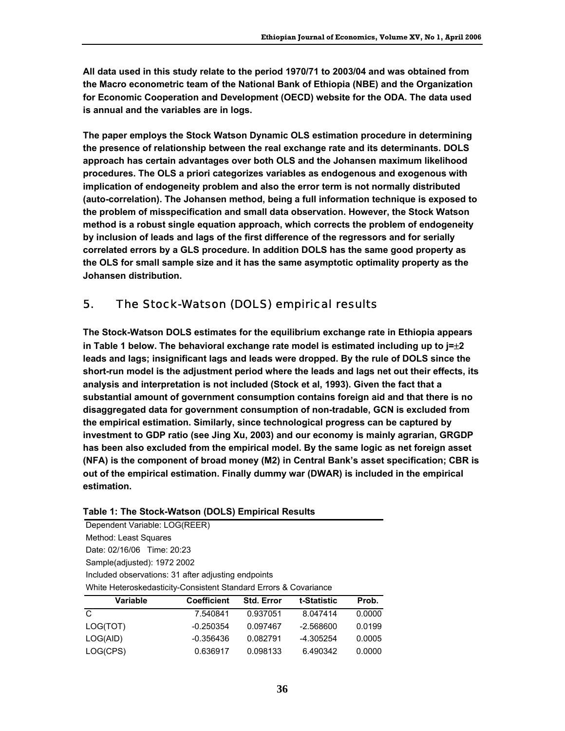**All data used in this study relate to the period 1970/71 to 2003/04 and was obtained from the Macro econometric team of the National Bank of Ethiopia (NBE) and the Organization for Economic Cooperation and Development (OECD) website for the ODA. The data used is annual and the variables are in logs.**

**The paper employs the Stock Watson Dynamic OLS estimation procedure in determining the presence of relationship between the real exchange rate and its determinants. DOLS approach has certain advantages over both OLS and the Johansen maximum likelihood procedures. The OLS a priori categorizes variables as endogenous and exogenous with implication of endogeneity problem and also the error term is not normally distributed (auto-correlation). The Johansen method, being a full information technique is exposed to the problem of misspecification and small data observation. However, the Stock Watson method is a robust single equation approach, which corrects the problem of endogeneity by inclusion of leads and lags of the first difference of the regressors and for serially correlated errors by a GLS procedure. In addition DOLS has the same good property as the OLS for small sample size and it has the same asymptotic optimality property as the Johansen distribution.**

## 5. The Stock-Watson (DOLS) empirical results

**The Stock-Watson DOLS estimates for the equilibrium exchange rate in Ethiopia appears in Table 1 below. The behavioral exchange rate model is estimated including up to $j=\pm2$ leads and lags; insignificant lags and leads were dropped. By the rule of DOLS since the short-run model is the adjustment period where the leads and lags net out their effects, its analysis and interpretation is not included (Stock et al, 1993). Given the fact that a substantial amount of government consumption contains foreign aid and that there is no disaggregated data for government consumption of non-tradable, GCN is excluded from the empirical estimation. Similarly, since technological progress can be captured by investment to GDP ratio (see Jing Xu, 2003) and our economy is mainly agrarian, GRGDP has been also excluded from the empirical model. By the same logic as net foreign asset (NFA) is the component of broad money (M2) in Central Bank's asset specification; CBR is out of the empirical estimation. Finally dummy war (DWAR) is included in the empirical estimation.**

**Table 1: The Stock-Watson (DOLS) Empirical Results**

Dependent Variable: LOG(REER)
Method: Least Squares
Date: 02/16/06 Time: 20:23
Sample(adjusted): 1972 2002
Included observations: 31 after adjusting endpoints
White Heteroskedasticity-Consistent Standard Errors & Covariance

| Variable | Coefficient | Std. Error | t-Statistic | Prob. |
|---|---|---|---|---|
| C | 7.540841 | 0.937051 | 8.047414 | 0.0000 |
| LOG(TOT) | -0.250354 | 0.097467 | -2.568600 | 0.0199 |
| LOG(AID) | -0.356436 | 0.082791 | -4.305254 | 0.0005 |
| LOG(CPS) | 0.636917 | 0.098133 | 6.490342 | 0.0000 |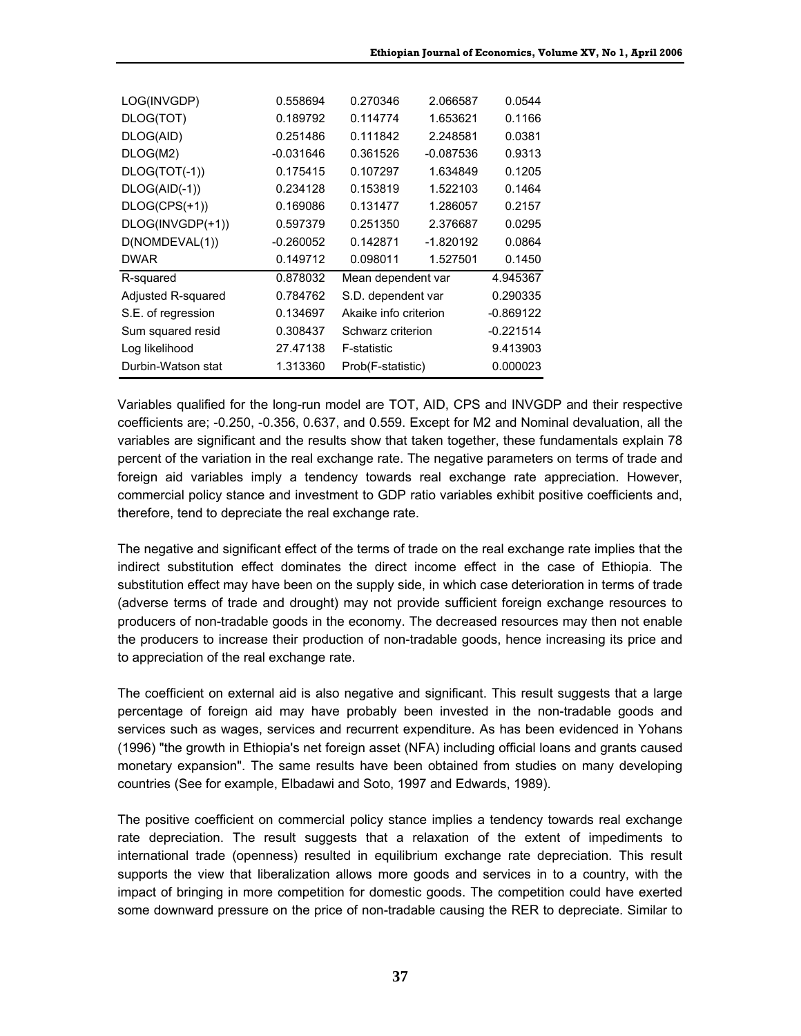| | | | | |
|---|---|---|---|---|
| LOG(INVGDP) | 0.558694 | 0.270346 | 2.066587 | 0.0544 |
| DLOG(TOT) | 0.189792 | 0.114774 | 1.653621 | 0.1166 |
| DLOG(AID) | 0.251486 | 0.111842 | 2.248581 | 0.0381 |
| DLOG(M2) | -0.031646 | 0.361526 | -0.087536 | 0.9313 |
| DLOG(TOT(-1)) | 0.175415 | 0.107297 | 1.634849 | 0.1205 |
| DLOG(AID(-1)) | 0.234128 | 0.153819 | 1.522103 | 0.1464 |
| DLOG(CPS(+1)) | 0.169086 | 0.131477 | 1.286057 | 0.2157 |
| DLOG(INVGDP(+1)) | 0.597379 | 0.251350 | 2.376687 | 0.0295 |
| D(NOMDEVAL(1)) | -0.260052 | 0.142871 | -1.820192 | 0.0864 |
| DWAR | 0.149712 | 0.098011 | 1.527501 | 0.1450 |
| R-squared | 0.878032 | Mean dependent var | | 4.945367 |
| Adjusted R-squared | 0.784762 | S.D. dependent var | | 0.290335 |
| S.E. of regression | 0.134697 | Akaike info criterion | | -0.869122 |
| Sum squared resid | 0.308437 | Schwarz criterion | | -0.221514 |
| Log likelihood | 27.47138 | F-statistic | | 9.413903 |
| Durbin-Watson stat | 1.313360 | Prob(F-statistic) | | 0.000023 |

Variables qualified for the long-run model are TOT, AID, CPS and INVGDP and their respective coefficients are; -0.250, -0.356, 0.637, and 0.559. Except for M2 and Nominal devaluation, all the variables are significant and the results show that taken together, these fundamentals explain 78 percent of the variation in the real exchange rate. The negative parameters on terms of trade and foreign aid variables imply a tendency towards real exchange rate appreciation. However, commercial policy stance and investment to GDP ratio variables exhibit positive coefficients and, therefore, tend to depreciate the real exchange rate.

The negative and significant effect of the terms of trade on the real exchange rate implies that the indirect substitution effect dominates the direct income effect in the case of Ethiopia. The substitution effect may have been on the supply side, in which case deterioration in terms of trade (adverse terms of trade and drought) may not provide sufficient foreign exchange resources to producers of non-tradable goods in the economy. The decreased resources may then not enable the producers to increase their production of non-tradable goods, hence increasing its price and to appreciation of the real exchange rate.

The coefficient on external aid is also negative and significant. This result suggests that a large percentage of foreign aid may have probably been invested in the non-tradable goods and services such as wages, services and recurrent expenditure. As has been evidenced in Yohans (1996) "the growth in Ethiopia's net foreign asset (NFA) including official loans and grants caused monetary expansion". The same results have been obtained from studies on many developing countries (See for example, Elbadawi and Soto, 1997 and Edwards, 1989).

The positive coefficient on commercial policy stance implies a tendency towards real exchange rate depreciation. The result suggests that a relaxation of the extent of impediments to international trade (openness) resulted in equilibrium exchange rate depreciation. This result supports the view that liberalization allows more goods and services in to a country, with the impact of bringing in more competition for domestic goods. The competition could have exerted some downward pressure on the price of non-tradable causing the RER to depreciate. Similar to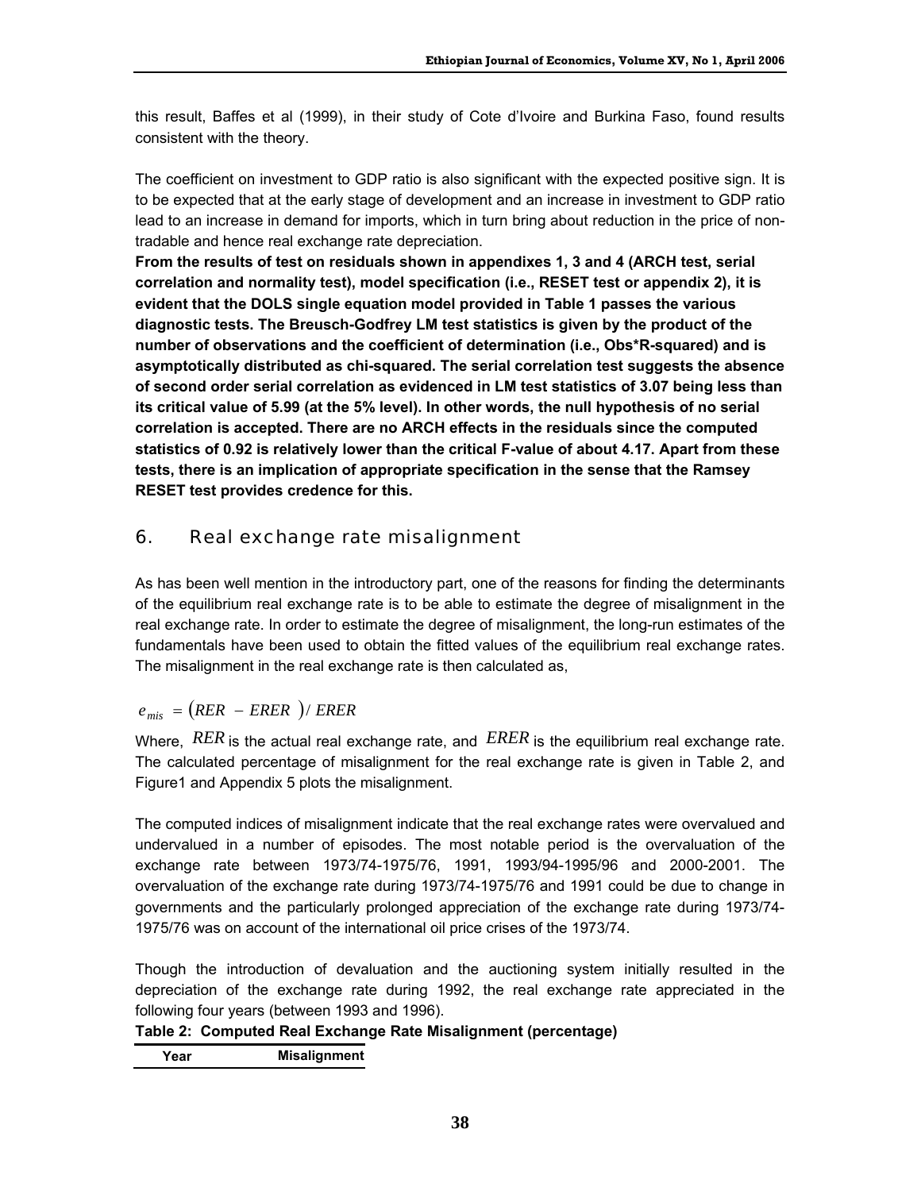this result, Baffes et al (1999), in their study of Cote d'Ivoire and Burkina Faso, found results consistent with the theory.

The coefficient on investment to GDP ratio is also significant with the expected positive sign. It is to be expected that at the early stage of development and an increase in investment to GDP ratio lead to an increase in demand for imports, which in turn bring about reduction in the price of non-tradable and hence real exchange rate depreciation.

**From the results of test on residuals shown in appendixes 1, 3 and 4 (ARCH test, serial correlation and normality test), model specification (i.e., RESET test or appendix 2), it is evident that the DOLS single equation model provided in Table 1 passes the various diagnostic tests. The Breusch-Godfrey LM test statistics is given by the product of the number of observations and the coefficient of determination (i.e., Obs*R-squared) and is asymptotically distributed as chi-squared. The serial correlation test suggests the absence of second order serial correlation as evidenced in LM test statistics of 3.07 being less than its critical value of 5.99 (at the 5% level). In other words, the null hypothesis of no serial correlation is accepted. There are no ARCH effects in the residuals since the computed statistics of 0.92 is relatively lower than the critical F-value of about 4.17. Apart from these tests, there is an implication of appropriate specification in the sense that the Ramsey RESET test provides credence for this.**

## 6. Real exchange rate misalignment

As has been well mention in the introductory part, one of the reasons for finding the determinants of the equilibrium real exchange rate is to be able to estimate the degree of misalignment in the real exchange rate. In order to estimate the degree of misalignment, the long-run estimates of the fundamentals have been used to obtain the fitted values of the equilibrium real exchange rates. The misalignment in the real exchange rate is then calculated as,

$$e_{mis} = (RER - ERER)/ERER$$

Where, $RER$ is the actual real exchange rate, and $ERER$ is the equilibrium real exchange rate. The calculated percentage of misalignment for the real exchange rate is given in Table 2, and Figure1 and Appendix 5 plots the misalignment.

The computed indices of misalignment indicate that the real exchange rates were overvalued and undervalued in a number of episodes. The most notable period is the overvaluation of the exchange rate between 1973/74-1975/76, 1991, 1993/94-1995/96 and 2000-2001. The overvaluation of the exchange rate during 1973/74-1975/76 and 1991 could be due to change in governments and the particularly prolonged appreciation of the exchange rate during 1973/74-1975/76 was on account of the international oil price crises of the 1973/74.

Though the introduction of devaluation and the auctioning system initially resulted in the depreciation of the exchange rate during 1992, the real exchange rate appreciated in the following four years (between 1993 and 1996).

**Table 2: Computed Real Exchange Rate Misalignment (percentage)**

| Year | Misalignment |
|---|---|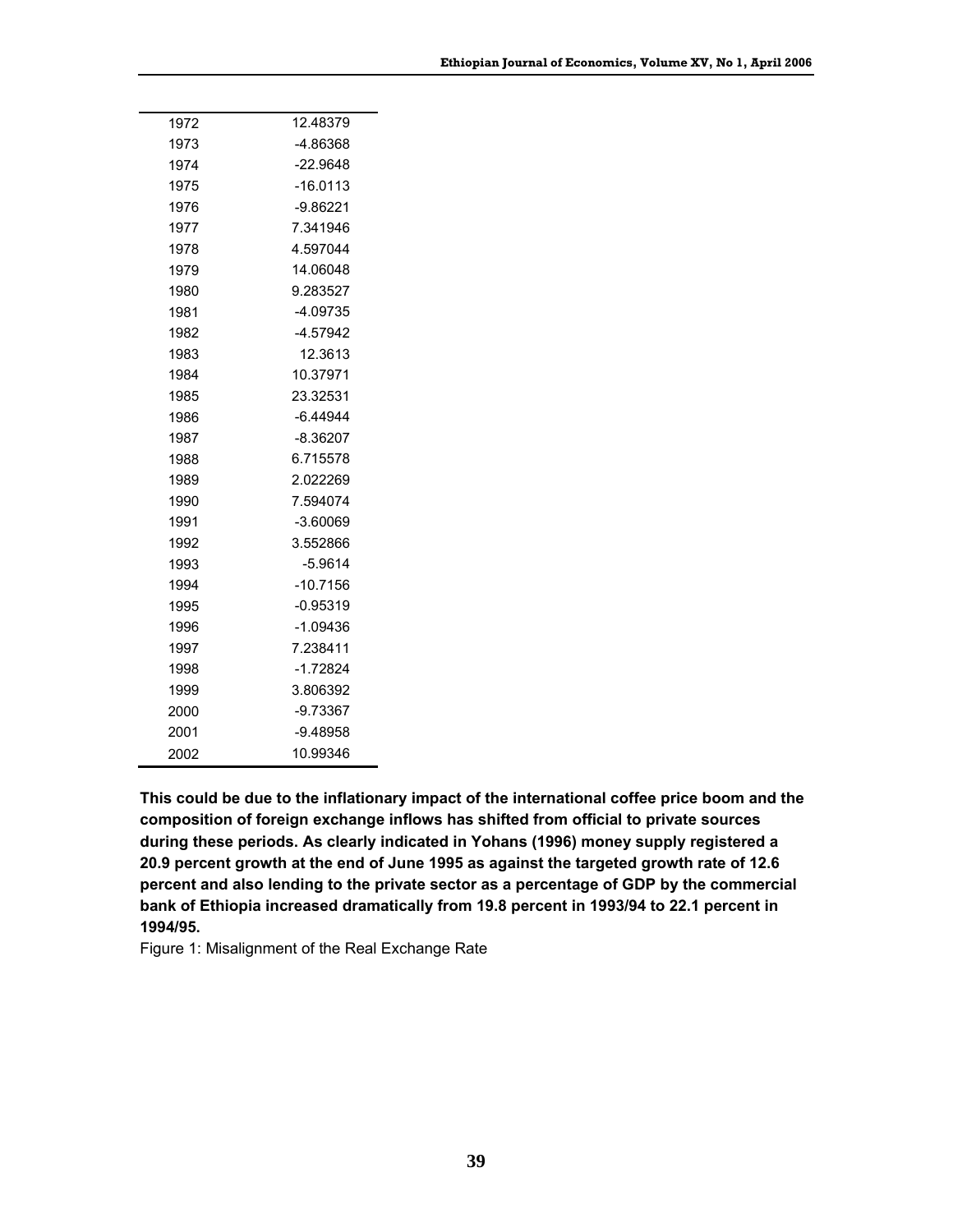| | |
|---|---|
| 1972 | 12.48379 |
| 1973 | -4.86368 |
| 1974 | -22.9648 |
| 1975 | -16.0113 |
| 1976 | -9.86221 |
| 1977 | 7.341946 |
| 1978 | 4.597044 |
| 1979 | 14.06048 |
| 1980 | 9.283527 |
| 1981 | -4.09735 |
| 1982 | -4.57942 |
| 1983 | 12.3613 |
| 1984 | 10.37971 |
| 1985 | 23.32531 |
| 1986 | -6.44944 |
| 1987 | -8.36207 |
| 1988 | 6.715578 |
| 1989 | 2.022269 |
| 1990 | 7.594074 |
| 1991 | -3.60069 |
| 1992 | 3.552866 |
| 1993 | -5.9614 |
| 1994 | -10.7156 |
| 1995 | -0.95319 |
| 1996 | -1.09436 |
| 1997 | 7.238411 |
| 1998 | -1.72824 |
| 1999 | 3.806392 |
| 2000 | -9.73367 |
| 2001 | -9.48958 |
| 2002 | 10.99346 |

**This could be due to the inflationary impact of the international coffee price boom and the composition of foreign exchange inflows has shifted from official to private sources during these periods. As clearly indicated in Yohans (1996) money supply registered a 20.9 percent growth at the end of June 1995 as against the targeted growth rate of 12.6 percent and also lending to the private sector as a percentage of GDP by the commercial bank of Ethiopia increased dramatically from 19.8 percent in 1993/94 to 22.1 percent in 1994/95.**

Figure 1: Misalignment of the Real Exchange Rate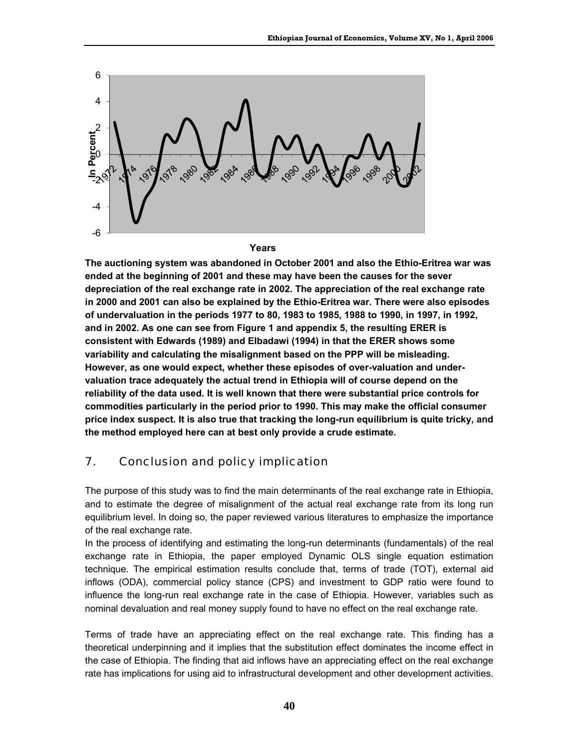The auctioning system was abandoned in October 2001 and also the Ethio-Eritrea war was ended at the beginning of 2001 and these may have been the causes for the sever depreciation of the real exchange rate in 2002. The appreciation of the real exchange rate in 2000 and 2001 can also be explained by the Ethio-Eritrea war. There were also episodes of undervaluation in the periods 1977 to 80, 1983 to 1985, 1988 to 1990, in 1997, in 1992, and in 2002. As one can see from Figure 1 and appendix 5, the resulting ERER is consistent with Edwards (1989) and Elbadawi (1994) in that the ERER shows some variability and calculating the misalignment based on the PPP will be misleading. However, as one would expect, whether these episodes of over-valuation and under-valuation trace adequately the actual trend in Ethiopia will of course depend on the reliability of the data used. It is well known that there were substantial price controls for commodities particularly in the period prior to 1990. This may make the official consumer price index suspect. It is also true that tracking the long-run equilibrium is quite tricky, and the method employed here can at best only provide a crude estimate.

## 7. Conclusion and policy implication

The purpose of this study was to find the main determinants of the real exchange rate in Ethiopia, and to estimate the degree of misalignment of the actual real exchange rate from its long run equilibrium level. In doing so, the paper reviewed various literatures to emphasize the importance of the real exchange rate.

In the process of identifying and estimating the long-run determinants (fundamentals) of the real exchange rate in Ethiopia, the paper employed Dynamic OLS single equation estimation technique. The empirical estimation results conclude that, terms of trade (TOT), external aid inflows (ODA), commercial policy stance (CPS) and investment to GDP ratio were found to influence the long-run real exchange rate in the case of Ethiopia. However, variables such as nominal devaluation and real money supply found to have no effect on the real exchange rate.

Terms of trade have an appreciating effect on the real exchange rate. This finding has a theoretical underpinning and it implies that the substitution effect dominates the income effect in the case of Ethiopia. The finding that aid inflows have an appreciating effect on the real exchange rate has implications for using aid to infrastructural development and other development activities.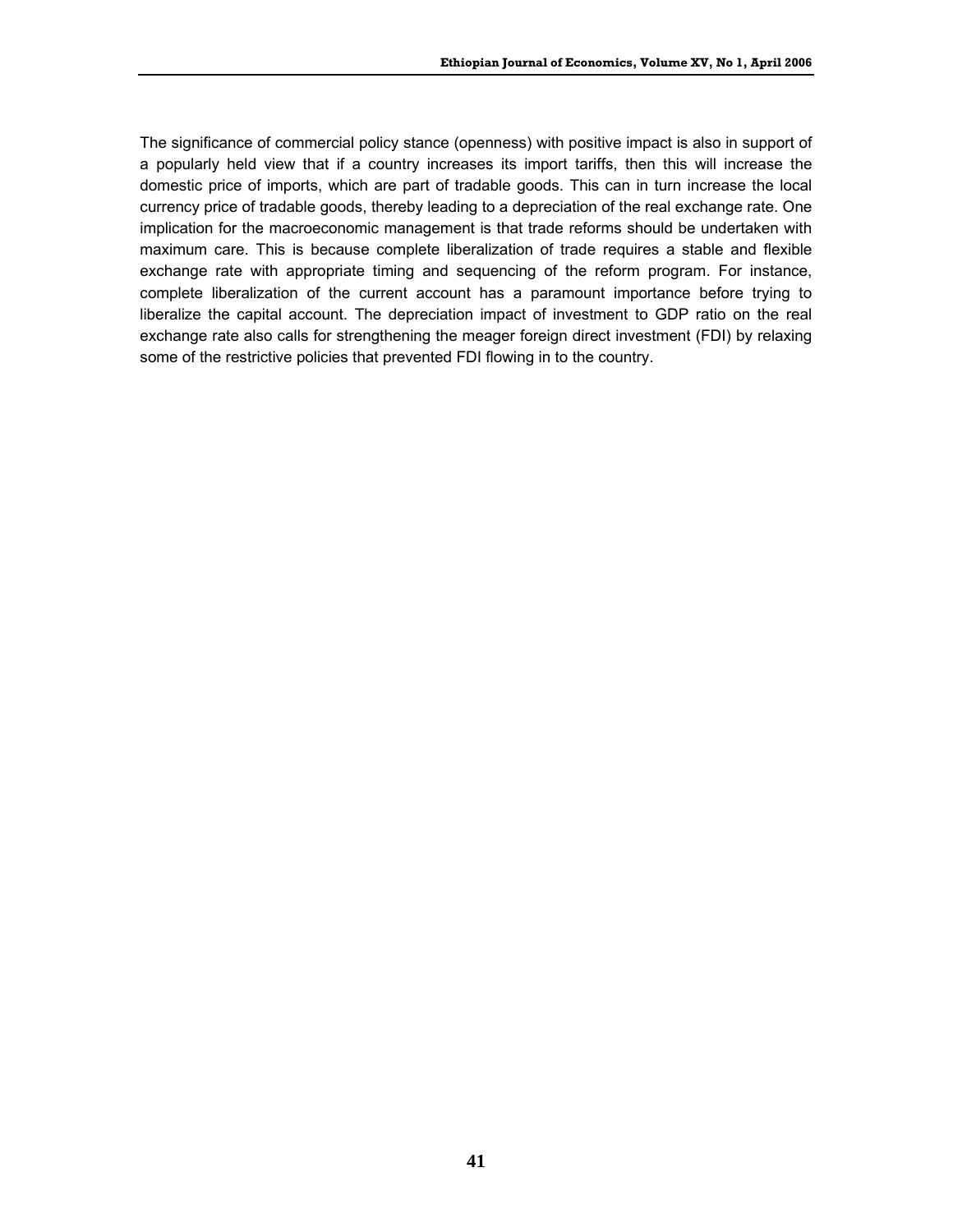The significance of commercial policy stance (openness) with positive impact is also in support of a popularly held view that if a country increases its import tariffs, then this will increase the domestic price of imports, which are part of tradable goods. This can in turn increase the local currency price of tradable goods, thereby leading to a depreciation of the real exchange rate. One implication for the macroeconomic management is that trade reforms should be undertaken with maximum care. This is because complete liberalization of trade requires a stable and flexible exchange rate with appropriate timing and sequencing of the reform program. For instance, complete liberalization of the current account has a paramount importance before trying to liberalize the capital account. The depreciation impact of investment to GDP ratio on the real exchange rate also calls for strengthening the meager foreign direct investment (FDI) by relaxing some of the restrictive policies that prevented FDI flowing in to the country.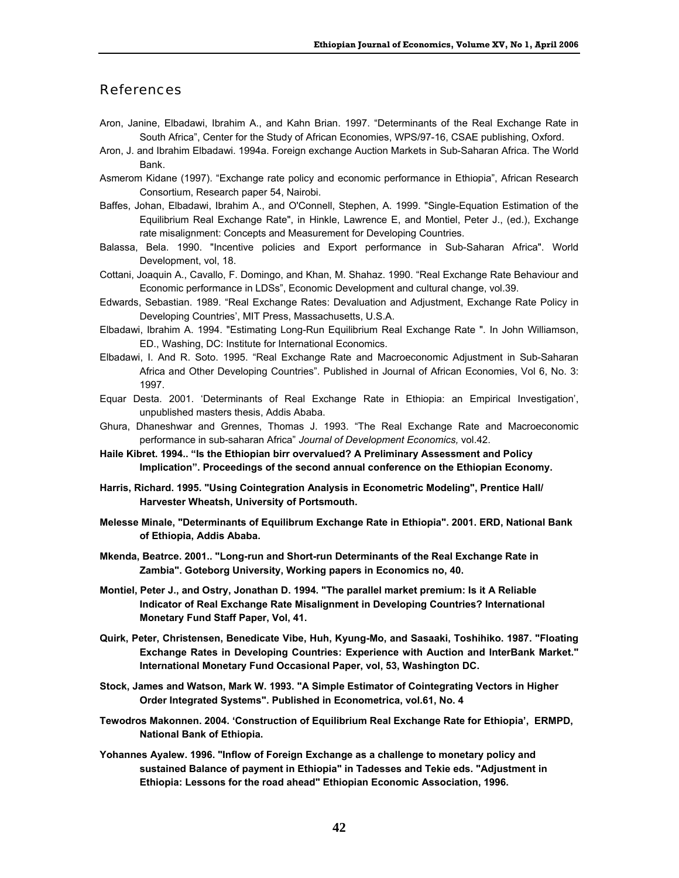## References

Aron, Janine, Elbadawi, Ibrahim A., and Kahn Brian. 1997. "Determinants of the Real Exchange Rate in South Africa", Center for the Study of African Economies, WPS/97-16, CSAE publishing, Oxford.

Aron, J. and Ibrahim Elbadawi. 1994a. Foreign exchange Auction Markets in Sub-Saharan Africa. The World Bank.

Asmerom Kidane (1997). "Exchange rate policy and economic performance in Ethiopia", African Research Consortium, Research paper 54, Nairobi.

Baffes, Johan, Elbadawi, Ibrahim A., and O'Connell, Stephen, A. 1999. "Single-Equation Estimation of the Equilibrium Real Exchange Rate", in Hinkle, Lawrence E, and Montiel, Peter J., (ed.), Exchange rate misalignment: Concepts and Measurement for Developing Countries.

Balassa, Bela. 1990. "Incentive policies and Export performance in Sub-Saharan Africa". World Development, vol, 18.

Cottani, Joaquin A., Cavallo, F. Domingo, and Khan, M. Shahaz. 1990. "Real Exchange Rate Behaviour and Economic performance in LDSs", Economic Development and cultural change, vol.39.

Edwards, Sebastian. 1989. "Real Exchange Rates: Devaluation and Adjustment, Exchange Rate Policy in Developing Countries', MIT Press, Massachusetts, U.S.A.

Elbadawi, Ibrahim A. 1994. "Estimating Long-Run Equilibrium Real Exchange Rate ". In John Williamson, ED., Washing, DC: Institute for International Economics.

Elbadawi, I. And R. Soto. 1995. "Real Exchange Rate and Macroeconomic Adjustment in Sub-Saharan Africa and Other Developing Countries". Published in Journal of African Economies, Vol 6, No. 3: 1997.

Equar Desta. 2001. 'Determinants of Real Exchange Rate in Ethiopia: an Empirical Investigation', unpublished masters thesis, Addis Ababa.

Ghura, Dhaneshwar and Grennes, Thomas J. 1993. "The Real Exchange Rate and Macroeconomic performance in sub-saharan Africa" *Journal of Development Economics,* vol.42.

**Haile Kibret. 1994.. "Is the Ethiopian birr overvalued? A Preliminary Assessment and Policy Implication". Proceedings of the second annual conference on the Ethiopian Economy.**

**Harris, Richard. 1995. "Using Cointegration Analysis in Econometric Modeling", Prentice Hall/ Harvester Wheatsh, University of Portsmouth.**

**Melesse Minale, "Determinants of Equilibrum Exchange Rate in Ethiopia". 2001. ERD, National Bank of Ethiopia, Addis Ababa.**

**Mkenda, Beatrce. 2001.. "Long-run and Short-run Determinants of the Real Exchange Rate in Zambia". Goteborg University, Working papers in Economics no, 40.**

**Montiel, Peter J., and Ostry, Jonathan D. 1994. "The parallel market premium: Is it A Reliable Indicator of Real Exchange Rate Misalignment in Developing Countries? International Monetary Fund Staff Paper, Vol, 41.**

**Quirk, Peter, Christensen, Benedicate Vibe, Huh, Kyung-Mo, and Sasaaki, Toshihiko. 1987. "Floating Exchange Rates in Developing Countries: Experience with Auction and InterBank Market." International Monetary Fund Occasional Paper, vol, 53, Washington DC.**

**Stock, James and Watson, Mark W. 1993. "A Simple Estimator of Cointegrating Vectors in Higher Order Integrated Systems". Published in Econometrica, vol.61, No. 4**

**Tewodros Makonnen. 2004. 'Construction of Equilibrium Real Exchange Rate for Ethiopia', ERMPD, National Bank of Ethiopia.**

**Yohannes Ayalew. 1996. "Inflow of Foreign Exchange as a challenge to monetary policy and sustained Balance of payment in Ethiopia" in Tadesses and Tekie eds. "Adjustment in Ethiopia: Lessons for the road ahead" Ethiopian Economic Association, 1996.**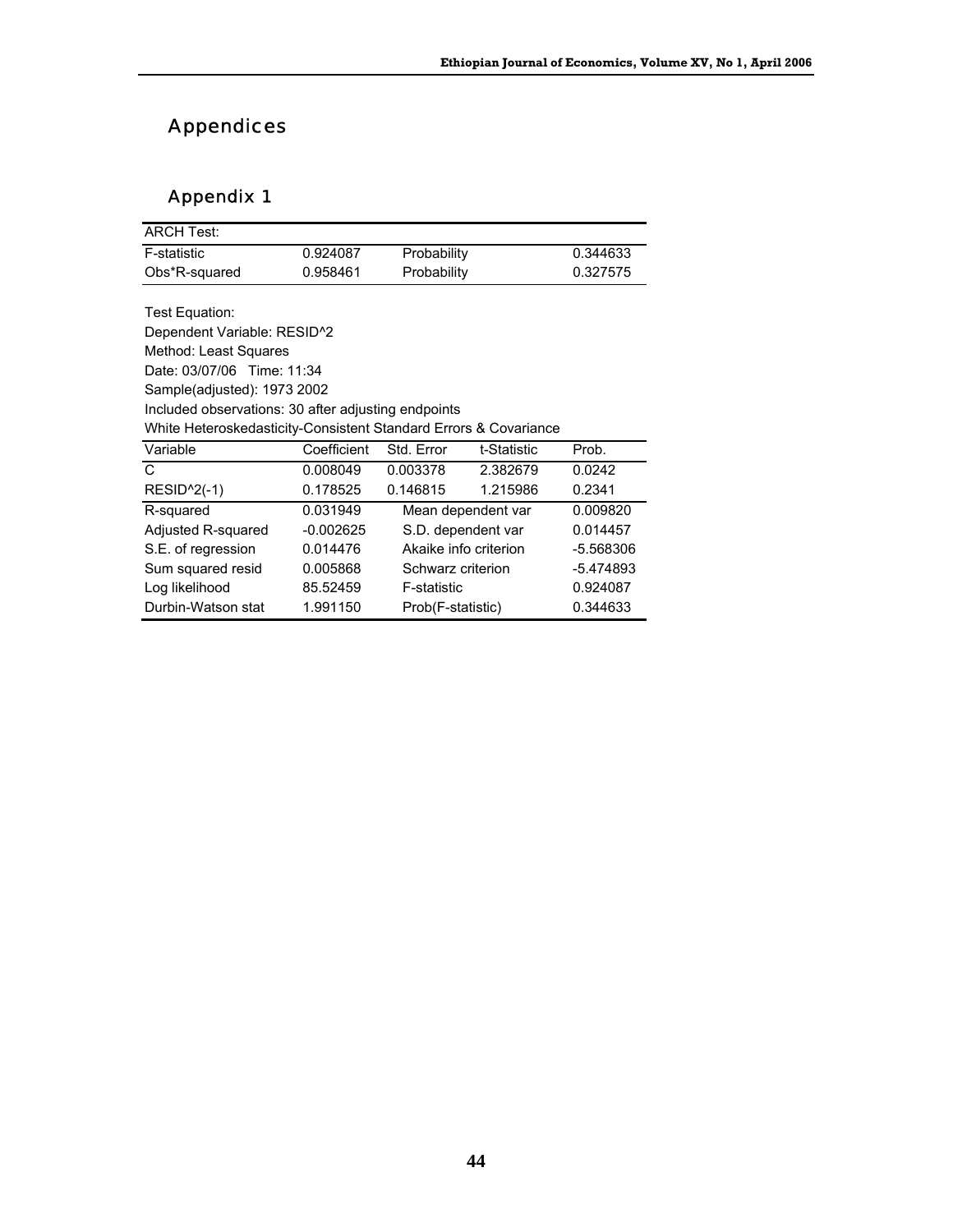# Appendices

## Appendix 1

| ARCH Test: | | | |
|---|---|---|---|
| F-statistic | 0.924087 | Probability | 0.344633 |
| Obs*R-squared | 0.958461 | Probability | 0.327575 |

Test Equation:
Dependent Variable: RESID^2
Method: Least Squares
Date: 03/07/06 Time: 11:34
Sample(adjusted): 1973 2002
Included observations: 30 after adjusting endpoints
White Heteroskedasticity-Consistent Standard Errors & Covariance

| Variable | Coefficient | Std. Error | t-Statistic | Prob. |
|---|---|---|---|---|
| C | 0.008049 | 0.003378 | 2.382679 | 0.0242 |
| RESID^2(-1) | 0.178525 | 0.146815 | 1.215986 | 0.2341 |

| | | | |
|---|---|---|---|
| R-squared | 0.031949 | Mean dependent var | 0.009820 |
| Adjusted R-squared | -0.002625 | S.D. dependent var | 0.014457 |
| S.E. of regression | 0.014476 | Akaike info criterion | -5.568306 |
| Sum squared resid | 0.005868 | Schwarz criterion | -5.474893 |
| Log likelihood | 85.52459 | F-statistic | 0.924087 |
| Durbin-Watson stat | 1.991150 | Prob(F-statistic) | 0.344633 |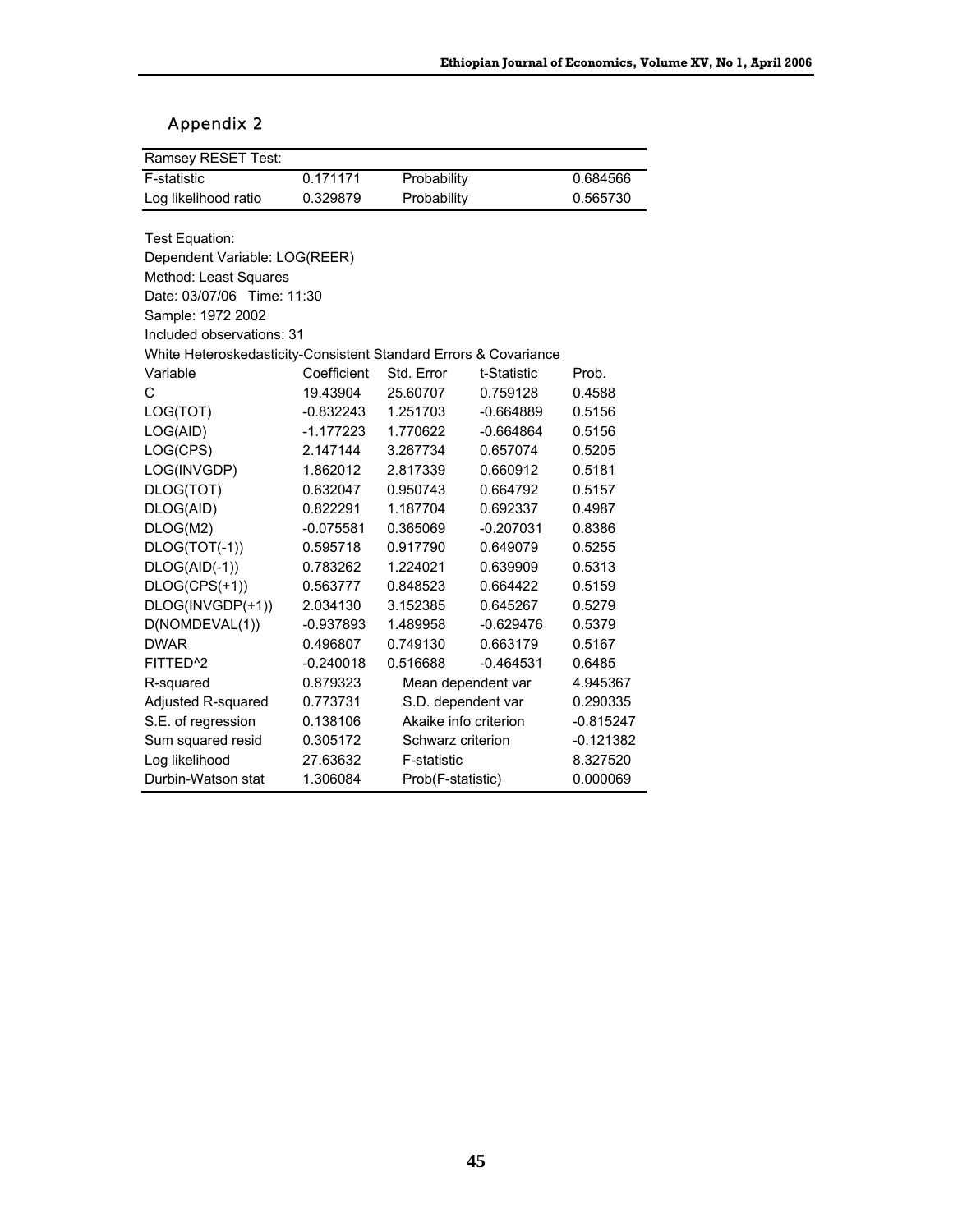## Appendix 2

| Ramsey RESET Test: | | | |
|---|---|---|---|
| F-statistic | 0.171171 | Probability | 0.684566 |
| Log likelihood ratio | 0.329879 | Probability | 0.565730 |

Test Equation:
Dependent Variable: LOG(REER)
Method: Least Squares
Date: 03/07/06 Time: 11:30
Sample: 1972 2002
Included observations: 31
White Heteroskedasticity-Consistent Standard Errors & Covariance

| Variable | Coefficient | Std. Error | t-Statistic | Prob. |
|---|---|---|---|---|
| C | 19.43904 | 25.60707 | 0.759128 | 0.4588 |
| LOG(TOT) | -0.832243 | 1.251703 | -0.664889 | 0.5156 |
| LOG(AID) | -1.177223 | 1.770622 | -0.664864 | 0.5156 |
| LOG(CPS) | 2.147144 | 3.267734 | 0.657074 | 0.5205 |
| LOG(INVGDP) | 1.862012 | 2.817339 | 0.660912 | 0.5181 |
| DLOG(TOT) | 0.632047 | 0.950743 | 0.664792 | 0.5157 |
| DLOG(AID) | 0.822291 | 1.187704 | 0.692337 | 0.4987 |
| DLOG(M2) | -0.075581 | 0.365069 | -0.207031 | 0.8386 |
| DLOG(TOT(-1)) | 0.595718 | 0.917790 | 0.649079 | 0.5255 |
| DLOG(AID(-1)) | 0.783262 | 1.224021 | 0.639909 | 0.5313 |
| DLOG(CPS(+1)) | 0.563777 | 0.848523 | 0.664422 | 0.5159 |
| DLOG(INVGDP(+1)) | 2.034130 | 3.152385 | 0.645267 | 0.5279 |
| D(NOMDEVAL(1)) | -0.937893 | 1.489958 | -0.629476 | 0.5379 |
| DWAR | 0.496807 | 0.749130 | 0.663179 | 0.5167 |
| FITTED^2 | -0.240018 | 0.516688 | -0.464531 | 0.6485 |
| R-squared | 0.879323 | Mean dependent var | | 4.945367 |
| Adjusted R-squared | 0.773731 | S.D. dependent var | | 0.290335 |
| S.E. of regression | 0.138106 | Akaike info criterion | | -0.815247 |
| Sum squared resid | 0.305172 | Schwarz criterion | | -0.121382 |
| Log likelihood | 27.63632 | F-statistic | | 8.327520 |
| Durbin-Watson stat | 1.306084 | Prob(F-statistic) | | 0.000069 |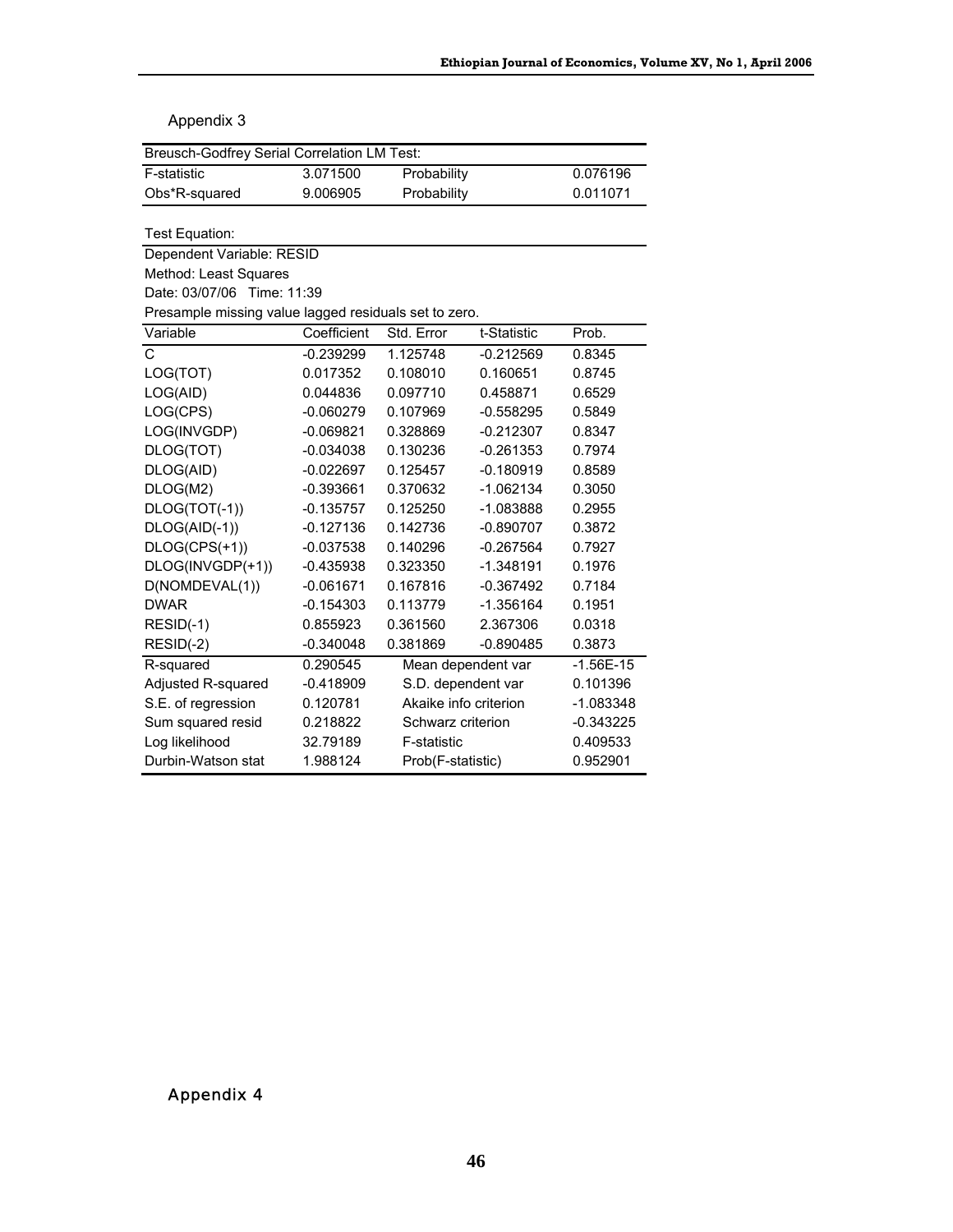Appendix 3

| Breusch-Godfrey Serial Correlation LM Test: | | | |
|---|---|---|---|
| F-statistic | 3.071500 | Probability | 0.076196 |
| Obs*R-squared | 9.006905 | Probability | 0.011071 |

Test Equation:

Dependent Variable: RESID

Method: Least Squares

Date: 03/07/06 Time: 11:39

Presample missing value lagged residuals set to zero.

| Variable | Coefficient | Std. Error | t-Statistic | Prob. |
|---|---|---|---|---|
| C | -0.239299 | 1.125748 | -0.212569 | 0.8345 |
| LOG(TOT) | 0.017352 | 0.108010 | 0.160651 | 0.8745 |
| LOG(AID) | 0.044836 | 0.097710 | 0.458871 | 0.6529 |
| LOG(CPS) | -0.060279 | 0.107969 | -0.558295 | 0.5849 |
| LOG(INVGDP) | -0.069821 | 0.328869 | -0.212307 | 0.8347 |
| DLOG(TOT) | -0.034038 | 0.130236 | -0.261353 | 0.7974 |
| DLOG(AID) | -0.022697 | 0.125457 | -0.180919 | 0.8589 |
| DLOG(M2) | -0.393661 | 0.370632 | -1.062134 | 0.3050 |
| DLOG(TOT(-1)) | -0.135757 | 0.125250 | -1.083888 | 0.2955 |
| DLOG(AID(-1)) | -0.127136 | 0.142736 | -0.890707 | 0.3872 |
| DLOG(CPS(+1)) | -0.037538 | 0.140296 | -0.267564 | 0.7927 |
| DLOG(INVGDP(+1)) | -0.435938 | 0.323350 | -1.348191 | 0.1976 |
| D(NOMDEVAL(1)) | -0.061671 | 0.167816 | -0.367492 | 0.7184 |
| DWAR | -0.154303 | 0.113779 | -1.356164 | 0.1951 |
| RESID(-1) | 0.855923 | 0.361560 | 2.367306 | 0.0318 |
| RESID(-2) | -0.340048 | 0.381869 | -0.890485 | 0.3873 |
| R-squared | 0.290545 | Mean dependent var | | -1.56E-15 |
| Adjusted R-squared | -0.418909 | S.D. dependent var | | 0.101396 |
| S.E. of regression | 0.120781 | Akaike info criterion | | -1.083348 |
| Sum squared resid | 0.218822 | Schwarz criterion | | -0.343225 |
| Log likelihood | 32.79189 | F-statistic | | 0.409533 |
| Durbin-Watson stat | 1.988124 | Prob(F-statistic) | | 0.952901 |

Appendix 4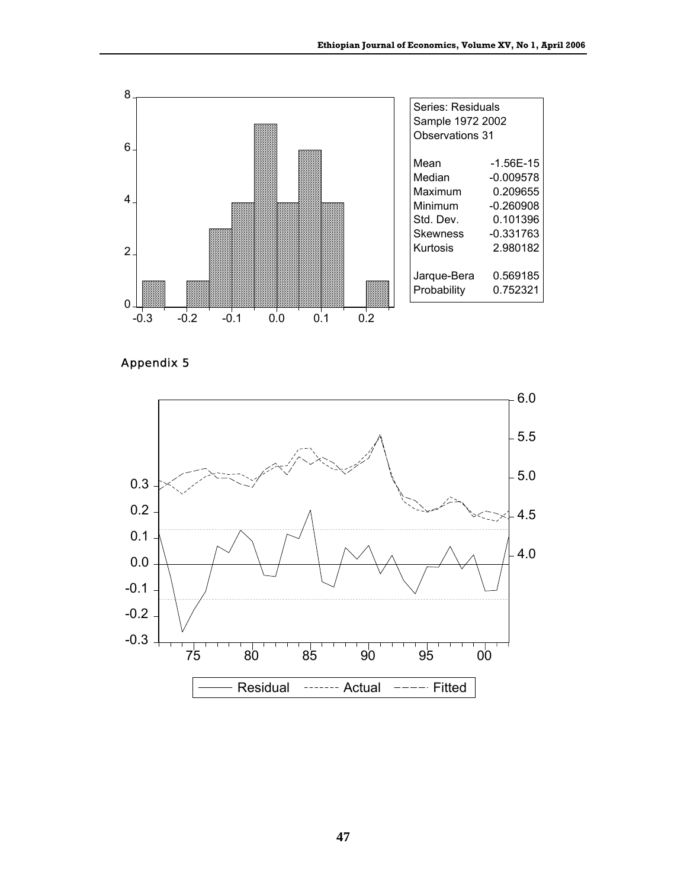| Series: Residuals | |
|---|---|
| Sample 1972 2002 | |
| Observations 31 | |
| Mean | -1.56E-15 |
| Median | -0.009578 |
| Maximum | 0.209655 |
| Minimum | -0.260908 |
| Std. Dev. | 0.101396 |
| Skewness | -0.331763 |
| Kurtosis | 2.980182 |
| Jarque-Bera | 0.569185 |
| Probability | 0.752321 |

## Appendix 5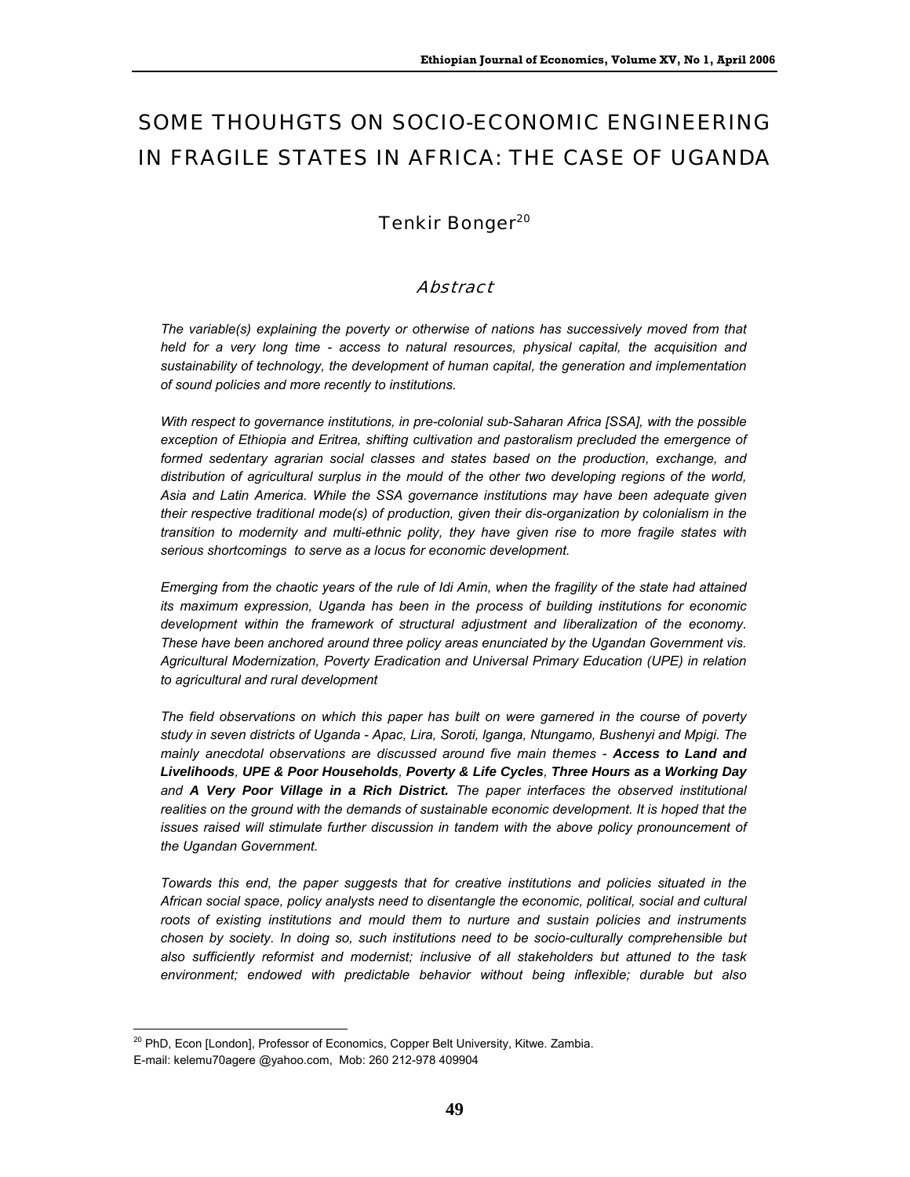# SOME THOUHGTS ON SOCIO-ECONOMIC ENGINEERING IN FRAGILE STATES IN AFRICA: THE CASE OF UGANDA

Tenkir Bonger[20]

## Abstract

*The variable(s) explaining the poverty or otherwise of nations has successively moved from that held for a very long time - access to natural resources, physical capital, the acquisition and sustainability of technology, the development of human capital, the generation and implementation of sound policies and more recently to institutions.*

*With respect to governance institutions, in pre-colonial sub-Saharan Africa [SSA], with the possible exception of Ethiopia and Eritrea, shifting cultivation and pastoralism precluded the emergence of formed sedentary agrarian social classes and states based on the production, exchange, and distribution of agricultural surplus in the mould of the other two developing regions of the world, Asia and Latin America. While the SSA governance institutions may have been adequate given their respective traditional mode(s) of production, given their dis-organization by colonialism in the transition to modernity and multi-ethnic polity, they have given rise to more fragile states with serious shortcomings to serve as a locus for economic development.*

*Emerging from the chaotic years of the rule of Idi Amin, when the fragility of the state had attained its maximum expression, Uganda has been in the process of building institutions for economic development within the framework of structural adjustment and liberalization of the economy. These have been anchored around three policy areas enunciated by the Ugandan Government vis. Agricultural Modernization, Poverty Eradication and Universal Primary Education (UPE) in relation to agricultural and rural development*

*The field observations on which this paper has built on were garnered in the course of poverty study in seven districts of Uganda - Apac, Lira, Soroti, Iganga, Ntungamo, Bushenyi and Mpigi. The mainly anecdotal observations are discussed around five main themes -* ***Access to Land and Livelihoods****,* ***UPE & Poor Households****,* ***Poverty & Life Cycles****,* ***Three Hours as a Working Day*** *and* ***A Very Poor Village in a Rich District.*** *The paper interfaces the observed institutional realities on the ground with the demands of sustainable economic development. It is hoped that the issues raised will stimulate further discussion in tandem with the above policy pronouncement of the Ugandan Government.*

*Towards this end, the paper suggests that for creative institutions and policies situated in the African social space, policy analysts need to disentangle the economic, political, social and cultural roots of existing institutions and mould them to nurture and sustain policies and instruments chosen by society. In doing so, such institutions need to be socio-culturally comprehensible but also sufficiently reformist and modernist; inclusive of all stakeholders but attuned to the task environment; endowed with predictable behavior without being inflexible; durable but also*

---

[20] PhD, Econ [London], Professor of Economics, Copper Belt University, Kitwe. Zambia.
E-mail: kelemu70agere @yahoo.com, Mob: 260 212-978 409904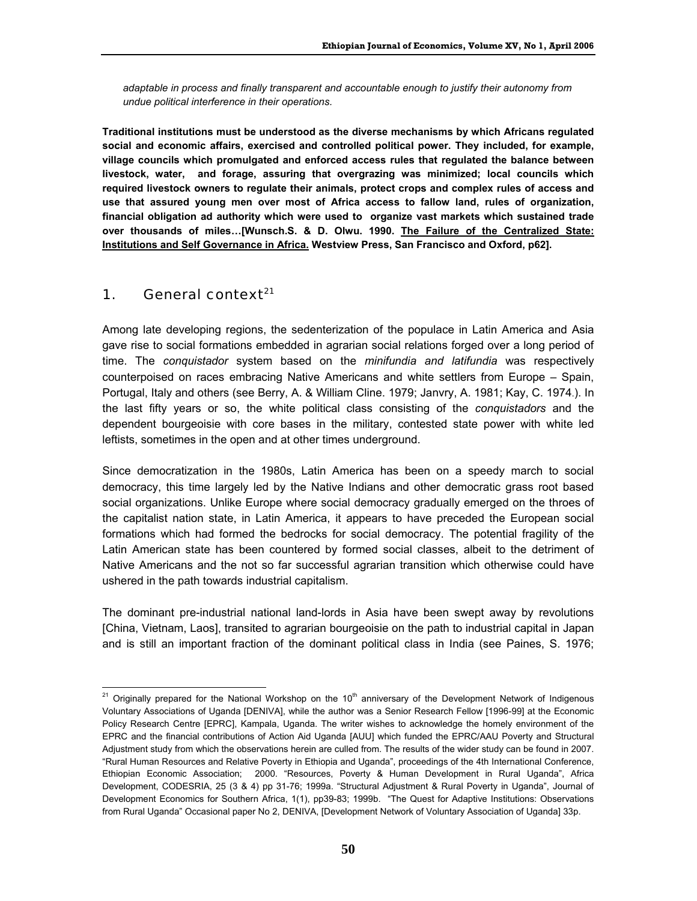*adaptable in process and finally transparent and accountable enough to justify their autonomy from undue political interference in their operations.*

**Traditional institutions must be understood as the diverse mechanisms by which Africans regulated social and economic affairs, exercised and controlled political power. They included, for example, village councils which promulgated and enforced access rules that regulated the balance between livestock, water, and forage, assuring that overgrazing was minimized; local councils which required livestock owners to regulate their animals, protect crops and complex rules of access and use that assured young men over most of Africa access to fallow land, rules of organization, financial obligation ad authority which were used to organize vast markets which sustained trade over thousands of miles…[Wunsch.S. & D. Olwu. 1990. <u>The Failure of the Centralized State: Institutions and Self Governance in Africa.</u> Westview Press, San Francisco and Oxford, p62].**

## 1. General context[21]

Among late developing regions, the sedenterization of the populace in Latin America and Asia gave rise to social formations embedded in agrarian social relations forged over a long period of time. The *conquistador* system based on the *minifundia and latifundia* was respectively counterpoised on races embracing Native Americans and white settlers from Europe – Spain, Portugal, Italy and others (see Berry, A. & William Cline. 1979; Janvry, A. 1981; Kay, C. 1974.). In the last fifty years or so, the white political class consisting of the *conquistadors* and the dependent bourgeoisie with core bases in the military, contested state power with white led leftists, sometimes in the open and at other times underground.

Since democratization in the 1980s, Latin America has been on a speedy march to social democracy, this time largely led by the Native Indians and other democratic grass root based social organizations. Unlike Europe where social democracy gradually emerged on the throes of the capitalist nation state, in Latin America, it appears to have preceded the European social formations which had formed the bedrocks for social democracy. The potential fragility of the Latin American state has been countered by formed social classes, albeit to the detriment of Native Americans and the not so far successful agrarian transition which otherwise could have ushered in the path towards industrial capitalism.

The dominant pre-industrial national land-lords in Asia have been swept away by revolutions [China, Vietnam, Laos], transited to agrarian bourgeoisie on the path to industrial capital in Japan and is still an important fraction of the dominant political class in India (see Paines, S. 1976;

---

[21] Originally prepared for the National Workshop on the 10th anniversary of the Development Network of Indigenous Voluntary Associations of Uganda [DENIVA], while the author was a Senior Research Fellow [1996-99] at the Economic Policy Research Centre [EPRC], Kampala, Uganda. The writer wishes to acknowledge the homely environment of the EPRC and the financial contributions of Action Aid Uganda [AUU] which funded the EPRC/AAU Poverty and Structural Adjustment study from which the observations herein are culled from. The results of the wider study can be found in 2007. "Rural Human Resources and Relative Poverty in Ethiopia and Uganda", proceedings of the 4th International Conference, Ethiopian Economic Association; 2000. "Resources, Poverty & Human Development in Rural Uganda", Africa Development, CODESRIA, 25 (3 & 4) pp 31-76; 1999a. "Structural Adjustment & Rural Poverty in Uganda", Journal of Development Economics for Southern Africa, 1(1), pp39-83; 1999b. "The Quest for Adaptive Institutions: Observations from Rural Uganda" Occasional paper No 2, DENIVA, [Development Network of Voluntary Association of Uganda] 33p.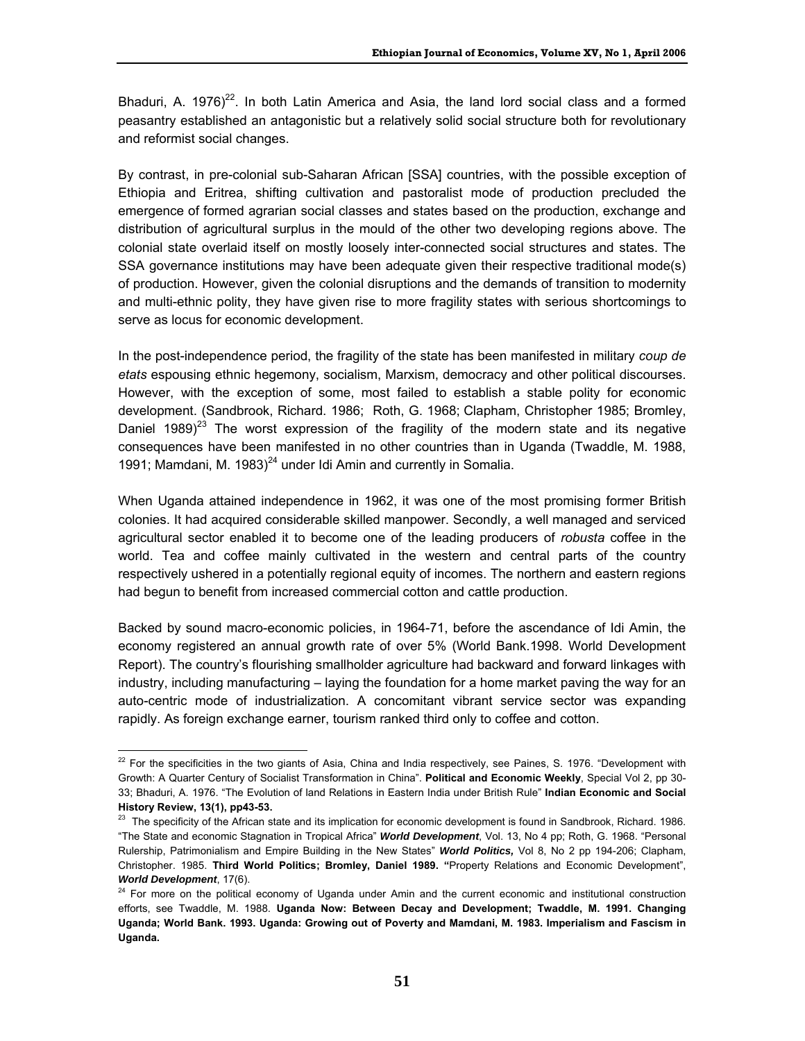Bhaduri, A. 1976)[22]. In both Latin America and Asia, the land lord social class and a formed peasantry established an antagonistic but a relatively solid social structure both for revolutionary and reformist social changes.

By contrast, in pre-colonial sub-Saharan African [SSA] countries, with the possible exception of Ethiopia and Eritrea, shifting cultivation and pastoralist mode of production precluded the emergence of formed agrarian social classes and states based on the production, exchange and distribution of agricultural surplus in the mould of the other two developing regions above. The colonial state overlaid itself on mostly loosely inter-connected social structures and states. The SSA governance institutions may have been adequate given their respective traditional mode(s) of production. However, given the colonial disruptions and the demands of transition to modernity and multi-ethnic polity, they have given rise to more fragility states with serious shortcomings to serve as locus for economic development.

In the post-independence period, the fragility of the state has been manifested in military *coup de etats* espousing ethnic hegemony, socialism, Marxism, democracy and other political discourses. However, with the exception of some, most failed to establish a stable polity for economic development. (Sandbrook, Richard. 1986; Roth, G. 1968; Clapham, Christopher 1985; Bromley, Daniel 1989)[23] The worst expression of the fragility of the modern state and its negative consequences have been manifested in no other countries than in Uganda (Twaddle, M. 1988, 1991; Mamdani, M. 1983)[24] under Idi Amin and currently in Somalia.

When Uganda attained independence in 1962, it was one of the most promising former British colonies. It had acquired considerable skilled manpower. Secondly, a well managed and serviced agricultural sector enabled it to become one of the leading producers of *robusta* coffee in the world. Tea and coffee mainly cultivated in the western and central parts of the country respectively ushered in a potentially regional equity of incomes. The northern and eastern regions had begun to benefit from increased commercial cotton and cattle production.

Backed by sound macro-economic policies, in 1964-71, before the ascendance of Idi Amin, the economy registered an annual growth rate of over 5% (World Bank.1998. World Development Report). The country's flourishing smallholder agriculture had backward and forward linkages with industry, including manufacturing – laying the foundation for a home market paving the way for an auto-centric mode of industrialization. A concomitant vibrant service sector was expanding rapidly. As foreign exchange earner, tourism ranked third only to coffee and cotton.

---

[22] For the specificities in the two giants of Asia, China and India respectively, see Paines, S. 1976. "Development with Growth: A Quarter Century of Socialist Transformation in China". **Political and Economic Weekly**, Special Vol 2, pp 30-33; Bhaduri, A. 1976. "The Evolution of land Relations in Eastern India under British Rule" **Indian Economic and Social History Review, 13(1), pp43-53.**

[23] The specificity of the African state and its implication for economic development is found in Sandbrook, Richard. 1986. "The State and economic Stagnation in Tropical Africa" ***World Development***, Vol. 13, No 4 pp; Roth, G. 1968. "Personal Rulership, Patrimonialism and Empire Building in the New States" ***World Politics,*** Vol 8, No 2 pp 194-206; Clapham, Christopher. 1985. **Third World Politics; Bromley, Daniel 1989. "**Property Relations and Economic Development", ***World Development***, 17(6).

[24] For more on the political economy of Uganda under Amin and the current economic and institutional construction efforts, see Twaddle, M. 1988. **Uganda Now: Between Decay and Development; Twaddle, M. 1991. Changing Uganda; World Bank. 1993. Uganda: Growing out of Poverty and Mamdani, M. 1983. Imperialism and Fascism in Uganda.**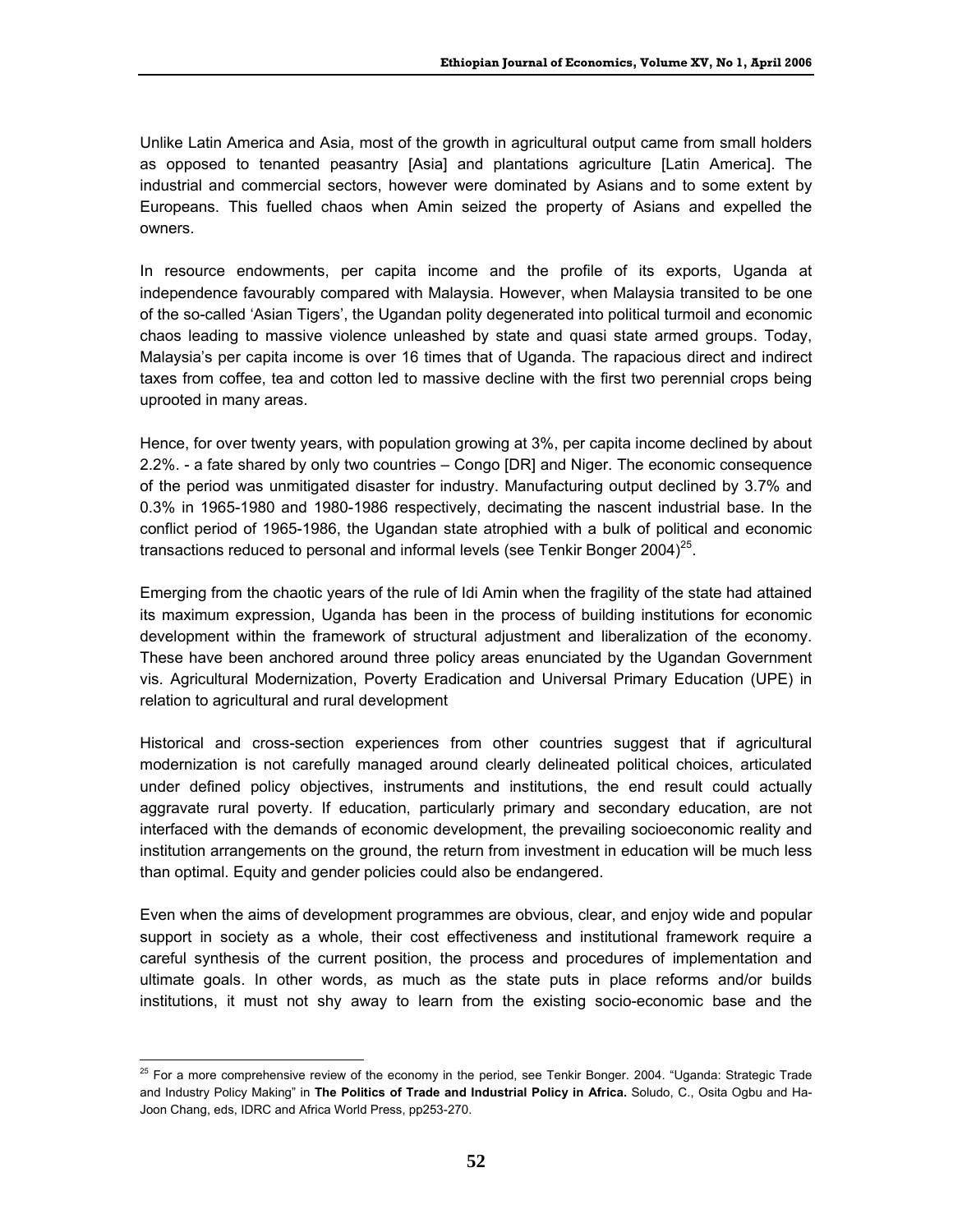Unlike Latin America and Asia, most of the growth in agricultural output came from small holders as opposed to tenanted peasantry [Asia] and plantations agriculture [Latin America]. The industrial and commercial sectors, however were dominated by Asians and to some extent by Europeans. This fuelled chaos when Amin seized the property of Asians and expelled the owners.

In resource endowments, per capita income and the profile of its exports, Uganda at independence favourably compared with Malaysia. However, when Malaysia transited to be one of the so-called 'Asian Tigers', the Ugandan polity degenerated into political turmoil and economic chaos leading to massive violence unleashed by state and quasi state armed groups. Today, Malaysia's per capita income is over 16 times that of Uganda. The rapacious direct and indirect taxes from coffee, tea and cotton led to massive decline with the first two perennial crops being uprooted in many areas.

Hence, for over twenty years, with population growing at 3%, per capita income declined by about 2.2%. - a fate shared by only two countries – Congo [DR] and Niger. The economic consequence of the period was unmitigated disaster for industry. Manufacturing output declined by 3.7% and 0.3% in 1965-1980 and 1980-1986 respectively, decimating the nascent industrial base. In the conflict period of 1965-1986, the Ugandan state atrophied with a bulk of political and economic transactions reduced to personal and informal levels (see Tenkir Bonger 2004)[25].

Emerging from the chaotic years of the rule of Idi Amin when the fragility of the state had attained its maximum expression, Uganda has been in the process of building institutions for economic development within the framework of structural adjustment and liberalization of the economy. These have been anchored around three policy areas enunciated by the Ugandan Government vis. Agricultural Modernization, Poverty Eradication and Universal Primary Education (UPE) in relation to agricultural and rural development

Historical and cross-section experiences from other countries suggest that if agricultural modernization is not carefully managed around clearly delineated political choices, articulated under defined policy objectives, instruments and institutions, the end result could actually aggravate rural poverty. If education, particularly primary and secondary education, are not interfaced with the demands of economic development, the prevailing socioeconomic reality and institution arrangements on the ground, the return from investment in education will be much less than optimal. Equity and gender policies could also be endangered.

Even when the aims of development programmes are obvious, clear, and enjoy wide and popular support in society as a whole, their cost effectiveness and institutional framework require a careful synthesis of the current position, the process and procedures of implementation and ultimate goals. In other words, as much as the state puts in place reforms and/or builds institutions, it must not shy away to learn from the existing socio-economic base and the

---

[25] For a more comprehensive review of the economy in the period, see Tenkir Bonger. 2004. "Uganda: Strategic Trade and Industry Policy Making" in **The Politics of Trade and Industrial Policy in Africa.** Soludo, C., Osita Ogbu and Ha-Joon Chang, eds, IDRC and Africa World Press, pp253-270.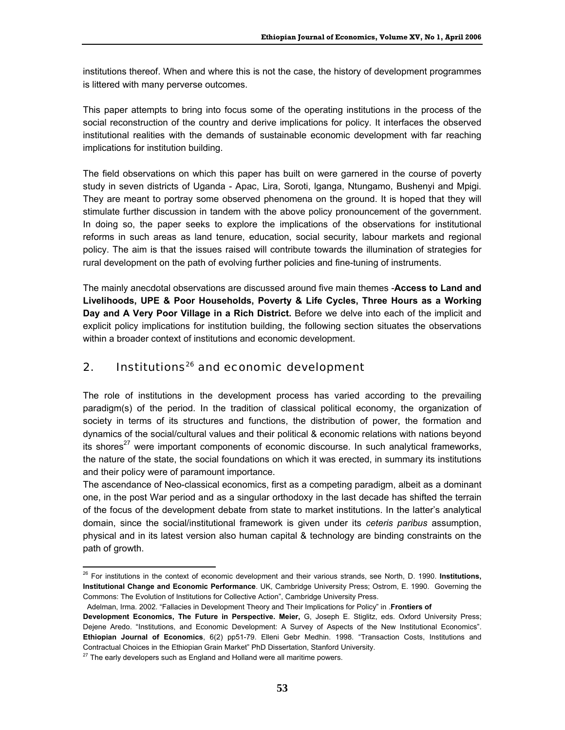institutions thereof. When and where this is not the case, the history of development programmes is littered with many perverse outcomes.

This paper attempts to bring into focus some of the operating institutions in the process of the social reconstruction of the country and derive implications for policy. It interfaces the observed institutional realities with the demands of sustainable economic development with far reaching implications for institution building.

The field observations on which this paper has built on were garnered in the course of poverty study in seven districts of Uganda - Apac, Lira, Soroti, Iganga, Ntungamo, Bushenyi and Mpigi. They are meant to portray some observed phenomena on the ground. It is hoped that they will stimulate further discussion in tandem with the above policy pronouncement of the government. In doing so, the paper seeks to explore the implications of the observations for institutional reforms in such areas as land tenure, education, social security, labour markets and regional policy. The aim is that the issues raised will contribute towards the illumination of strategies for rural development on the path of evolving further policies and fine-tuning of instruments.

The mainly anecdotal observations are discussed around five main themes -**Access to Land and Livelihoods, UPE & Poor Households, Poverty & Life Cycles, Three Hours as a Working Day and A Very Poor Village in a Rich District.** Before we delve into each of the implicit and explicit policy implications for institution building, the following section situates the observations within a broader context of institutions and economic development.

## 2. Institutions[26] and economic development

The role of institutions in the development process has varied according to the prevailing paradigm(s) of the period. In the tradition of classical political economy, the organization of society in terms of its structures and functions, the distribution of power, the formation and dynamics of the social/cultural values and their political & economic relations with nations beyond its shores[27] were important components of economic discourse. In such analytical frameworks, the nature of the state, the social foundations on which it was erected, in summary its institutions and their policy were of paramount importance.

The ascendance of Neo-classical economics, first as a competing paradigm, albeit as a dominant one, in the post War period and as a singular orthodoxy in the last decade has shifted the terrain of the focus of the development debate from state to market institutions. In the latter's analytical domain, since the social/institutional framework is given under its *ceteris paribus* assumption, physical and in its latest version also human capital & technology are binding constraints on the path of growth.

---

[26] For institutions in the context of economic development and their various strands, see North, D. 1990. **Institutions, Institutional Change and Economic Performance**. UK, Cambridge University Press; Ostrom, E. 1990. Governing the Commons: The Evolution of Institutions for Collective Action", Cambridge University Press.
Adelman, Irma. 2002. "Fallacies in Development Theory and Their Implications for Policy" in .**Frontiers of Development Economics, The Future in Perspective. Meier,** G, Joseph E. Stiglitz, eds. Oxford University Press; Dejene Aredo. "Institutions, and Economic Development: A Survey of Aspects of the New Institutional Economics". **Ethiopian Journal of Economics**, 6(2) pp51-79. Elleni Gebr Medhin. 1998. "Transaction Costs, Institutions and Contractual Choices in the Ethiopian Grain Market" PhD Dissertation, Stanford University.

[27] The early developers such as England and Holland were all maritime powers.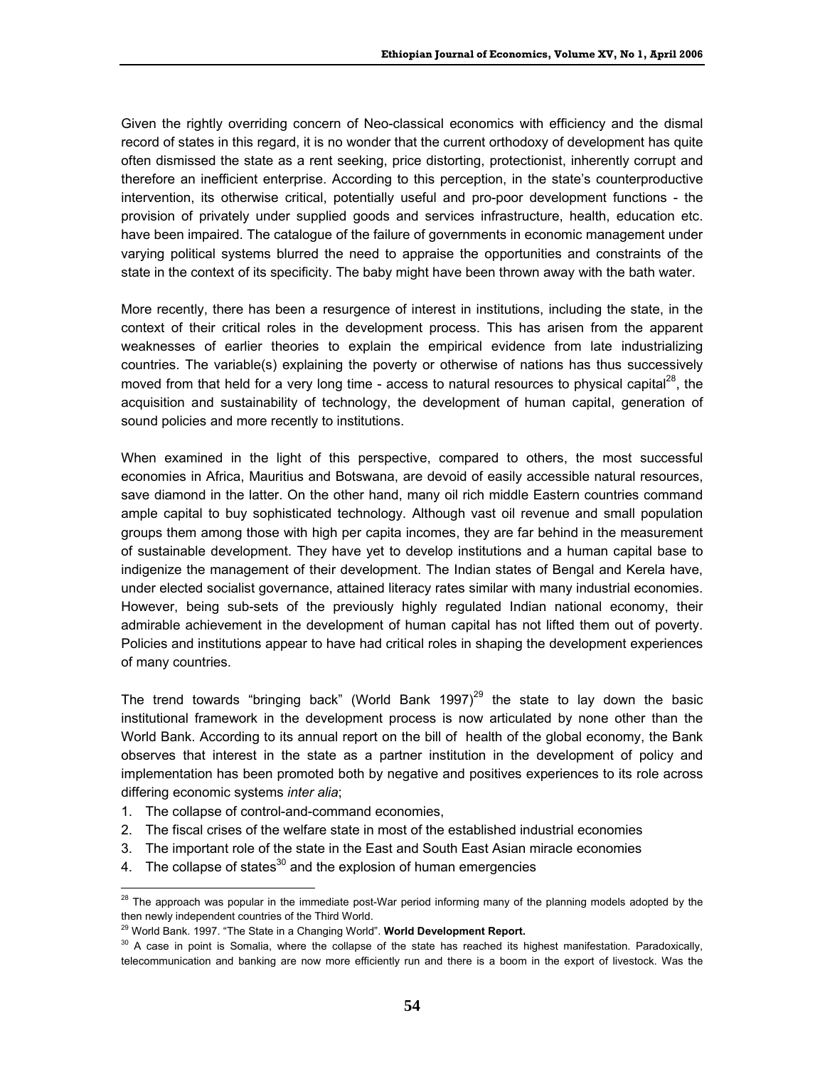Given the rightly overriding concern of Neo-classical economics with efficiency and the dismal record of states in this regard, it is no wonder that the current orthodoxy of development has quite often dismissed the state as a rent seeking, price distorting, protectionist, inherently corrupt and therefore an inefficient enterprise. According to this perception, in the state's counterproductive intervention, its otherwise critical, potentially useful and pro-poor development functions - the provision of privately under supplied goods and services infrastructure, health, education etc. have been impaired. The catalogue of the failure of governments in economic management under varying political systems blurred the need to appraise the opportunities and constraints of the state in the context of its specificity. The baby might have been thrown away with the bath water.

More recently, there has been a resurgence of interest in institutions, including the state, in the context of their critical roles in the development process. This has arisen from the apparent weaknesses of earlier theories to explain the empirical evidence from late industrializing countries. The variable(s) explaining the poverty or otherwise of nations has thus successively moved from that held for a very long time - access to natural resources to physical capital[28], the acquisition and sustainability of technology, the development of human capital, generation of sound policies and more recently to institutions.

When examined in the light of this perspective, compared to others, the most successful economies in Africa, Mauritius and Botswana, are devoid of easily accessible natural resources, save diamond in the latter. On the other hand, many oil rich middle Eastern countries command ample capital to buy sophisticated technology. Although vast oil revenue and small population groups them among those with high per capita incomes, they are far behind in the measurement of sustainable development. They have yet to develop institutions and a human capital base to indigenize the management of their development. The Indian states of Bengal and Kerela have, under elected socialist governance, attained literacy rates similar with many industrial economies. However, being sub-sets of the previously highly regulated Indian national economy, their admirable achievement in the development of human capital has not lifted them out of poverty. Policies and institutions appear to have had critical roles in shaping the development experiences of many countries.

The trend towards "bringing back" (World Bank 1997)[29] the state to lay down the basic institutional framework in the development process is now articulated by none other than the World Bank. According to its annual report on the bill of health of the global economy, the Bank observes that interest in the state as a partner institution in the development of policy and implementation has been promoted both by negative and positives experiences to its role across differing economic systems *inter alia*;

1. The collapse of control-and-command economies,
2. The fiscal crises of the welfare state in most of the established industrial economies
3. The important role of the state in the East and South East Asian miracle economies
4. The collapse of states[30] and the explosion of human emergencies

---

[28] The approach was popular in the immediate post-War period informing many of the planning models adopted by the then newly independent countries of the Third World.

[29] World Bank. 1997. "The State in a Changing World". **World Development Report.**

[30] A case in point is Somalia, where the collapse of the state has reached its highest manifestation. Paradoxically, telecommunication and banking are now more efficiently run and there is a boom in the export of livestock. Was the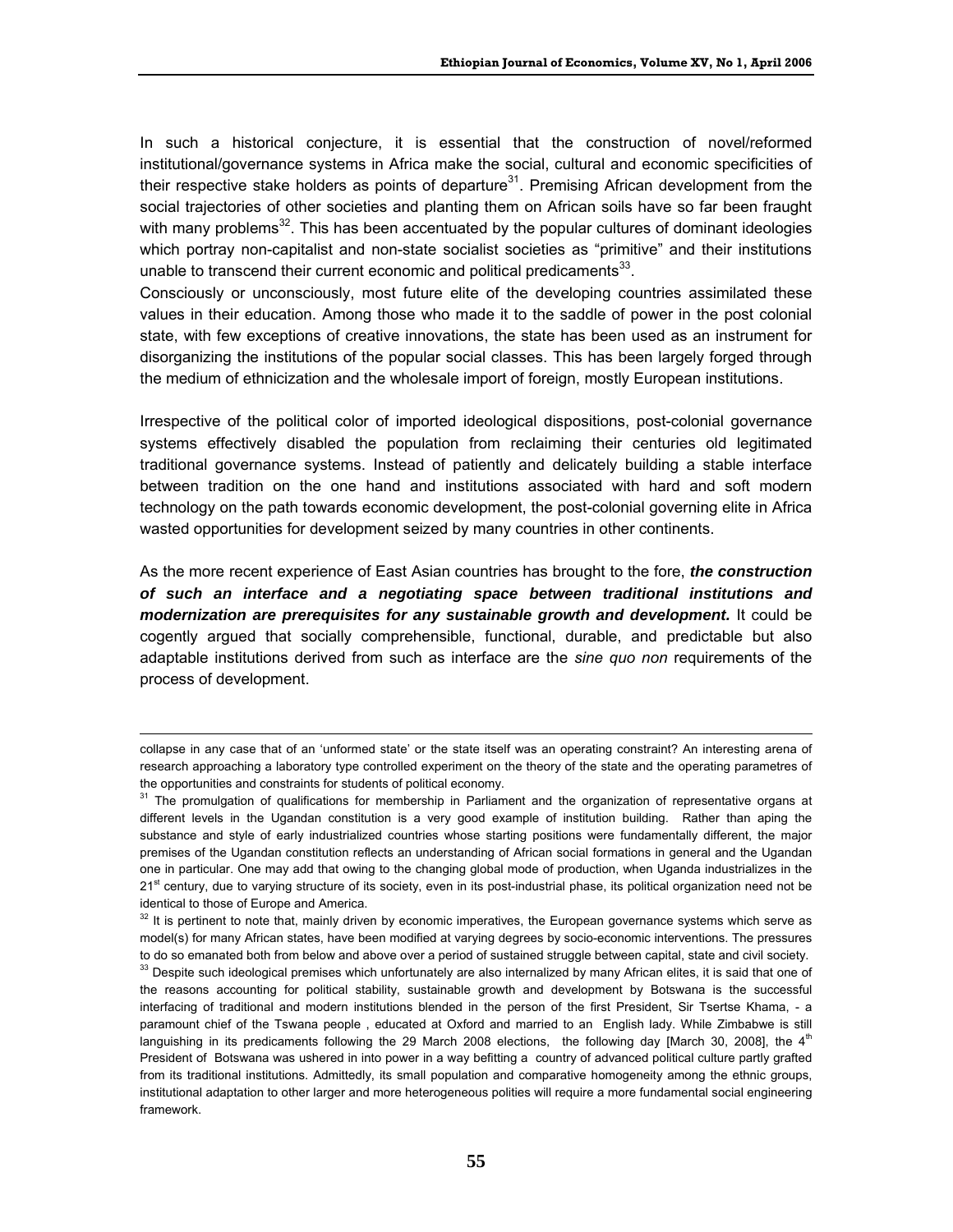In such a historical conjecture, it is essential that the construction of novel/reformed institutional/governance systems in Africa make the social, cultural and economic specificities of their respective stake holders as points of departure[31]. Premising African development from the social trajectories of other societies and planting them on African soils have so far been fraught with many problems[32]. This has been accentuated by the popular cultures of dominant ideologies which portray non-capitalist and non-state socialist societies as "primitive" and their institutions unable to transcend their current economic and political predicaments[33].
Consciously or unconsciously, most future elite of the developing countries assimilated these values in their education. Among those who made it to the saddle of power in the post colonial state, with few exceptions of creative innovations, the state has been used as an instrument for disorganizing the institutions of the popular social classes. This has been largely forged through the medium of ethnicization and the wholesale import of foreign, mostly European institutions.

Irrespective of the political color of imported ideological dispositions, post-colonial governance systems effectively disabled the population from reclaiming their centuries old legitimated traditional governance systems. Instead of patiently and delicately building a stable interface between tradition on the one hand and institutions associated with hard and soft modern technology on the path towards economic development, the post-colonial governing elite in Africa wasted opportunities for development seized by many countries in other continents.

As the more recent experience of East Asian countries has brought to the fore, ***the construction of such an interface and a negotiating space between traditional institutions and modernization are prerequisites for any sustainable growth and development.*** It could be cogently argued that socially comprehensible, functional, durable, and predictable but also adaptable institutions derived from such as interface are the *sine quo non* requirements of the process of development.

---

collapse in any case that of an 'unformed state' or the state itself was an operating constraint? An interesting arena of research approaching a laboratory type controlled experiment on the theory of the state and the operating parametres of the opportunities and constraints for students of political economy.

[31] The promulgation of qualifications for membership in Parliament and the organization of representative organs at different levels in the Ugandan constitution is a very good example of institution building. Rather than aping the substance and style of early industrialized countries whose starting positions were fundamentally different, the major premises of the Ugandan constitution reflects an understanding of African social formations in general and the Ugandan one in particular. One may add that owing to the changing global mode of production, when Uganda industrializes in the 21st century, due to varying structure of its society, even in its post-industrial phase, its political organization need not be identical to those of Europe and America.

[32] It is pertinent to note that, mainly driven by economic imperatives, the European governance systems which serve as model(s) for many African states, have been modified at varying degrees by socio-economic interventions. The pressures to do so emanated both from below and above over a period of sustained struggle between capital, state and civil society.

[33] Despite such ideological premises which unfortunately are also internalized by many African elites, it is said that one of the reasons accounting for political stability, sustainable growth and development by Botswana is the successful interfacing of traditional and modern institutions blended in the person of the first President, Sir Tsertse Khama, - a paramount chief of the Tswana people , educated at Oxford and married to an English lady. While Zimbabwe is still languishing in its predicaments following the 29 March 2008 elections, the following day [March 30, 2008], the 4th President of Botswana was ushered in into power in a way befitting a country of advanced political culture partly grafted from its traditional institutions. Admittedly, its small population and comparative homogeneity among the ethnic groups, institutional adaptation to other larger and more heterogeneous polities will require a more fundamental social engineering framework.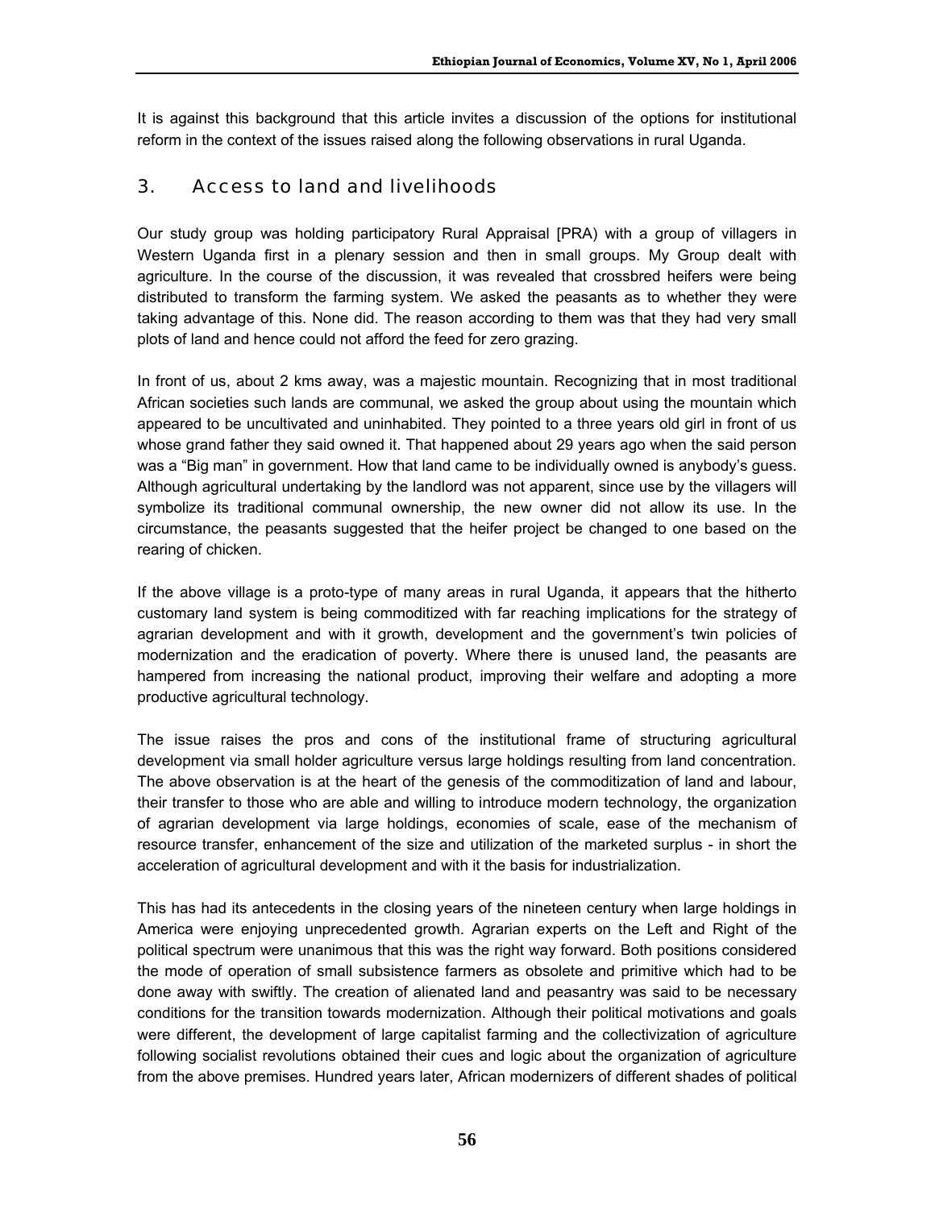It is against this background that this article invites a discussion of the options for institutional reform in the context of the issues raised along the following observations in rural Uganda.

## 3. Access to land and livelihoods

Our study group was holding participatory Rural Appraisal [PRA) with a group of villagers in Western Uganda first in a plenary session and then in small groups. My Group dealt with agriculture. In the course of the discussion, it was revealed that crossbred heifers were being distributed to transform the farming system. We asked the peasants as to whether they were taking advantage of this. None did. The reason according to them was that they had very small plots of land and hence could not afford the feed for zero grazing.

In front of us, about 2 kms away, was a majestic mountain. Recognizing that in most traditional African societies such lands are communal, we asked the group about using the mountain which appeared to be uncultivated and uninhabited. They pointed to a three years old girl in front of us whose grand father they said owned it. That happened about 29 years ago when the said person was a "Big man" in government. How that land came to be individually owned is anybody's guess. Although agricultural undertaking by the landlord was not apparent, since use by the villagers will symbolize its traditional communal ownership, the new owner did not allow its use. In the circumstance, the peasants suggested that the heifer project be changed to one based on the rearing of chicken.

If the above village is a proto-type of many areas in rural Uganda, it appears that the hitherto customary land system is being commoditized with far reaching implications for the strategy of agrarian development and with it growth, development and the government's twin policies of modernization and the eradication of poverty. Where there is unused land, the peasants are hampered from increasing the national product, improving their welfare and adopting a more productive agricultural technology.

The issue raises the pros and cons of the institutional frame of structuring agricultural development via small holder agriculture versus large holdings resulting from land concentration. The above observation is at the heart of the genesis of the commoditization of land and labour, their transfer to those who are able and willing to introduce modern technology, the organization of agrarian development via large holdings, economies of scale, ease of the mechanism of resource transfer, enhancement of the size and utilization of the marketed surplus - in short the acceleration of agricultural development and with it the basis for industrialization.

This has had its antecedents in the closing years of the nineteen century when large holdings in America were enjoying unprecedented growth. Agrarian experts on the Left and Right of the political spectrum were unanimous that this was the right way forward. Both positions considered the mode of operation of small subsistence farmers as obsolete and primitive which had to be done away with swiftly. The creation of alienated land and peasantry was said to be necessary conditions for the transition towards modernization. Although their political motivations and goals were different, the development of large capitalist farming and the collectivization of agriculture following socialist revolutions obtained their cues and logic about the organization of agriculture from the above premises. Hundred years later, African modernizers of different shades of political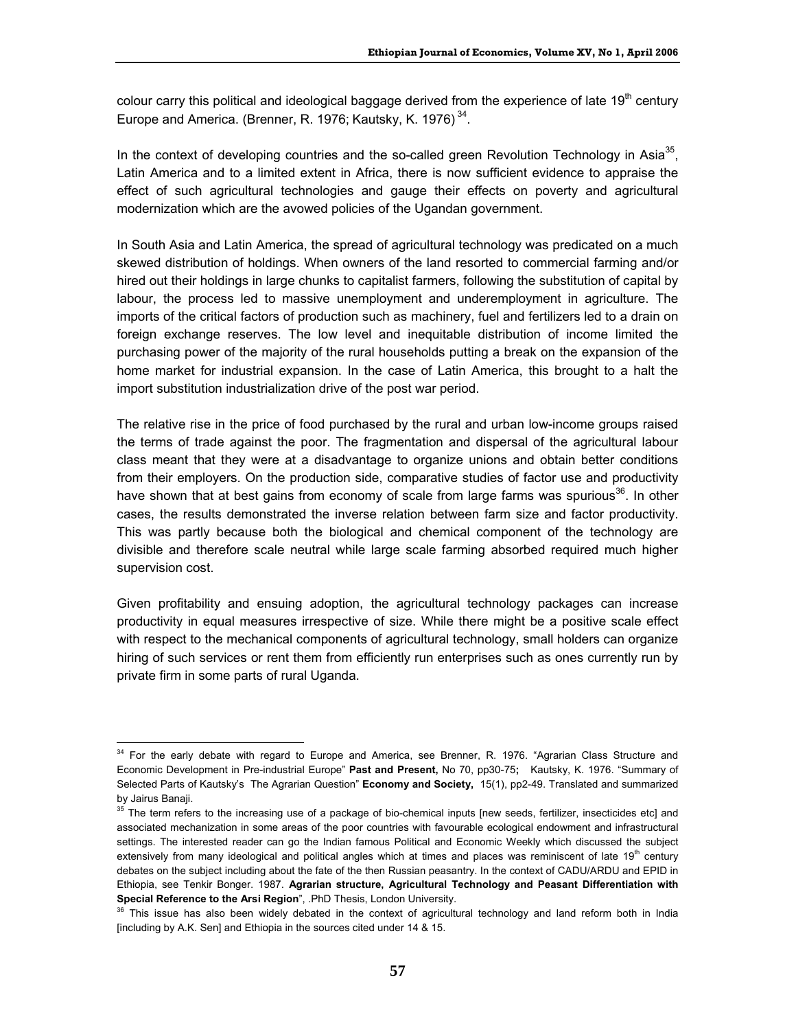colour carry this political and ideological baggage derived from the experience of late 19th century Europe and America. (Brenner, R. 1976; Kautsky, K. 1976) [34].

In the context of developing countries and the so-called green Revolution Technology in Asia[35], Latin America and to a limited extent in Africa, there is now sufficient evidence to appraise the effect of such agricultural technologies and gauge their effects on poverty and agricultural modernization which are the avowed policies of the Ugandan government.

In South Asia and Latin America, the spread of agricultural technology was predicated on a much skewed distribution of holdings. When owners of the land resorted to commercial farming and/or hired out their holdings in large chunks to capitalist farmers, following the substitution of capital by labour, the process led to massive unemployment and underemployment in agriculture. The imports of the critical factors of production such as machinery, fuel and fertilizers led to a drain on foreign exchange reserves. The low level and inequitable distribution of income limited the purchasing power of the majority of the rural households putting a break on the expansion of the home market for industrial expansion. In the case of Latin America, this brought to a halt the import substitution industrialization drive of the post war period.

The relative rise in the price of food purchased by the rural and urban low-income groups raised the terms of trade against the poor. The fragmentation and dispersal of the agricultural labour class meant that they were at a disadvantage to organize unions and obtain better conditions from their employers. On the production side, comparative studies of factor use and productivity have shown that at best gains from economy of scale from large farms was spurious[36]. In other cases, the results demonstrated the inverse relation between farm size and factor productivity. This was partly because both the biological and chemical component of the technology are divisible and therefore scale neutral while large scale farming absorbed required much higher supervision cost.

Given profitability and ensuing adoption, the agricultural technology packages can increase productivity in equal measures irrespective of size. While there might be a positive scale effect with respect to the mechanical components of agricultural technology, small holders can organize hiring of such services or rent them from efficiently run enterprises such as ones currently run by private firm in some parts of rural Uganda.

---

[34] For the early debate with regard to Europe and America, see Brenner, R. 1976. "Agrarian Class Structure and Economic Development in Pre-industrial Europe" **Past and Present,** No 70, pp30-75**;** Kautsky, K. 1976. "Summary of Selected Parts of Kautsky's The Agrarian Question" **Economy and Society,** 15(1), pp2-49. Translated and summarized by Jairus Banaji.

[35] The term refers to the increasing use of a package of bio-chemical inputs [new seeds, fertilizer, insecticides etc] and associated mechanization in some areas of the poor countries with favourable ecological endowment and infrastructural settings. The interested reader can go the Indian famous Political and Economic Weekly which discussed the subject extensively from many ideological and political angles which at times and places was reminiscent of late 19th century debates on the subject including about the fate of the then Russian peasantry. In the context of CADU/ARDU and EPID in Ethiopia, see Tenkir Bonger. 1987. **Agrarian structure, Agricultural Technology and Peasant Differentiation with Special Reference to the Arsi Region**", .PhD Thesis, London University.

[36] This issue has also been widely debated in the context of agricultural technology and land reform both in India [including by A.K. Sen] and Ethiopia in the sources cited under 14 & 15.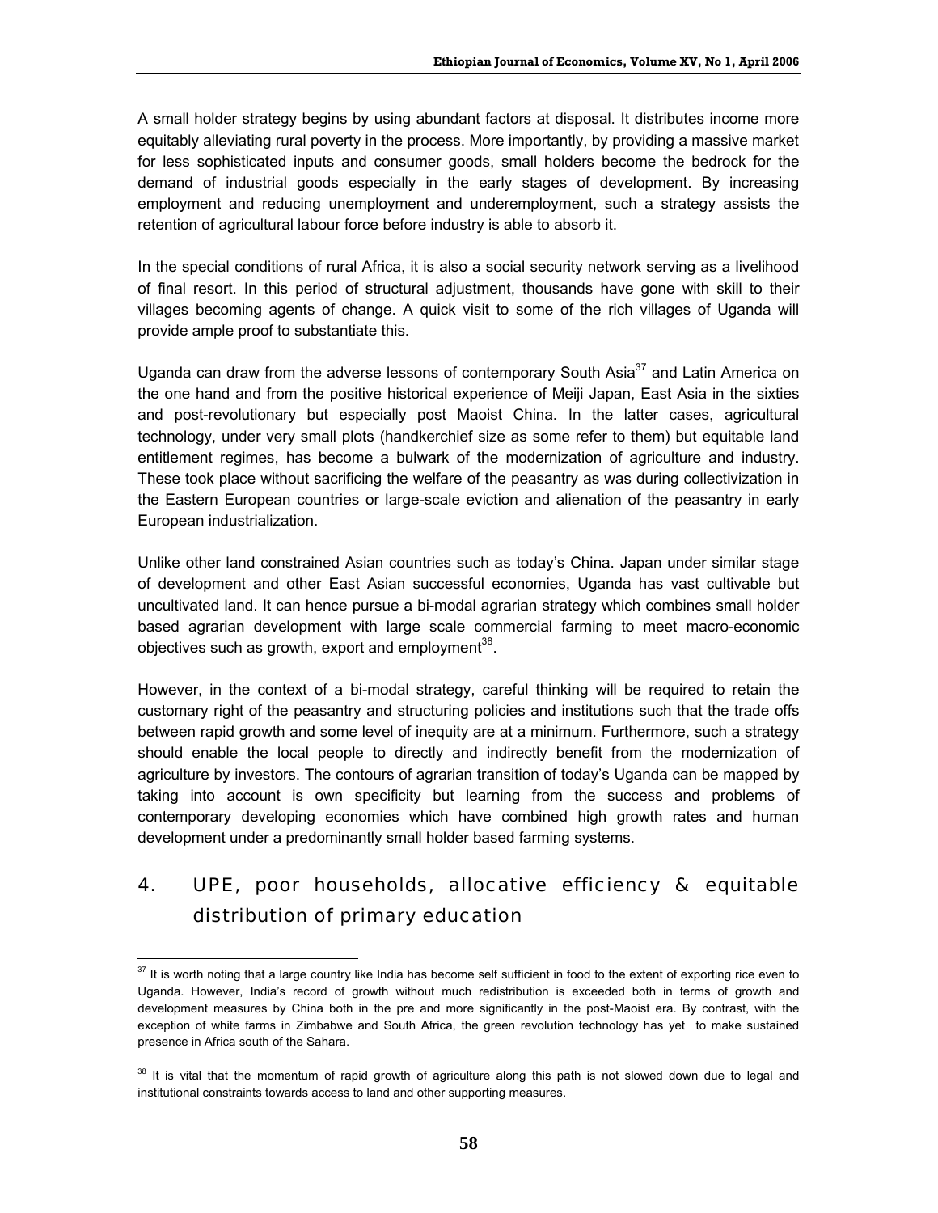A small holder strategy begins by using abundant factors at disposal. It distributes income more equitably alleviating rural poverty in the process. More importantly, by providing a massive market for less sophisticated inputs and consumer goods, small holders become the bedrock for the demand of industrial goods especially in the early stages of development. By increasing employment and reducing unemployment and underemployment, such a strategy assists the retention of agricultural labour force before industry is able to absorb it.

In the special conditions of rural Africa, it is also a social security network serving as a livelihood of final resort. In this period of structural adjustment, thousands have gone with skill to their villages becoming agents of change. A quick visit to some of the rich villages of Uganda will provide ample proof to substantiate this.

Uganda can draw from the adverse lessons of contemporary South Asia[37] and Latin America on the one hand and from the positive historical experience of Meiji Japan, East Asia in the sixties and post-revolutionary but especially post Maoist China. In the latter cases, agricultural technology, under very small plots (handkerchief size as some refer to them) but equitable land entitlement regimes, has become a bulwark of the modernization of agriculture and industry. These took place without sacrificing the welfare of the peasantry as was during collectivization in the Eastern European countries or large-scale eviction and alienation of the peasantry in early European industrialization.

Unlike other land constrained Asian countries such as today's China. Japan under similar stage of development and other East Asian successful economies, Uganda has vast cultivable but uncultivated land. It can hence pursue a bi-modal agrarian strategy which combines small holder based agrarian development with large scale commercial farming to meet macro-economic objectives such as growth, export and employment[38].

However, in the context of a bi-modal strategy, careful thinking will be required to retain the customary right of the peasantry and structuring policies and institutions such that the trade offs between rapid growth and some level of inequity are at a minimum. Furthermore, such a strategy should enable the local people to directly and indirectly benefit from the modernization of agriculture by investors. The contours of agrarian transition of today's Uganda can be mapped by taking into account is own specificity but learning from the success and problems of contemporary developing economies which have combined high growth rates and human development under a predominantly small holder based farming systems.

## 4. UPE, poor households, allocative efficiency & equitable distribution of primary education

---

[37] It is worth noting that a large country like India has become self sufficient in food to the extent of exporting rice even to Uganda. However, India's record of growth without much redistribution is exceeded both in terms of growth and development measures by China both in the pre and more significantly in the post-Maoist era. By contrast, with the exception of white farms in Zimbabwe and South Africa, the green revolution technology has yet to make sustained presence in Africa south of the Sahara.

[38] It is vital that the momentum of rapid growth of agriculture along this path is not slowed down due to legal and institutional constraints towards access to land and other supporting measures.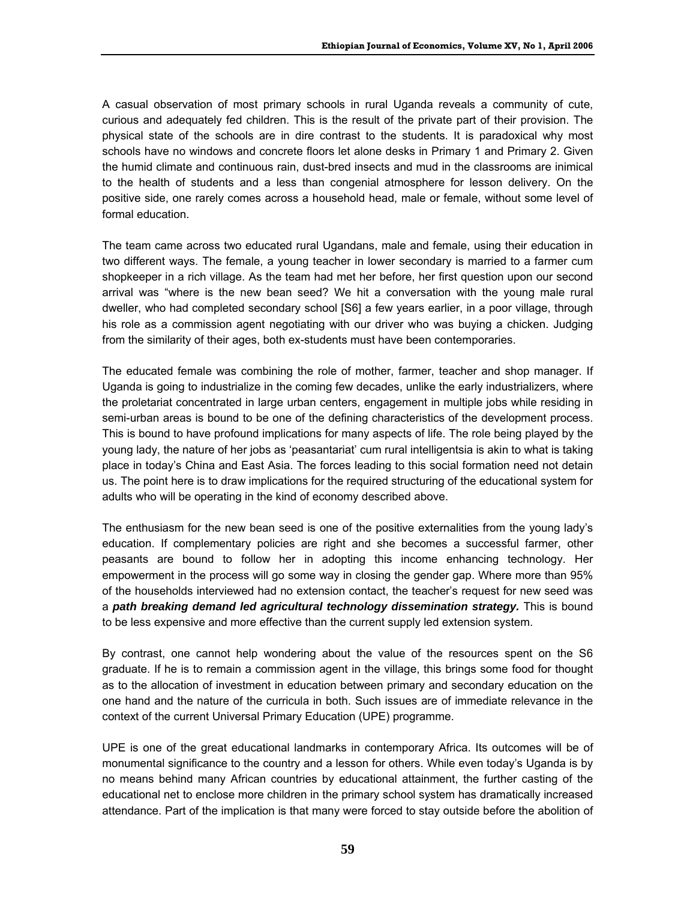A casual observation of most primary schools in rural Uganda reveals a community of cute, curious and adequately fed children. This is the result of the private part of their provision. The physical state of the schools are in dire contrast to the students. It is paradoxical why most schools have no windows and concrete floors let alone desks in Primary 1 and Primary 2. Given the humid climate and continuous rain, dust-bred insects and mud in the classrooms are inimical to the health of students and a less than congenial atmosphere for lesson delivery. On the positive side, one rarely comes across a household head, male or female, without some level of formal education.

The team came across two educated rural Ugandans, male and female, using their education in two different ways. The female, a young teacher in lower secondary is married to a farmer cum shopkeeper in a rich village. As the team had met her before, her first question upon our second arrival was "where is the new bean seed? We hit a conversation with the young male rural dweller, who had completed secondary school [S6] a few years earlier, in a poor village, through his role as a commission agent negotiating with our driver who was buying a chicken. Judging from the similarity of their ages, both ex-students must have been contemporaries.

The educated female was combining the role of mother, farmer, teacher and shop manager. If Uganda is going to industrialize in the coming few decades, unlike the early industrializers, where the proletariat concentrated in large urban centers, engagement in multiple jobs while residing in semi-urban areas is bound to be one of the defining characteristics of the development process. This is bound to have profound implications for many aspects of life. The role being played by the young lady, the nature of her jobs as 'peasantariat' cum rural intelligentsia is akin to what is taking place in today's China and East Asia. The forces leading to this social formation need not detain us. The point here is to draw implications for the required structuring of the educational system for adults who will be operating in the kind of economy described above.

The enthusiasm for the new bean seed is one of the positive externalities from the young lady's education. If complementary policies are right and she becomes a successful farmer, other peasants are bound to follow her in adopting this income enhancing technology. Her empowerment in the process will go some way in closing the gender gap. Where more than 95% of the households interviewed had no extension contact, the teacher's request for new seed was a ***path breaking demand led agricultural technology dissemination strategy.*** This is bound to be less expensive and more effective than the current supply led extension system.

By contrast, one cannot help wondering about the value of the resources spent on the S6 graduate. If he is to remain a commission agent in the village, this brings some food for thought as to the allocation of investment in education between primary and secondary education on the one hand and the nature of the curricula in both. Such issues are of immediate relevance in the context of the current Universal Primary Education (UPE) programme.

UPE is one of the great educational landmarks in contemporary Africa. Its outcomes will be of monumental significance to the country and a lesson for others. While even today's Uganda is by no means behind many African countries by educational attainment, the further casting of the educational net to enclose more children in the primary school system has dramatically increased attendance. Part of the implication is that many were forced to stay outside before the abolition of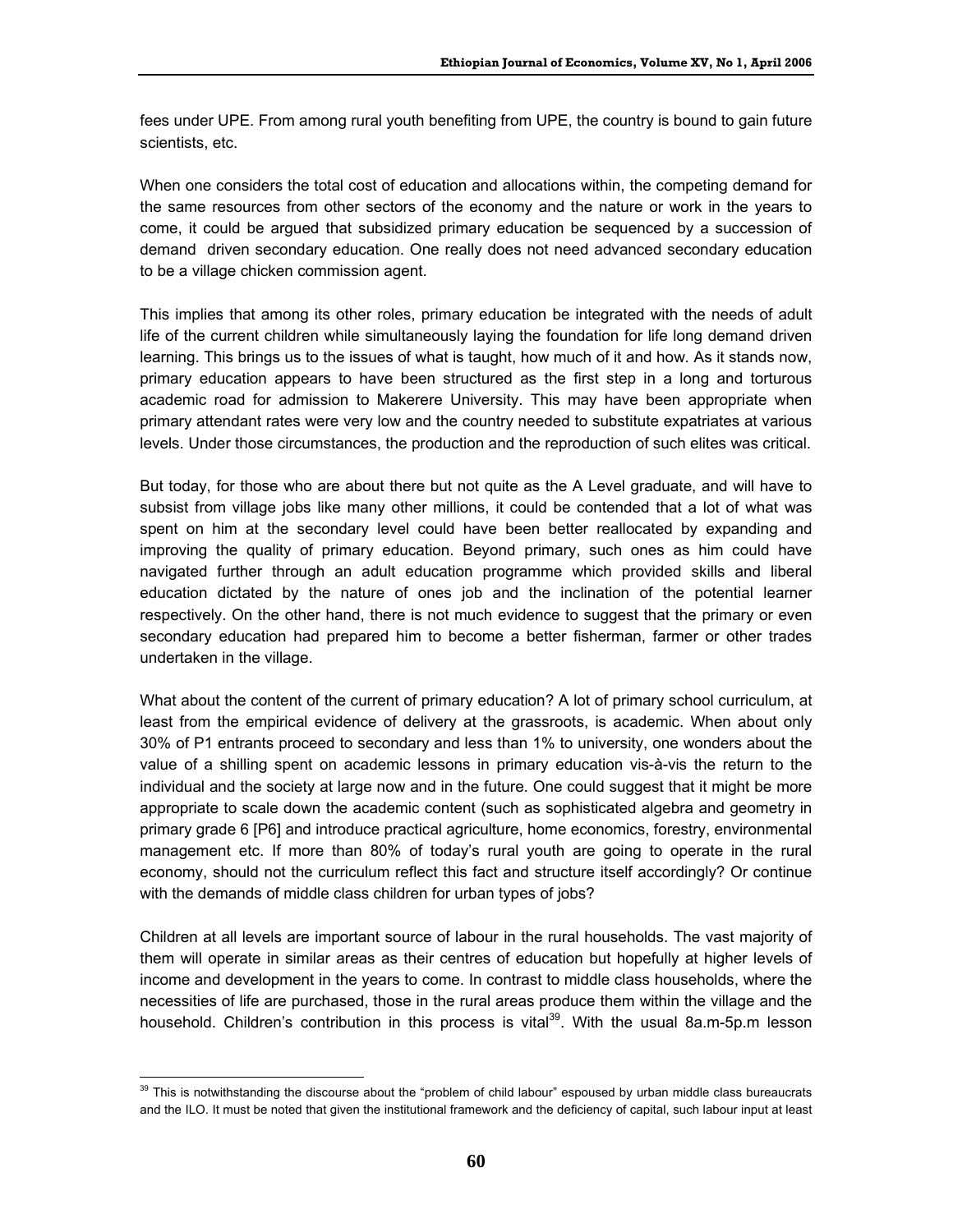fees under UPE. From among rural youth benefiting from UPE, the country is bound to gain future scientists, etc.

When one considers the total cost of education and allocations within, the competing demand for the same resources from other sectors of the economy and the nature or work in the years to come, it could be argued that subsidized primary education be sequenced by a succession of demand driven secondary education. One really does not need advanced secondary education to be a village chicken commission agent.

This implies that among its other roles, primary education be integrated with the needs of adult life of the current children while simultaneously laying the foundation for life long demand driven learning. This brings us to the issues of what is taught, how much of it and how. As it stands now, primary education appears to have been structured as the first step in a long and torturous academic road for admission to Makerere University. This may have been appropriate when primary attendant rates were very low and the country needed to substitute expatriates at various levels. Under those circumstances, the production and the reproduction of such elites was critical.

But today, for those who are about there but not quite as the A Level graduate, and will have to subsist from village jobs like many other millions, it could be contended that a lot of what was spent on him at the secondary level could have been better reallocated by expanding and improving the quality of primary education. Beyond primary, such ones as him could have navigated further through an adult education programme which provided skills and liberal education dictated by the nature of ones job and the inclination of the potential learner respectively. On the other hand, there is not much evidence to suggest that the primary or even secondary education had prepared him to become a better fisherman, farmer or other trades undertaken in the village.

What about the content of the current of primary education? A lot of primary school curriculum, at least from the empirical evidence of delivery at the grassroots, is academic. When about only 30% of P1 entrants proceed to secondary and less than 1% to university, one wonders about the value of a shilling spent on academic lessons in primary education vis-à-vis the return to the individual and the society at large now and in the future. One could suggest that it might be more appropriate to scale down the academic content (such as sophisticated algebra and geometry in primary grade 6 [P6] and introduce practical agriculture, home economics, forestry, environmental management etc. If more than 80% of today's rural youth are going to operate in the rural economy, should not the curriculum reflect this fact and structure itself accordingly? Or continue with the demands of middle class children for urban types of jobs?

Children at all levels are important source of labour in the rural households. The vast majority of them will operate in similar areas as their centres of education but hopefully at higher levels of income and development in the years to come. In contrast to middle class households, where the necessities of life are purchased, those in the rural areas produce them within the village and the household. Children's contribution in this process is vital[39]. With the usual 8a.m-5p.m lesson

[39] This is notwithstanding the discourse about the "problem of child labour" espoused by urban middle class bureaucrats and the ILO. It must be noted that given the institutional framework and the deficiency of capital, such labour input at least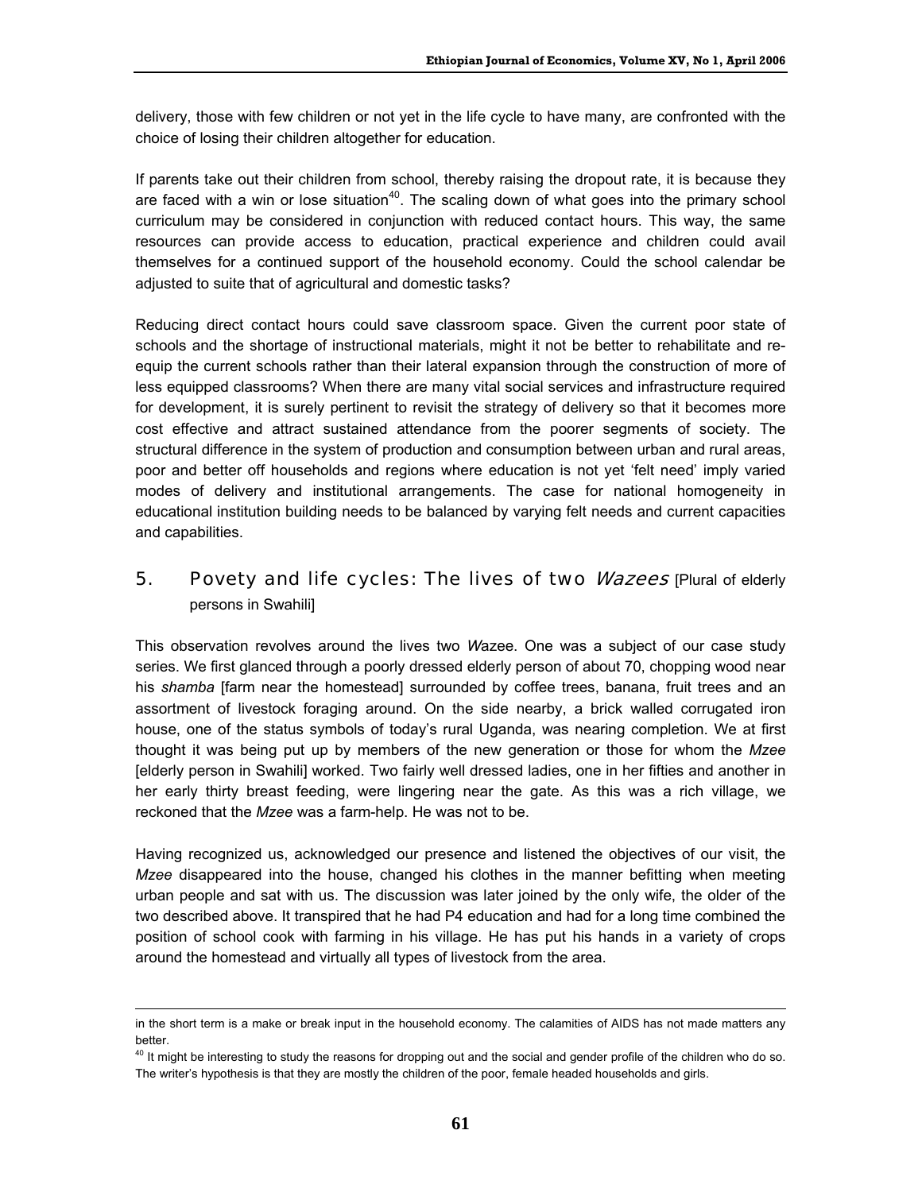delivery, those with few children or not yet in the life cycle to have many, are confronted with the choice of losing their children altogether for education.

If parents take out their children from school, thereby raising the dropout rate, it is because they are faced with a win or lose situation[40]. The scaling down of what goes into the primary school curriculum may be considered in conjunction with reduced contact hours. This way, the same resources can provide access to education, practical experience and children could avail themselves for a continued support of the household economy. Could the school calendar be adjusted to suite that of agricultural and domestic tasks?

Reducing direct contact hours could save classroom space. Given the current poor state of schools and the shortage of instructional materials, might it not be better to rehabilitate and re-equip the current schools rather than their lateral expansion through the construction of more of less equipped classrooms? When there are many vital social services and infrastructure required for development, it is surely pertinent to revisit the strategy of delivery so that it becomes more cost effective and attract sustained attendance from the poorer segments of society. The structural difference in the system of production and consumption between urban and rural areas, poor and better off households and regions where education is not yet 'felt need' imply varied modes of delivery and institutional arrangements. The case for national homogeneity in educational institution building needs to be balanced by varying felt needs and current capacities and capabilities.

## 5. Povety and life cycles: The lives of two *Wazees* [Plural of elderly persons in Swahili]

This observation revolves around the lives two *Wa*zee. One was a subject of our case study series. We first glanced through a poorly dressed elderly person of about 70, chopping wood near his *shamba* [farm near the homestead] surrounded by coffee trees, banana, fruit trees and an assortment of livestock foraging around. On the side nearby, a brick walled corrugated iron house, one of the status symbols of today's rural Uganda, was nearing completion. We at first thought it was being put up by members of the new generation or those for whom the *Mzee* [elderly person in Swahili] worked. Two fairly well dressed ladies, one in her fifties and another in her early thirty breast feeding, were lingering near the gate. As this was a rich village, we reckoned that the *Mzee* was a farm-help. He was not to be.

Having recognized us, acknowledged our presence and listened the objectives of our visit, the *Mzee* disappeared into the house, changed his clothes in the manner befitting when meeting urban people and sat with us. The discussion was later joined by the only wife, the older of the two described above. It transpired that he had P4 education and had for a long time combined the position of school cook with farming in his village. He has put his hands in a variety of crops around the homestead and virtually all types of livestock from the area.

---

in the short term is a make or break input in the household economy. The calamities of AIDS has not made matters any better.

[40] It might be interesting to study the reasons for dropping out and the social and gender profile of the children who do so. The writer's hypothesis is that they are mostly the children of the poor, female headed households and girls.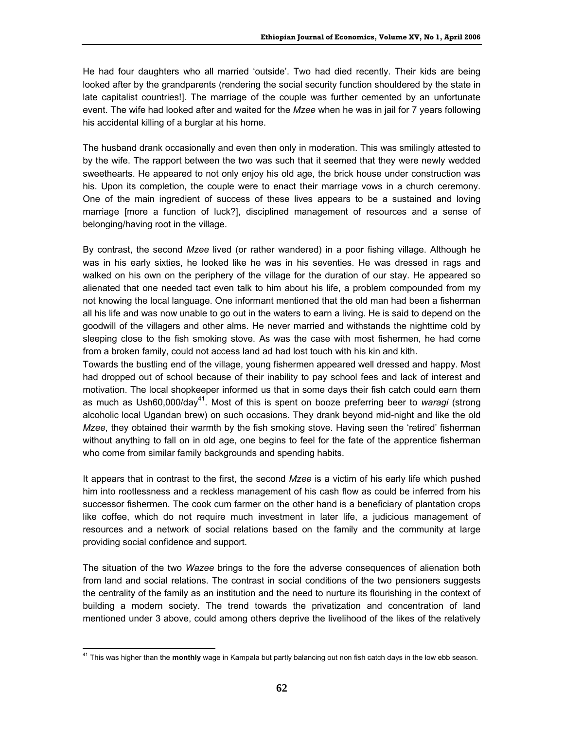He had four daughters who all married 'outside'. Two had died recently. Their kids are being looked after by the grandparents (rendering the social security function shouldered by the state in late capitalist countries!]. The marriage of the couple was further cemented by an unfortunate event. The wife had looked after and waited for the *Mzee* when he was in jail for 7 years following his accidental killing of a burglar at his home.

The husband drank occasionally and even then only in moderation. This was smilingly attested to by the wife. The rapport between the two was such that it seemed that they were newly wedded sweethearts. He appeared to not only enjoy his old age, the brick house under construction was his. Upon its completion, the couple were to enact their marriage vows in a church ceremony. One of the main ingredient of success of these lives appears to be a sustained and loving marriage [more a function of luck?], disciplined management of resources and a sense of belonging/having root in the village.

By contrast, the second *Mzee* lived (or rather wandered) in a poor fishing village. Although he was in his early sixties, he looked like he was in his seventies. He was dressed in rags and walked on his own on the periphery of the village for the duration of our stay. He appeared so alienated that one needed tact even talk to him about his life, a problem compounded from my not knowing the local language. One informant mentioned that the old man had been a fisherman all his life and was now unable to go out in the waters to earn a living. He is said to depend on the goodwill of the villagers and other alms. He never married and withstands the nighttime cold by sleeping close to the fish smoking stove. As was the case with most fishermen, he had come from a broken family, could not access land ad had lost touch with his kin and kith.

Towards the bustling end of the village, young fishermen appeared well dressed and happy. Most had dropped out of school because of their inability to pay school fees and lack of interest and motivation. The local shopkeeper informed us that in some days their fish catch could earn them as much as Ush60,000/day[41]. Most of this is spent on booze preferring beer to *waragi* (strong alcoholic local Ugandan brew) on such occasions. They drank beyond mid-night and like the old *Mzee*, they obtained their warmth by the fish smoking stove. Having seen the 'retired' fisherman without anything to fall on in old age, one begins to feel for the fate of the apprentice fisherman who come from similar family backgrounds and spending habits.

It appears that in contrast to the first, the second *Mzee* is a victim of his early life which pushed him into rootlessness and a reckless management of his cash flow as could be inferred from his successor fishermen. The cook cum farmer on the other hand is a beneficiary of plantation crops like coffee, which do not require much investment in later life, a judicious management of resources and a network of social relations based on the family and the community at large providing social confidence and support.

The situation of the two *Wazee* brings to the fore the adverse consequences of alienation both from land and social relations. The contrast in social conditions of the two pensioners suggests the centrality of the family as an institution and the need to nurture its flourishing in the context of building a modern society. The trend towards the privatization and concentration of land mentioned under 3 above, could among others deprive the livelihood of the likes of the relatively

---

[41] This was higher than the **monthly** wage in Kampala but partly balancing out non fish catch days in the low ebb season.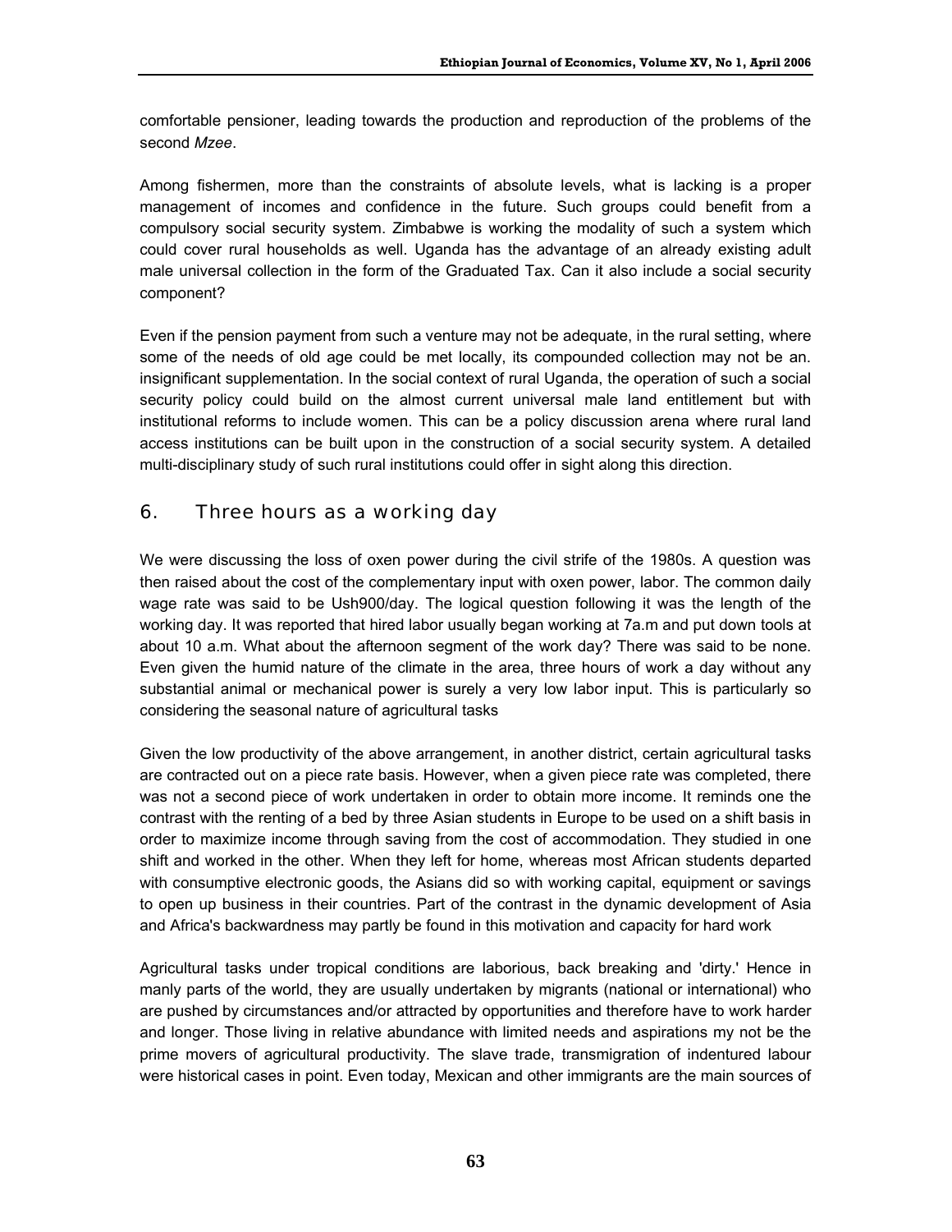comfortable pensioner, leading towards the production and reproduction of the problems of the second *Mzee*.

Among fishermen, more than the constraints of absolute levels, what is lacking is a proper management of incomes and confidence in the future. Such groups could benefit from a compulsory social security system. Zimbabwe is working the modality of such a system which could cover rural households as well. Uganda has the advantage of an already existing adult male universal collection in the form of the Graduated Tax. Can it also include a social security component?

Even if the pension payment from such a venture may not be adequate, in the rural setting, where some of the needs of old age could be met locally, its compounded collection may not be an. insignificant supplementation. In the social context of rural Uganda, the operation of such a social security policy could build on the almost current universal male land entitlement but with institutional reforms to include women. This can be a policy discussion arena where rural land access institutions can be built upon in the construction of a social security system. A detailed multi-disciplinary study of such rural institutions could offer in sight along this direction.

## 6. Three hours as a working day

We were discussing the loss of oxen power during the civil strife of the 1980s. A question was then raised about the cost of the complementary input with oxen power, labor. The common daily wage rate was said to be Ush900/day. The logical question following it was the length of the working day. It was reported that hired labor usually began working at 7a.m and put down tools at about 10 a.m. What about the afternoon segment of the work day? There was said to be none. Even given the humid nature of the climate in the area, three hours of work a day without any substantial animal or mechanical power is surely a very low labor input. This is particularly so considering the seasonal nature of agricultural tasks

Given the low productivity of the above arrangement, in another district, certain agricultural tasks are contracted out on a piece rate basis. However, when a given piece rate was completed, there was not a second piece of work undertaken in order to obtain more income. It reminds one the contrast with the renting of a bed by three Asian students in Europe to be used on a shift basis in order to maximize income through saving from the cost of accommodation. They studied in one shift and worked in the other. When they left for home, whereas most African students departed with consumptive electronic goods, the Asians did so with working capital, equipment or savings to open up business in their countries. Part of the contrast in the dynamic development of Asia and Africa's backwardness may partly be found in this motivation and capacity for hard work

Agricultural tasks under tropical conditions are laborious, back breaking and 'dirty.' Hence in manly parts of the world, they are usually undertaken by migrants (national or international) who are pushed by circumstances and/or attracted by opportunities and therefore have to work harder and longer. Those living in relative abundance with limited needs and aspirations my not be the prime movers of agricultural productivity. The slave trade, transmigration of indentured labour were historical cases in point. Even today, Mexican and other immigrants are the main sources of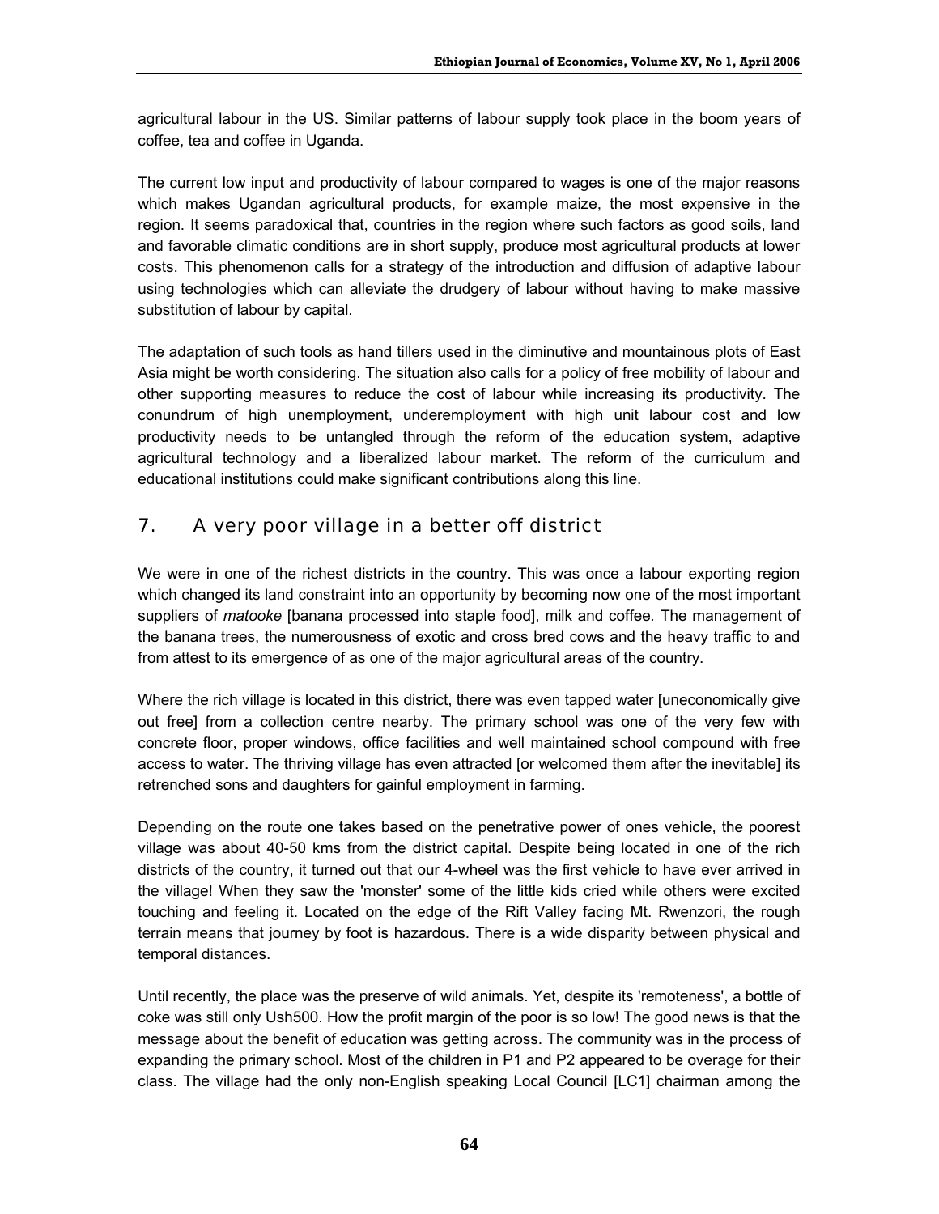agricultural labour in the US. Similar patterns of labour supply took place in the boom years of coffee, tea and coffee in Uganda.

The current low input and productivity of labour compared to wages is one of the major reasons which makes Ugandan agricultural products, for example maize, the most expensive in the region. It seems paradoxical that, countries in the region where such factors as good soils, land and favorable climatic conditions are in short supply, produce most agricultural products at lower costs. This phenomenon calls for a strategy of the introduction and diffusion of adaptive labour using technologies which can alleviate the drudgery of labour without having to make massive substitution of labour by capital.

The adaptation of such tools as hand tillers used in the diminutive and mountainous plots of East Asia might be worth considering. The situation also calls for a policy of free mobility of labour and other supporting measures to reduce the cost of labour while increasing its productivity. The conundrum of high unemployment, underemployment with high unit labour cost and low productivity needs to be untangled through the reform of the education system, adaptive agricultural technology and a liberalized labour market. The reform of the curriculum and educational institutions could make significant contributions along this line.

## 7. A very poor village in a better off district

We were in one of the richest districts in the country. This was once a labour exporting region which changed its land constraint into an opportunity by becoming now one of the most important suppliers of *matooke* [banana processed into staple food], milk and coffee. The management of the banana trees, the numerousness of exotic and cross bred cows and the heavy traffic to and from attest to its emergence of as one of the major agricultural areas of the country.

Where the rich village is located in this district, there was even tapped water [uneconomically give out free] from a collection centre nearby. The primary school was one of the very few with concrete floor, proper windows, office facilities and well maintained school compound with free access to water. The thriving village has even attracted [or welcomed them after the inevitable] its retrenched sons and daughters for gainful employment in farming.

Depending on the route one takes based on the penetrative power of ones vehicle, the poorest village was about 40-50 kms from the district capital. Despite being located in one of the rich districts of the country, it turned out that our 4-wheel was the first vehicle to have ever arrived in the village! When they saw the 'monster' some of the little kids cried while others were excited touching and feeling it. Located on the edge of the Rift Valley facing Mt. Rwenzori, the rough terrain means that journey by foot is hazardous. There is a wide disparity between physical and temporal distances.

Until recently, the place was the preserve of wild animals. Yet, despite its 'remoteness', a bottle of coke was still only Ush500. How the profit margin of the poor is so low! The good news is that the message about the benefit of education was getting across. The community was in the process of expanding the primary school. Most of the children in P1 and P2 appeared to be overage for their class. The village had the only non-English speaking Local Council [LC1] chairman among the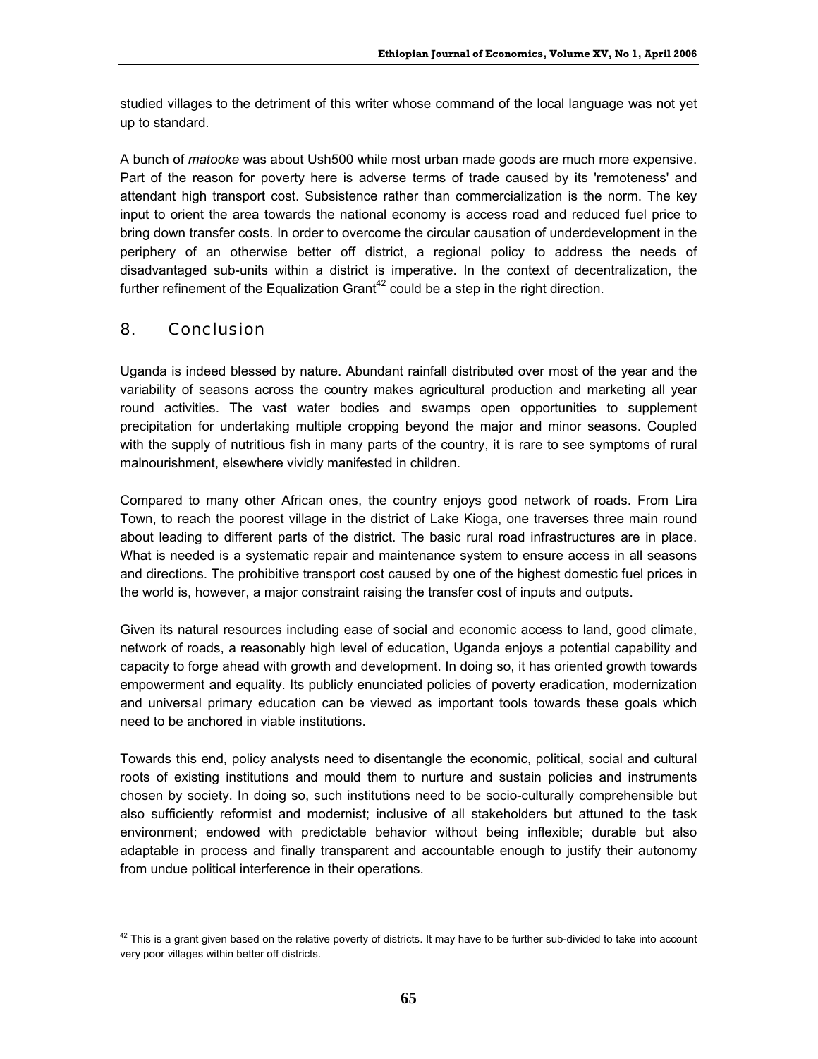studied villages to the detriment of this writer whose command of the local language was not yet up to standard.

A bunch of *matooke* was about Ush500 while most urban made goods are much more expensive. Part of the reason for poverty here is adverse terms of trade caused by its 'remoteness' and attendant high transport cost. Subsistence rather than commercialization is the norm. The key input to orient the area towards the national economy is access road and reduced fuel price to bring down transfer costs. In order to overcome the circular causation of underdevelopment in the periphery of an otherwise better off district, a regional policy to address the needs of disadvantaged sub-units within a district is imperative. In the context of decentralization, the further refinement of the Equalization Grant[42] could be a step in the right direction.

## 8. Conclusion

Uganda is indeed blessed by nature. Abundant rainfall distributed over most of the year and the variability of seasons across the country makes agricultural production and marketing all year round activities. The vast water bodies and swamps open opportunities to supplement precipitation for undertaking multiple cropping beyond the major and minor seasons. Coupled with the supply of nutritious fish in many parts of the country, it is rare to see symptoms of rural malnourishment, elsewhere vividly manifested in children.

Compared to many other African ones, the country enjoys good network of roads. From Lira Town, to reach the poorest village in the district of Lake Kioga, one traverses three main round about leading to different parts of the district. The basic rural road infrastructures are in place. What is needed is a systematic repair and maintenance system to ensure access in all seasons and directions. The prohibitive transport cost caused by one of the highest domestic fuel prices in the world is, however, a major constraint raising the transfer cost of inputs and outputs.

Given its natural resources including ease of social and economic access to land, good climate, network of roads, a reasonably high level of education, Uganda enjoys a potential capability and capacity to forge ahead with growth and development. In doing so, it has oriented growth towards empowerment and equality. Its publicly enunciated policies of poverty eradication, modernization and universal primary education can be viewed as important tools towards these goals which need to be anchored in viable institutions.

Towards this end, policy analysts need to disentangle the economic, political, social and cultural roots of existing institutions and mould them to nurture and sustain policies and instruments chosen by society. In doing so, such institutions need to be socio-culturally comprehensible but also sufficiently reformist and modernist; inclusive of all stakeholders but attuned to the task environment; endowed with predictable behavior without being inflexible; durable but also adaptable in process and finally transparent and accountable enough to justify their autonomy from undue political interference in their operations.

[42] This is a grant given based on the relative poverty of districts. It may have to be further sub-divided to take into account very poor villages within better off districts.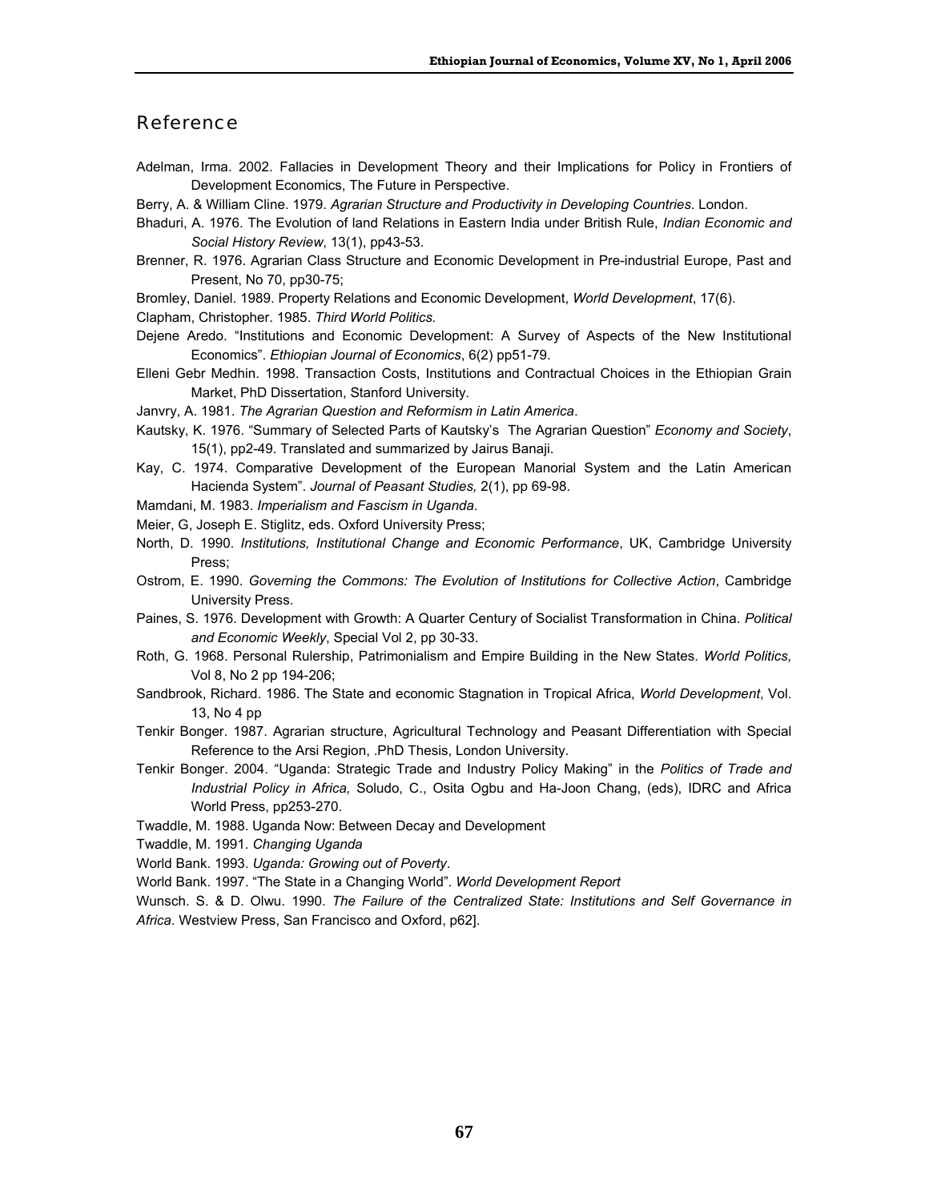## Reference

Adelman, Irma. 2002. Fallacies in Development Theory and their Implications for Policy in Frontiers of Development Economics, The Future in Perspective.

Berry, A. & William Cline. 1979. *Agrarian Structure and Productivity in Developing Countries*. London.

Bhaduri, A. 1976. The Evolution of land Relations in Eastern India under British Rule, *Indian Economic and Social History Review*, 13(1), pp43-53.

Brenner, R. 1976. Agrarian Class Structure and Economic Development in Pre-industrial Europe, Past and Present, No 70, pp30-75;

Bromley, Daniel. 1989. Property Relations and Economic Development, *World Development*, 17(6).

Clapham, Christopher. 1985. *Third World Politics.*

Dejene Aredo. "Institutions and Economic Development: A Survey of Aspects of the New Institutional Economics". *Ethiopian Journal of Economics*, 6(2) pp51-79.

Elleni Gebr Medhin. 1998. Transaction Costs, Institutions and Contractual Choices in the Ethiopian Grain Market, PhD Dissertation, Stanford University.

Janvry, A. 1981. *The Agrarian Question and Reformism in Latin America*.

Kautsky, K. 1976. "Summary of Selected Parts of Kautsky's The Agrarian Question" *Economy and Society*, 15(1), pp2-49. Translated and summarized by Jairus Banaji.

Kay, C. 1974. Comparative Development of the European Manorial System and the Latin American Hacienda System". *Journal of Peasant Studies,* 2(1), pp 69-98.

Mamdani, M. 1983. *Imperialism and Fascism in Uganda*.

Meier, G, Joseph E. Stiglitz, eds. Oxford University Press;

North, D. 1990. *Institutions, Institutional Change and Economic Performance*, UK, Cambridge University Press;

Ostrom, E. 1990. *Governing the Commons: The Evolution of Institutions for Collective Action*, Cambridge University Press.

Paines, S. 1976. Development with Growth: A Quarter Century of Socialist Transformation in China. *Political and Economic Weekly*, Special Vol 2, pp 30-33.

Roth, G. 1968. Personal Rulership, Patrimonialism and Empire Building in the New States. *World Politics,* Vol 8, No 2 pp 194-206;

Sandbrook, Richard. 1986. The State and economic Stagnation in Tropical Africa, *World Development*, Vol. 13, No 4 pp

Tenkir Bonger. 1987. Agrarian structure, Agricultural Technology and Peasant Differentiation with Special Reference to the Arsi Region, .PhD Thesis, London University.

Tenkir Bonger. 2004. "Uganda: Strategic Trade and Industry Policy Making" in the *Politics of Trade and Industrial Policy in Africa,* Soludo, C., Osita Ogbu and Ha-Joon Chang, (eds), IDRC and Africa World Press, pp253-270.

Twaddle, M. 1988. Uganda Now: Between Decay and Development

Twaddle, M. 1991. *Changing Uganda*

World Bank. 1993. *Uganda: Growing out of Poverty*.

World Bank. 1997. "The State in a Changing World". *World Development Report*

Wunsch. S. & D. Olwu. 1990. *The Failure of the Centralized State: Institutions and Self Governance in Africa*. Westview Press, San Francisco and Oxford, p62].